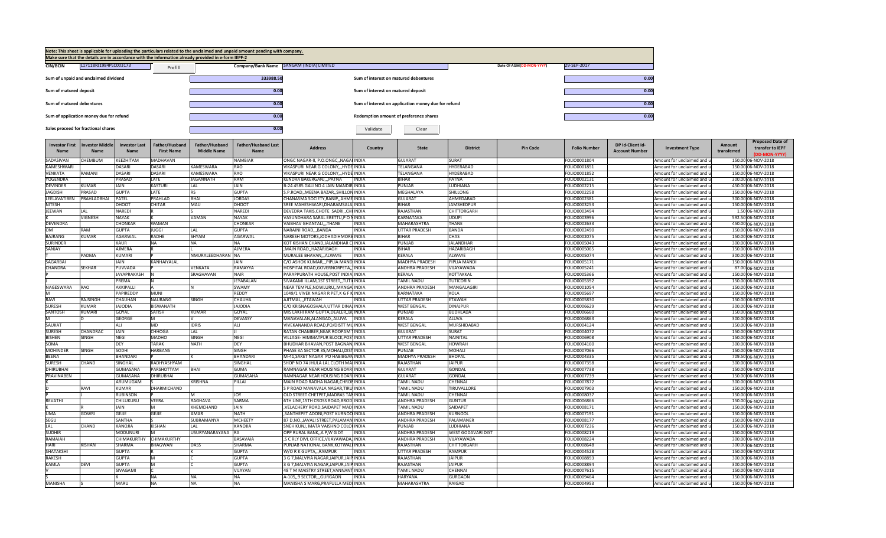Note: This sheet is applicable for uploading the particulars related to the unclaimed and unpaid amount pending with company.
Make sure that the details are in accordance with the information already provided in e-form IEPF-2

| CIN/BCIN | L17118RJ1984PLC003173 | Prefill | Company/Bank Name | SANGAM (INDIA) LIMITED | Date Of AGM(DD-MON-YYYY) | 29-SEP-2017 |
|---|---|---|---|---|---|---|

| | | | |
|---|---|---|---|
| Sum of unpaid and unclaimed dividend | 333988.50 | Sum of interest on matured debentures | 0.00 |
| Sum of matured deposit | 0.00 | Sum of interest on matured deposit | 0.00 |
| Sum of matured debentures | 0.00 | Sum of interest on application money due for refund | 0.00 |
| Sum of application money due for refund | 0.00 | Redemption amount of preference shares | 0.00 |
| Sales proceed for fractional shares | 0.00 | Validate | Clear |

| Investor First Name | Investor Middle Name | Investor Last Name | Father/Husband First Name | Father/Husband Middle Name | Father/Husband Last Name | Address | Country | State | District | Pin Code | Folio Number | DP Id-Client Id-Account Number | Investment Type | Amount transferred | Proposed Date of transfer to IEPF (DD-MON-YYYY) |
|---|---|---|---|---|---|---|---|---|---|---|---|---|---|---|---|
| SADASIVAN | CHEMBUM | KEEZHITAM | MADHAVAN | | NAMBIAR | ONGC NAGAR-II, P.O.ONGC,,NAGA | INDIA | GUJARAT | SURAT | | FOLIO0001804 | | Amount for unclaimed and u | 150.00 | 06-NOV-2018 |
| KAMESHWARI | | DASARI | DASARI | KAMESWARA | RAO | VIKASPURI NEAR G COLONY,,,HYDE | INDIA | TELANGANA | HYDERABAD | | FOLIO0001851 | | Amount for unclaimed and u | 150.00 | 06-NOV-2018 |
| VENKATA | RAMANI | DASARI | DASARI | KAMESWARA | RAO | VIKASPURI NEAR G COLONY,,,HYDE | INDIA | TELANGANA | HYDERABAD | | FOLIO0001852 | | Amount for unclaimed and u | 150.00 | 06-NOV-2018 |
| YOGENDRA | | PRASAD | LATE | JAGANNATH | RAM | KENDRA BAKERGANJ,,,PATNA | INDIA | BIHAR | PATNA | | FOLIO0002131 | | Amount for unclaimed and u | 300.00 | 06-NOV-2018 |
| DEVINDER | KUMAR | JAIN | KASTURI | LAL | JAIN | B-24 4585 GALI NO 4 JAIN MANDIR | INDIA | PUNJAB | LUDHIANA | | FOLIO0002215 | | Amount for unclaimed and u | 450.00 | 06-NOV-2018 |
| JAGDISH | PRASAD | GUPTA | LATE | RS | GUPTA | S.P.ROAD,,MEENA BAZAR,,SHILLON | INDIA | MEGHALAYA | SHILLONG | | FOLIO0002258 | | Amount for unclaimed and u | 150.00 | 06-NOV-2018 |
| LEELAVATIBEN | PRAHLADBHAI | PATEL | PRAHLAD | BHAI | JORDAS | CHANASMA SOCIETY,RANIP,,AHME | INDIA | GUJARAT | AHMEDABAD | | FOLIO0002381 | | Amount for unclaimed and u | 300.00 | 06-NOV-2018 |
| NITESH | | DHOOT | CHITAR | MAU | DHOOT | SREE MAHESHWARI,DHARAMSALA | INDIA | BIHAR | JAMSHEDPUR | | FOLIO0003253 | | Amount for unclaimed and u | 150.00 | 06-NOV-2018 |
| JEEWAN | LAL | NAREDI | R | S | NAREDI | DEVEDRA TAKIS,CHOTE SADRI,,CHI | INDIA | RAJASTHAN | CHITTORGARH | | FOLIO0003494 | | Amount for unclaimed and u | 1.50 | 06-NOV-2018 |
| K | VIGNESH | NAYAK | K | VAMAN | NAYAK | VASUNDHARA SARAL EBETTU,P O N | INDIA | KARNATAKA | UDUPI | | FOLIO0003996 | | Amount for unclaimed and u | 592.50 | 06-NOV-2018 |
| DEVENDRA | | CHONKAR | WAMAN | | CHONKAR | VAIBHAV GHANTALI,,,THANE | INDIA | MAHARASHTRA | THANE | | FOLIO0002633 | | Amount for unclaimed and u | 450.00 | 06-NOV-2018 |
| OM | RAM | GUPTA | JUGGI | LAL | GUPTA | NARAINI ROAD,,,BANDA | INDIA | UTTAR PRADESH | BANDA | | FOLIO0002490 | | Amount for unclaimed and u | 150.00 | 06-NOV-2018 |
| BAJRANG | KUMAR | AGARWAL | RADHE | SHYAM | AGARWAL | NARESH MOTORS,JODHADIHMORE | INDIA | BIHAR | CHAS | | FOLIO0002075 | | Amount for unclaimed and u | 150.00 | 06-NOV-2018 |
| SURINDER | | KAUR | NA | NA | NA | KOT KISHAN CHAND,JALANDHAR C | INDIA | PUNJAB | JALANDHAR | | FOLIO0005043 | | Amount for unclaimed and u | 300.00 | 06-NOV-2018 |
| SANJAY | | AJMERA | R | L | AJMERA | ,MAIN ROAD,,HAZARIBAGH | INDIA | BIHAR | HAZARIBAGH | | FOLIO0005065 | | Amount for unclaimed and u | 150.00 | 06-NOV-2018 |
| T | PADMA | KUMARI | P | NMURALEEDHARAN | NA | MURALEE BHAVAN,,,ALWAYE | INDIA | KERALA | ALWAYE | | FOLIO0005074 | | Amount for unclaimed and u | 300.00 | 06-NOV-2018 |
| SAGARBAI | | JAIN | KANHAIYALAL | | JAIN | C/O ASHOK KUMAR,,PIPLIA MANDI | INDIA | MADHYA PRADESH | PIPLIA MANDI | | FOLIO0005171 | | Amount for unclaimed and u | 150.00 | 06-NOV-2018 |
| CHANDRA | SEKHAR | PUVVADA | P | VENKATA | RAMAYYA | HOSPITAL ROAD,GOVERNORPETA,, | INDIA | ANDHRA PRADESH | VIJAYAWADA | | FOLIO0005241 | | Amount for unclaimed and u | 87.00 | 06-NOV-2018 |
| P | | JAYAPRAKASH | N | SRAGHAVAN | NAIR | PARAPPURATH HOUSE,POST INDIA | INDIA | KERALA | KOTTAKKAL | | FOLIO0005366 | | Amount for unclaimed and u | 150.00 | 06-NOV-2018 |
| J | | PREMA | N | | JEYABALAN | SIVAKAMI ILLAM,1ST STREET,,TUTI | INDIA | TAMIL NADU | TUTICORIN | | FOLIO0005392 | | Amount for unclaimed and u | 150.00 | 06-NOV-2018 |
| NAGESWARA | RAO | AKKIPALLI | A | N | SWAMY | NEAR TEMPLE,NOWLURU,,MANGA | INDIA | ANDHRA PRADESH | MANGALAGIRI | | FOLIO0001054 | | Amount for unclaimed and u | 150.00 | 06-NOV-2018 |
| M | | PAPIREDDY | MUNI | | REDDY | 1049/1 VIVEK NAGAR R PET,K G F K | INDIA | KARNATAKA | KOLA | | FOLIO0005697 | | Amount for unclaimed and u | 150.00 | 06-NOV-2018 |
| RAVI | RAJSINGH | CHAUHAN | NAURANG | SINGH | CHAUHA | AJITMAL,,,ETAWAH | INDIA | UTTAR PRADESH | ETAWAH | | FOLIO0005830 | | Amount for unclaimed and u | 150.00 | 06-NOV-2018 |
| SURESH | KUMAR | JAJODIA | BISWANATH | | JAJODIA | C/O KRISNAGOSHALA,UTTAR DINA | INDIA | WEST BENGAL | DINAJPUR | | FOLIO0006629 | | Amount for unclaimed and u | 300.00 | 06-NOV-2018 |
| SANTOSH | KUMARI | GOYAL | SATISH | KUMAR | GOYAL | M/S LAKHI RAM GUPTA,DEALER,,BU | INDIA | PUNJAB | BUDHLADA | | FOLIO0006660 | | Amount for unclaimed and u | 150.00 | 06-NOV-2018 |
| M | D | GEORGE | M | V | DEVASSY | MANAVALAN,ALANGAD,,ALUVA | INDIA | KERALA | ALUVA | | FOLIO0006863 | | Amount for unclaimed and u | 300.00 | 06-NOV-2018 |
| SAUKAT | | ALI | MD | IDRIS | ALI | VIVEKANANDA ROAD,PO/DISTT MU | INDIA | WEST BENGAL | MURSHIDABAD | | FOLIO0004124 | | Amount for unclaimed and u | 150.00 | 06-NOV-2018 |
| SURESH | CHANDRAC | JAIN | CHHOGA | LAL | JI | RATAN CHAMBER,NEAR ROOPAM T | INDIA | GUJARAT | SURAT | | FOLIO0004072 | | Amount for unclaimed and u | 150.00 | 06-NOV-2018 |
| BISHEN | SINGH | NEGI | MADHO | SINGH | NEGI | VILLAGE- HIMMATPUR BLOCK,POS | INDIA | UTTAR PRADESH | NAINITAL | | FOLIO0006908 | | Amount for unclaimed and u | 150.00 | 06-NOV-2018 |
| SOMA | | DEY | TARAK | NATH | DEY | BHUDHAR BHAVAN,POST BAGNAN | INDIA | WEST BENGAL | HOWRAH | | FOLIO0004160 | | Amount for unclaimed and u | 300.00 | 06-NOV-2018 |
| MOHINDER | SINGH | SODHI | HARBANS | | SINGH | PHASE 3A SECTOR 35,MOHALI,DIST | INDIA | PUNJAB | MOHALI | | FOLIO0007066 | | Amount for unclaimed and u | 150.00 | 06-NOV-2018 |
| BEENA | | BHANDARI | P | K | BHANDARI | M-41,SAKET NAGAR PO HABIBGAN | INDIA | MADHYA PRADESH | BHOPAL | | FOLIO0004335 | | Amount for unclaimed and u | 709.50 | 06-NOV-2018 |
| SURESH | CHAND | SINGHAL | RADHYASHYAM | | SINGHAL | SHOP NO 74 JHULA LAL CLOTH MA | INDIA | RAJASTHAN | JAIPUR | | FOLIO0007358 | | Amount for unclaimed and u | 300.00 | 06-NOV-2018 |
| DHIRUBHAI | | GUMASANA | PARSHOTTAM | BHAI | GUMA | RAMNAGAR NEAR HOUSING BOAR | INDIA | GUJARAT | GONDAL | | FOLIO0007738 | | Amount for unclaimed and u | 150.00 | 06-NOV-2018 |
| PRAVINABEN | | GUMASANA | DHIRUBHAI | | GUMASAHA | RAMNAGAR NEAR HOUSING BOAR | INDIA | GUJARAT | GONDAL | | FOLIO0007739 | | Amount for unclaimed and u | 150.00 | 06-NOV-2018 |
| K | | ARUMUGAM | S | KRISHNA | PILLAI | MAIN ROAD RADHA NAGAR,CHROI | INDIA | TAMIL NADU | CHENNAI | | FOLIO0007872 | | Amount for unclaimed and u | 300.00 | 06-NOV-2018 |
| D | RAVI | KUMAR | DHARMICHAND | | | S P ROAD MANAVALA NAGAR,TIRU | INDIA | TAMIL NADU | TIRUVALLORE | | FOLIO0007903 | | Amount for unclaimed and u | 150.00 | 06-NOV-2018 |
| P | J | RUBINSON | P | M | JOY | OLD STREET CHETPET,MADRAS TAM | INDIA | TAMIL NADU | CHENNAI | | FOLIO0008037 | | Amount for unclaimed and u | 150.00 | 06-NOV-2018 |
| REVATHI | | CHILUKURU | VEERA | RAGHAVA | SARMA | 6TH LINE,15TH CROSS ROAD,BROD | INDIA | ANDHRA PRADESH | GUNTUR | | FOLIO0006866 | | Amount for unclaimed and u | 150.00 | 06-NOV-2018 |
| K | R | JAIN | M | KHEMCHAND | JAIN | ,VELACHERY ROAD,SAIDAPET MAD | INDIA | TAMIL NADU | SAIDAPET | | FOLIO0008171 | | Amount for unclaimed and u | 150.00 | 06-NOV-2018 |
| UMA | GOWRI | GEJJE | GEJJE | AMAR | NATH | ,SANTHEPET ADONI,POST KURNOO | INDIA | ANDHRA PRADESH | KURNOOL | | FOLIO0007191 | | Amount for unclaimed and u | 150.00 | 06-NOV-2018 |
| SEGU | | SANTHA | S | SUBRAMANYA | MCHEETY | 87 D.NO.,JAVALI STREET,PALAMAN | INDIA | ANDHRA PRADESH | PALAMANER | | FOLIO0008177 | | Amount for unclaimed and u | 150.00 | 06-NOV-2018 |
| LAL | CHAND | KANOJIA | KISHAN | LAL | KANOJIA | SNEH KUNJ, MATA VAISHNO COLO | INDIA | PUNJAB | LUDHIANA | | FOLIO0007236 | | Amount for unclaimed and u | 150.00 | 06-NOV-2018 |
| SUDHIR | | MODUNURI | M | USURYANARAYANA | RA | OPP RURAL BANK,,A P,W G DT | INDIA | ANDHRA PRADESH | WEST GODAVARI DIST | | FOLIO0008219 | | Amount for unclaimed and u | 150.00 | 06-NOV-2018 |
| RAMAIAH | | CHIMAKURTHY | CHIMAKURTHY | | BASAVAIA | ,S C RLY DIVL OFFICE,VIJAYAWADA, | INDIA | ANDHRA PRADESH | VIJAYAWADA | | FOLIO0008224 | | Amount for unclaimed and u | 300.00 | 06-NOV-2018 |
| HARI | KISHAN | SHARMA | BHAGWAN | DASS | SHARMA | PUNJAB NATIONAL BANK,KOTWAL | INDIA | RAJASTHAN | CHITTORGARH | | FOLIO0008648 | | Amount for unclaimed and u | 300.00 | 06-NOV-2018 |
| SHATAKSHI | | GUPTA | R | K | GUPTA | W/O R K GUPTA,,,RAMPUR | INDIA | UTTAR PRADESH | RAMPUR | | FOLIO0004528 | | Amount for unclaimed and u | 150.00 | 06-NOV-2018 |
| RAKESH | | GUPTA | M | C | GUPTA | 3 G 7,MALVIYA NAGAR,JAIPUR,JAIP | INDIA | RAJASTHAN | JAIPUR | | FOLIO0008893 | | Amount for unclaimed and u | 300.00 | 06-NOV-2018 |
| KAMLA | DEVI | GUPTA | M | C | GUPTA | 3 G 7,MALVIYA NAGAR,JAIPUR,JAIP | INDIA | RAJASTHAN | JAIPUR | | FOLIO0008894 | | Amount for unclaimed and u | 300.00 | 06-NOV-2018 |
| V | | SIVAGAMI | C | | VIJAYAN | 48 T M MAISTRY STREET,VANNANT | INDIA | TAMIL NADU | CHENNAI | | FOLIO0007615 | | Amount for unclaimed and u | 150.00 | 06-NOV-2018 |
| S | | K | NA | NA | NA | A-105,,9 SECTOR,,GURGAON | INDIA | HARYANA | GURGAON | | FOLIO0009464 | | Amount for unclaimed and u | 150.00 | 06-NOV-2018 |
| MANISHA | S | MARU | NA | NA | NA | MANISHA S MARG,PRAFULLA MED | INDIA | MAHARASHTRA | RAIGAD | | FOLIO0004953 | | Amount for unclaimed and u | 150.00 | 06-NOV-2018 |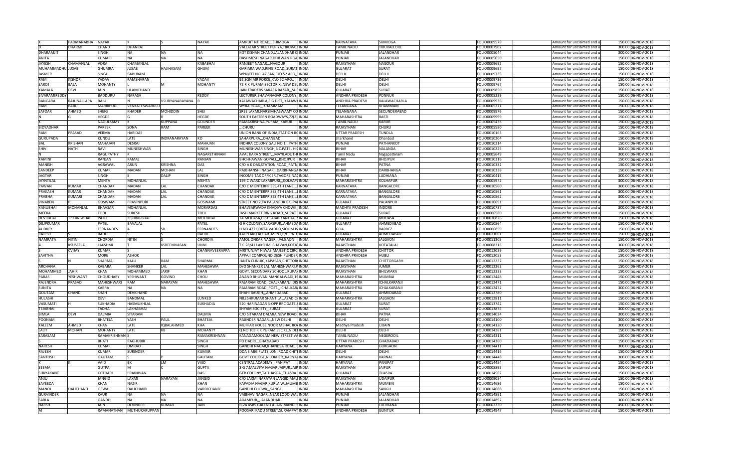| K | PADMANABHA | NAYAK | K | S | NAYAK | AMRUT NT ROAD,,,SHIMOGA | INDIA | KARNATAKA | SHIMOGA | | FOLIO0009579 | | Amount for unclaimed and u | 150.00 | 06-NOV-2018 |
|---|---|---|---|---|---|---|---|---|---|---|---|---|---|---|---|
| D | DHARMI | CHAND | DHANRAJ | | | VALLALAR STREET PERIYA,TIRUVALLINDIA | | TAMIL NADU | TIRUVALLORE | | FOLIO0007902 | | Amount for unclaimed and u | 300.00 | 06-NOV-2018 |
| DHARAMJIT | | SINGH | NA | NA | NA | KOT KISHAN CHAND,JALANDHAR CINDIA | | PUNJAB | JALANDHAR | | FOLIO0005044 | | Amount for unclaimed and u | 300.00 | 06-NOV-2018 |
| ANITA | | KUMARI | NA | NA | NA | DASHMESH NAGAR,DHILWAN ROAINDIA | | PUNJAB | JALANDHAR | | FOLIO0005050 | | Amount for unclaimed and u | 150.00 | 06-NOV-2018 |
| JAYESH | CHAMANLAL | VORA | CHAMANLAL | | KABABHAI | RANJEET NAGAR,,,NAGOUR | INDIA | RAJASTHAN | NAGOUR | | FOLIO0009692 | | Amount for unclaimed and u | 150.00 | 06-NOV-2018 |
| MUHAMMADHUJUSAB | | GHUMRA | JUSAB | HAJIHASAM | GHUM | GABIARA WAD,RING ROAD,,SURATINDIA | | GUJARAT | SURAT | | FOLIO0009697 | | Amount for unclaimed and u | 150.00 | 06-NOV-2018 |
| JASMER | | SINGH | BABURAM | | | WPN/FIT NO. 42 SAN,C/O 52 APO,, | INDIA | DELHI | DELHI | | FOLIO0009735 | | Amount for unclaimed and u | 150.00 | 06-NOV-2018 |
| RAM | KISHOR | YADAV | RAMSHARAN | | YADAV | 92 SQN AIR FORCE,,C\O 52 APO,, | INDIA | DELHI | DELHI | | FOLIO0009736 | | Amount for unclaimed and u | 150.00 | 06-NOV-2018 |
| SAROJ | BALA | MOHANTY | L | M | MOHANTY | 72 R K PURAM,SECTOR X,,NEW DELINDIA | | DELHI | DELHI | | FOLIO0009767 | | Amount for unclaimed and u | 150.00 | 06-NOV-2018 |
| KAMALA | DEVI | JAIN | LILAMCHAND | | | JAIN TRADERS SARAFA BAZAR,,SURINDIA | | GUJARAT | SURAT | | FOLIO0009850 | | Amount for unclaimed and u | 150.00 | 06-NOV-2018 |
| SIVARAMIREDDY | | BADDURU | NARASA | | REDDY | LECTURER,BHAVANAGAR COLONY,,INDIA | | ANDHRA PRADESH | PONNUR | | FOLIO0005239 | | Amount for unclaimed and u | 150.00 | 06-NOV-2018 |
| BANGARA | RAJUNALLAPA | RAJU | N | VSURYANARAYANA | R | KALAWACHARLA,E G DIST,,KALAWAINDIA | | ANDHRA PRADESH | KALAWACHARLA | | FOLIO0009936 | | Amount for unclaimed and u | 150.00 | 06-NOV-2018 |
| RAM | BABU | MARRIPUDI | VENKATESWARULU | | | WYRA ROAD,,,KHAMMAM | INDIA | TELANGANA | KHAMMAM | | FOLIO0005271 | | Amount for unclaimed and u | 150.00 | 06-NOV-2018 |
| SAFDAR | AHMED | SHEIG | KHADER | MOHIDDIN | SHEI | SREE LAXMI,NARSIMHASWAMY COINDIA | | TELANGANA | SECUNDERABAD | | FOLIO0009976 | | Amount for unclaimed and u | 150.00 | 06-NOV-2018 |
| N | G | HEGDE | G | R | HEGDE | SOUTH EASTERN ROADWAYS,72(2)INDIA | | MAHARASHTRA | BASTI | | FOLIO0009999 | | Amount for unclaimed and u | 150.00 | 06-NOV-2018 |
| K | | NAGULSAMY | K | KUPPANA | GOUNDER | RAMAKRISHNA,PURAM,,KARUR | INDIA | TAMIL NADU | KARUR | | FOLIO0005438 | | Amount for unclaimed and u | 150.00 | 06-NOV-2018 |
| BIDYADHAR | | PAREEK | SONA | RAM | PAREEK | ,,,CHURU | INDIA | RAJASTHAN | CHURU | | FOLIO0005580 | | Amount for unclaimed and u | 150.00 | 06-NOV-2018 |
| RAM | PRASAD | VERMA | HARIDAS | | | UNION BANK OF INDIA,STATION ROINDIA | | UTTAR PRADESH | TUNDLA | | FOLIO0010163 | | Amount for unclaimed and u | 150.00 | 06-NOV-2018 |
| GURUPADA | | KUNDU | LATE | INDRANARAYAN | KO | SAHARPURA,,,DHANBAD | INDIA | Jharkhand | Dhanbad | | FOLIO0010204 | | Amount for unclaimed and u | 150.00 | 06-NOV-2018 |
| BAL | KRISHAN | MAHAJAN | DESRAJ | | MAHAJAN | INDHRA COLONY GALI NO 1,,,PATHINDIA | | PUNJAB | PATHANKOT | | FOLIO0010214 | | Amount for unclaimed and u | 150.00 | 06-NOV-2018 |
| SHIV | NATH | RAVI | MUNESHWAR | | SINGH | MUNESHWAR SINGH,B.C.PATEL HIGINDIA | | BIHAR | NALANDA | | FOLIO0010225 | | Amount for unclaimed and u | 300.00 | 06-NOV-2018 |
| N | | RAGUPATHY | K | | NAGARETHINAM | AVAL KARA STREET,,,MAYILADUTHUINDIA | | Tamil Nadu | Nagapattinam | | FOLIO0005649 | | Amount for unclaimed and u | 300.00 | 06-NOV-2018 |
| KAMINI | | RANJAN | KAMAL | | RANJAN | BHCHHAWAN GOPALI,,BHOJPUR | INDIA | BIHAR | BHOJPUR | | FOLIO0010316 | | Amount for unclaimed and u | 150.00 | 06-NOV-2018 |
| MANISH | | AGRAWAL | ARUN | KRISHNA | DAS | C/O A K DAS,STATION ROAD,,PATNINDIA | | BIHAR | PATNA | | FOLIO0010332 | | Amount for unclaimed and u | 150.00 | 06-NOV-2018 |
| SANDEEP | | KUMAR | MADAN | MOHAN | LAL | RAJBHANSHI NAGAR,,,DARBHANGAINDIA | | BIHAR | DARBHANGA | | FOLIO0010338 | | Amount for unclaimed and u | 150.00 | 06-NOV-2018 |
| JAGTAR | | SINGH | S | DALIP | SINGH | INCOME TAX OFFICER,TAGORE NAGINDIA | | PUNJAB | LUDHIANA | | FOLIO0010415 | | Amount for unclaimed and u | 300.00 | 06-NOV-2018 |
| JAYNTILAL | | MEHTA | MOHANLAL | | MEHTA | 199 C WARD LAXMIPURI,,,KOLHAPUINDIA | | MAHARASHTRA | KOLHAPUR | | FOLIO0005972 | | Amount for unclaimed and u | 300.00 | 06-NOV-2018 |
| PAWAN | KUMAR | CHANDAK | MADAN | LAL | CHANDAK | C/O C M ENTERPRISES,4TH LANE,,,EINDIA | | KARNATAKA | BANGALORE | | FOLIO0010560 | | Amount for unclaimed and u | 300.00 | 06-NOV-2018 |
| PRAKASH | KUMAR | CHANDAK | MADAN | LAL | CHANDAK | C/O C M ENTERPRISES,4TH LANE,,,EINDIA | | KARNATAKA | BANGALORE | | FOLIO0010561 | | Amount for unclaimed and u | 300.00 | 06-NOV-2018 |
| PRABHA | KUMARI | CHANDAK | MADAN | LAL | CHANDAK | C/O C M ENTERPRISES,4TH LANE,,,EINDIA | | KARNATAKA | BANGALORE | | FOLIO0010562 | | Amount for unclaimed and u | 300.00 | 06-NOV-2018 |
| VINABEN | P | GOSWAMI | PRAVINPURI | | GOSWAMI | STREET NO 2,TA PALANPUR BK,,PALINDIA | | GUJARAT | PALANPUR | | FOLIO0010691 | | Amount for unclaimed and u | 150.00 | 06-NOV-2018 |
| KANUBHAI | MOHANLAL | BHAVSAR | MOHANLAL | | MORARDAS | BHAVSARWADA KHADIYA CHOWK,,INDIA | | MADHYA PRADESH | INDORE | | FOLIO0010737 | | Amount for unclaimed and u | 300.00 | 06-NOV-2018 |
| MEERA | | TODI | SURESH | | TODI | JASH MARKET,RING ROAD,,SURAT | INDIA | GUJARAT | SURAT | | FOLIO0006580 | | Amount for unclaimed and u | 150.00 | 06-NOV-2018 |
| DEVJIBHAI | JESHINGBHAI | PATEL | JESHINGBHAI | | MOTIBHAI | TA MODASA,DIST SABARKANTHA,,MINDIA | | GUJARAT | MODASA | | FOLIO0010826 | | Amount for unclaimed and u | 150.00 | 06-NOV-2018 |
| DILIPKUMAR | | PATEL | BAVALAL | | PATEL | G H COLONEY,SARASPUR,,AHMEDAINDIA | | GUJARAT | AHMEDABAD | | FOLIO0010864 | | Amount for unclaimed and u | 150.00 | 06-NOV-2018 |
| AUDREY | | FERNANDES | A | SR | FERNANDES | H NO 477 PORTA VADDO,SIOLIM BAINDIA | | GOA | BARDEZ | | FOLIO0006859 | | Amount for unclaimed and u | 150.00 | 06-NOV-2018 |
| RAJESH | S | RAHUL | S | S | RAHUL | KALPTARU APPARTMENT,B/H PATEINDIA | | GUJARAT | AHMEDABAD | | FOLIO0011001 | | Amount for unclaimed and u | 150.00 | 06-NOV-2018 |
| NAMRATA | NITIN | CHORDIA | NITIN | S | CHORDIA | AMOL ONKAR NAGER,,,JALGAON | INDIA | MAHARASHTRA | JALGAON | | FOLIO0011305 | | Amount for unclaimed and u | 150.00 | 06-NOV-2018 |
| A | KSUSEELA | LAKSHMI | T | KSREENIVASAN | UNNI | T C 28/41 LAKSHMI BHAVAN,KOTAIINDIA | | RAJASTHAN | KOTATALAI | | FOLIO0008313 | | Amount for unclaimed and u | 300.00 | 06-NOV-2018 |
| S | CVIJAY | KUMAR | S | | CHANNAVEERAPPA | MRITUNJAY NIWAS,MAJESTIC CIRCINDIA | | ANDHRA PRADESH | CHITTOR | | FOLIO0012039 | | Amount for unclaimed and u | 150.00 | 06-NOV-2018 |
| SAVITHA | | MORE | ASHOK | | | APPAJI COMPOUND,DESH PUNDERINDIA | | ANDHRA PRADESH | HUBLI | | FOLIO0012053 | | Amount for unclaimed and u | 150.00 | 06-NOV-2018 |
| S | N | SHARMA | KALU | RAM | SHARMA | JANTA CLINUIC,KAPASAN,CHITTORINDIA | | RAJASTHAN | CHITTORGARH | | FOLIO0012237 | | Amount for unclaimed and u | 150.00 | 06-NOV-2018 |
| ARCHANA | | KABARA | SHANKER | LAL | MAHESHWA | D/O SHANKER LAL MAHESHWARI,PINDIA | | RAJASTHAN | AJMER | | FOLIO0012262 | | Amount for unclaimed and u | 150.00 | 06-NOV-2018 |
| MOHAMMED | JAHIR | KHAN | MOHAMMED | JARIF | KHAN | GOVT. SECONDARY SCHOOL,RUPAHINDIA | | RAJASTHAN | BHILWARA | | FOLIO0012333 | | Amount for unclaimed and u | 150.00 | 06-NOV-2018 |
| PARAS | YESHWANT | CHOUDHARY | YESHWANT | GOVIND | CHOU | ANAND BHUVAN MANGALWADI,15INDIA | | MAHARASHTRA | MUMBAI | | FOLIO0012448 | | Amount for unclaimed and u | 150.00 | 06-NOV-2018 |
| RAJENDRA | PRASAD | MAHESHWARI | RAM | NARAYAN | MAHESHWA | RAJARAM ROAD,ICHALKARANJI,DISINDIA | | MAHARASHTRA | ICHALKARANJI | | FOLIO0012471 | | Amount for unclaimed and u | 150.00 | 06-NOV-2018 |
| SUNITA | | KABRA | NA | NA | NA | RAJARAM ROAD,,POST.,,ICHALKARAINDIA | | MAHARASHTRA | ICHALKARANJI | | FOLIO0012472 | | Amount for unclaimed and u | 300.00 | 06-NOV-2018 |
| GOUTAM | CHAND | SHAH | DEVICHAND | | | SHAHI BAUGH,,,AHMEDABAD | INDIA | GUJARAT | AHMEDABAD | | FOLIO0012780 | | Amount for unclaimed and u | 150.00 | 06-NOV-2018 |
| HULASHI | | DEVI | BANDMAL | | LUNKED | NILESHKUMAR SHANTILAL,AZAD CHINDIA | | MAHARASHTRA | JALGAON | | FOLIO0012811 | | Amount for unclaimed and u | 150.00 | 06-NOV-2018 |
| VASUMATI | H | SUKHADIA | HASMUKHLAL | | SUKHADIA | 520 HARINAGAR 3-OPP BRC GATE,AINDIA | | GUJARAT | SURAT | | FOLIO0013742 | | Amount for unclaimed and u | 150.00 | 06-NOV-2018 |
| TEJABHAI | | TADHA | LAKHABHAI | | | SHYAM SOCIETY,,,SURAT | INDIA | GUJARAT | SURAT | | FOLIO0013874 | | Amount for unclaimed and u | 300.00 | 06-NOV-2018 |
| BIMLA | DEVI | DALMIA | SITARAM | | DALMIA | C/O SITARAM DALMIA,NEW ROAD | INDIA | BIHAR | PATNA | | FOLIO0014024 | | Amount for unclaimed and u | 300.00 | 06-NOV-2018 |
| POONAM | | BHATEJA | YASH | PAUL | BHATEJA | RAJINDER NAGAR,,,NEW DELHI | INDIA | DELHI | DELHI | | FOLIO0014100 | | Amount for unclaimed and u | 300.00 | 06-NOV-2018 |
| KALEEM | AHMED | KHAN | LATE | IQBALAHMED | KHA | MUFFAR HOUSE,NOOR MEHAL ROAINDIA | | Madhya Pradesh | UJJAIN | | FOLIO0014120 | | Amount for unclaimed and u | 150.00 | 06-NOV-2018 |
| LALIT | MOHAN | MOHANTY | LATE | KB | MOHANTY | Q NO 103 R K PURAM,SEC XI,,N DELINDIA | | DELHI | DELHI | | FOLIO0014281 | | Amount for unclaimed and u | 150.00 | 06-NOV-2018 |
| SARASAM | | RAMAKRISHNAN | S | | RAMAKRISHNAN | KANAGAMOOLAM NEW STREET,VAINDIA | | TAMIL NADU | NEGEROOIL | | FOLIO0014311 | | Amount for unclaimed and u | 150.00 | 06-NOV-2018 |
| S | | BHATI | RAGHUBIR | | SINGH | PO DADRI,,,GHAZIABAD | INDIA | UTTAR PRADESH | GHAZIABAD | | FOLIO0014360 | | Amount for unclaimed and u | 150.00 | 06-NOV-2018 |
| NARESH | | KUMAR | UMRAO | | SINGH | GANDHI NAGAR,KHANDSA ROAD,,(INDIA | | HARYANA | GURGAON | | FOLIO0014411 | | Amount for unclaimed and u | 300.00 | 06-NOV-2018 |
| RAJESH | | KUMAR | SURINDER | | KUMAR | DDA S MIG FLATS,LONI ROAD CHITIINDIA | | DELHI | DELHI | | FOLIO0014416 | | Amount for unclaimed and u | 150.00 | 06-NOV-2018 |
| SANTOSH | | GAUTAM | S | P | GAUTAM | GOVT COLLEGE,NILOKHER,,KARNALINDIA | | HARYANA | KARNAL | | FOLIO0014448 | | Amount for unclaimed and u | 300.00 | 06-NOV-2018 |
| K | K | VAID | BK | LM | VAID | CENTRAL ACADEMY,,,PANIPAT | INDIA | HARYANA | PANIPAT | | FOLIO0014454 | | Amount for unclaimed and u | 150.00 | 06-NOV-2018 |
| SEEMA | | GUTPA | M | C | GUPTA | 3 G 7,MALVIYA NAGAR,JAIPUR,JAIPINDIA | | RAJASTHAN | JAIPUR | | FOLIO0008895 | | Amount for unclaimed and u | 300.00 | 06-NOV-2018 |
| SURYAKANT | | KOTHARI | PRANJIVAN | | DAS | GEB COLONY,TA THASRA,,THASRA | INDIA | GUJARAT | THASRA | | FOLIO0014562 | | Amount for unclaimed and u | 150.00 | 06-NOV-2018 |
| ANJU | | JANGID | LAXMI | NARAYAN | JANGID | C/O LAXMI NARAYAN JANGID,MALIINDIA | | RAJASTHAN | UDAIPUR | | FOLIO0009054 | | Amount for unclaimed and u | 150.00 | 06-NOV-2018 |
| SAYEEDA | | KHAN | NAZIR | | KHAN | KAPADIA NAGAR,KURLA W,,MUMBINDIA | | MAHARASHTRA | MUMBAI | | FOLIO0014686 | | Amount for unclaimed and u | 150.00 | 06-NOV-2018 |
| MANOJ | DALICHAND | OSWAL | DALICHAND | | VARDICHAND | GANDHI CHOWK,,,SANGLI | INDIA | MAHARASHTRA | SANGLI | | FOLIO0014688 | | Amount for unclaimed and u | 150.00 | 06-NOV-2018 |
| GURVINDER | | KAUR | NA | NA | NA | VAIBHAV NAGAR,,NEAR LODO WALINDIA | | PUNJAB | JALANDHAR | | FOLIO0014891 | | Amount for unclaimed and u | 150.00 | 06-NOV-2018 |
| SARLA | | GANDHI | NA | NA | NA | ADAMPUR,,,JALANDHAR | INDIA | PUNJAB | JALANDHAR | | FOLIO0014892 | | Amount for unclaimed and u | 300.00 | 06-NOV-2018 |
| HARSH | | JAIN | DEVINDER | KUMAR | JAIN | B-24 4585 GALI NO 4 JAIN MANDIRINDIA | | PUNJAB | LUDHIANA | | FOLIO0002230 | | Amount for unclaimed and u | 450.00 | 06-NOV-2018 |
| M | | RAMANATHAN | MUTHUKARUPPAN | | | POOSARI KADU STREET,SURAMPATINDIA | | ANDHRA PRADESH | GUNTUR | | FOLIO0014947 | | Amount for unclaimed and u | 150.00 | 06-NOV-2018 |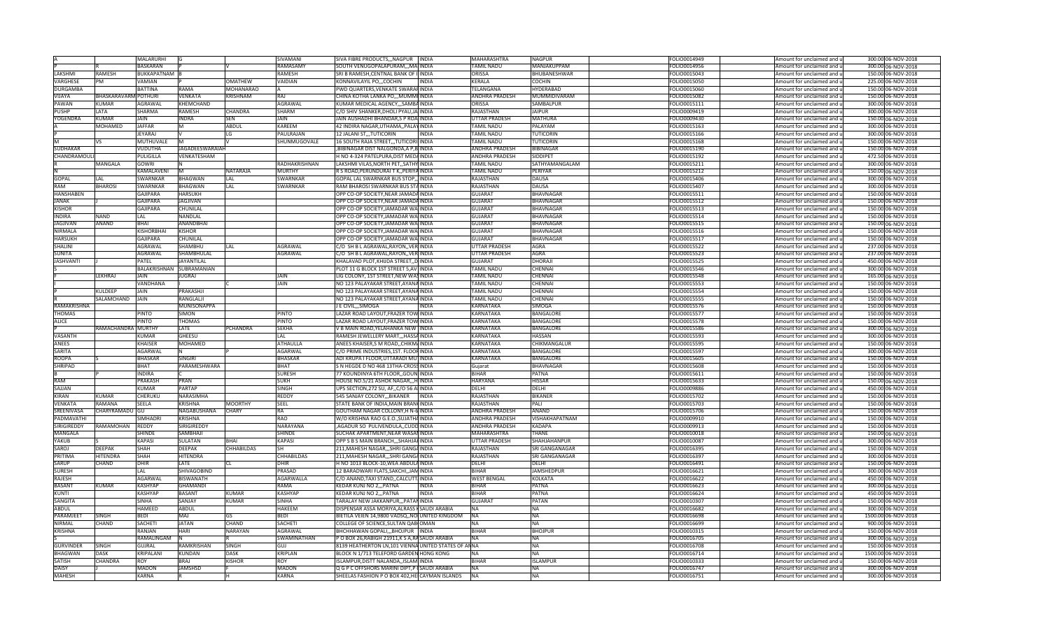| | | | | | | | | | | | | | |
|---|---|---|---|---|---|---|---|---|---|---|---|---|---|
| A | | MALARURHI | G | | SIVAMANI | SIVA FIBRE PRODUCTS,,,NAGPUR | INDIA | MAHARASHTRA | NAGPUR | FOLIO0014949 | Amount for unclaimed and u | 300.00 | 06-NOV-2018 |
| P | R | BASKARAN | P | V | RAMASAMY | SOUTH VENUGOPALAPURAM,,,MA | INDIA | TAMIL NADU | MANJAKUPPAM | FOLIO0014956 | Amount for unclaimed and u | 300.00 | 06-NOV-2018 |
| LAKSHMI | RAMESH | BUKKAPATNAM | B | | RAMESH | SRI B RAMESH,CENTNAL BANK OF I | INDIA | ORISSA | BHUBANESHWAR | FOLIO0015043 | Amount for unclaimed and u | 150.00 | 06-NOV-2018 |
| VARGHESE | PM | VAMIAN | P | OMATHEW | VAIDIAN | KONNAVILAYIL PO,,,COCHIN | INDIA | KERALA | COCHIN | FOLIO0015050 | Amount for unclaimed and u | 225.00 | 06-NOV-2018 |
| DURGAMBA | | BATTINA | RAMA | MOHANARAO | A | PWD QUARTERS,VENKATE SWARAF | INDIA | TELANGANA | HYDERABAD | FOLIO0015060 | Amount for unclaimed and u | 150.00 | 06-NOV-2018 |
| VIJAYA | BHASKARAVARM | POTHURI | VENKATA | KRISHNAM | RAJ | CHINA KOTHA LANKA PO,,,MUMMI | INDIA | ANDHRA PRADESH | MUMMIDIVARAM | FOLIO0015082 | Amount for unclaimed and u | 150.00 | 06-NOV-2018 |
| PAWAN | KUMAR | AGRAWAL | KHEMCHAND | | AGRAWAL | KUMAR MEDICAL AGENCY,,,SAMBA | INDIA | ORISSA | SAMBALPUR | FOLIO0015111 | Amount for unclaimed and u | 300.00 | 06-NOV-2018 |
| PUSHP | LATA | SHARMA | RAMESH | CHANDRA | SHARM | C/O SHIV SHANKER,DHOLI PYAU,JA | INDIA | RAJASTHAN | JAIPUR | FOLIO0009419 | Amount for unclaimed and u | 300.00 | 06-NOV-2018 |
| YOGENDRA | KUMAR | JAIN | INDRA | SEN | JAIN | JAIN AUSHADHI BHANDAR,S P ROA | INDIA | UTTAR PRADESH | MATHURA | FOLIO0009430 | Amount for unclaimed and u | 150.00 | 06-NOV-2018 |
| A | MOHAMED | JAFFAR | M | ABDUL | KAREEM | 42 INDIRA NAGAR,UTHAMA,,PALAY | INDIA | TAMIL NADU | PALAYAM | FOLIO0015163 | Amount for unclaimed and u | 300.00 | 06-NOV-2018 |
| P | | JEYARAJ | V | LG | PAULRAJAN | 12 JALANI ST,,,TUTICORIN | INDIA | TAMIL NADU | TUTICORIN | FOLIO0015166 | Amount for unclaimed and u | 300.00 | 06-NOV-2018 |
| M | VS | MUTHUVALE | M | V | SHUNMUGOVALE | 16 SOUTH RAJA STREET,,,TUTICORI | INDIA | TAMIL NADU | TUTICORIN | FOLIO0015168 | Amount for unclaimed and u | 150.00 | 06-NOV-2018 |
| SUDHAKAR | | VUDUTHA | JAGADEESWARAIAH | | | ,BIBINAGAR DIST NALGONDA,A P,B | INDIA | ANDHRA PRADESH | BIBINAGAR | FOLIO0015190 | Amount for unclaimed and u | 150.00 | 06-NOV-2018 |
| CHANDRAMOULI | | PULIGILLA | VENKATESHAM | | | H NO 4-324 PATELPURA,DIST MEDA | INDIA | ANDHRA PRADESH | SIDDIPET | FOLIO0015192 | Amount for unclaimed and u | 472.50 | 06-NOV-2018 |
| S | MANGALA | GOWRI | N | N | RADHAKRISHNAN | LAKSHMI VILAS,NORTH PET,,SATHY | INDIA | TAMIL NADU | SATHYAMANGALAM | FOLIO0015211 | Amount for unclaimed and u | 300.00 | 06-NOV-2018 |
| N | | KAMALAVENI | M | NATARAJA | MURTHY | R S ROAD,PERUNDURAI T K,,PERIYA | INDIA | TAMIL NADU | PERIYAR | FOLIO0015212 | Amount for unclaimed and u | 150.00 | 06-NOV-2018 |
| GOPAL | LAL | SWARNKAR | BHAGWAN | LAL | SWARNKAR | GOPAL LAL SWARNKAR BUS STOP,, | INDIA | RAJASTHAN | DAUSA | FOLIO0015406 | Amount for unclaimed and u | 300.00 | 06-NOV-2018 |
| RAM | BHAROSI | SWARNKAR | BHAGWAN | LAL | SWARNKAR | RAM BHAROSI SWARNKAR BUS STA | INDIA | RAJASTHAN | DAUSA | FOLIO0015407 | Amount for unclaimed and u | 300.00 | 06-NOV-2018 |
| HANSHABEN | | GAJIPARA | HARSUKH | | | OPP CO-OP SOCIETY,NEAR JAMADA | INDIA | GUJARAT | BHAVNAGAR | FOLIO0015511 | Amount for unclaimed and u | 150.00 | 06-NOV-2018 |
| JANAK | J | GAJIPARA | JAGJIVAN | | | OPP CO-OP SOCIETY,NEAR JAMADA | INDIA | GUJARAT | BHAVNAGAR | FOLIO0015512 | Amount for unclaimed and u | 150.00 | 06-NOV-2018 |
| KISHOR | | GAJIPARA | CHUNILAL | | | OPP CO-OP SOCIETY,JAMADAR WA | INDIA | GUJARAT | BHAVNAGAR | FOLIO0015513 | Amount for unclaimed and u | 150.00 | 06-NOV-2018 |
| INDIRA | NAND | LAL | NANDLAL | | | OPP CO-OP SOCIETY,JAMADAR WA | INDIA | GUJARAT | BHAVNAGAR | FOLIO0015514 | Amount for unclaimed and u | 150.00 | 06-NOV-2018 |
| JAGJIVAN | ANAND | BHAI | ANANDBHAI | | | OPP CO-OP SOCIETY,JAMADAR WA | INDIA | GUJARAT | BHAVNAGAR | FOLIO0015515 | Amount for unclaimed and u | 150.00 | 06-NOV-2018 |
| NIRMALA | | KISHORBHAI | KISHOR | | | OPP CO-OP SOCIETY,JAMADAR WA | INDIA | GUJARAT | BHAVNAGAR | FOLIO0015516 | Amount for unclaimed and u | 150.00 | 06-NOV-2018 |
| HARSUKH | | GAJIPARA | CHUNILAL | | | OPP CO-OP SOCIETY,JAMADAR WA | INDIA | GUJARAT | BHAVNAGAR | FOLIO0015517 | Amount for unclaimed and u | 150.00 | 06-NOV-2018 |
| SHALINI | | AGRAWAL | SHAMBHU | LAL | AGRAWAL | C/O SH B L AGRAWAL,RAYON,,VER | INDIA | UTTAR PRADESH | AGRA | FOLIO0015522 | Amount for unclaimed and u | 237.00 | 06-NOV-2018 |
| SUNITA | | AGRAWAL | SHAMBHULAL | | AGRAWAL | C/O SH B L AGRAWAL,RAYON,,VER | INDIA | UTTAR PRADESH | AGRA | FOLIO0015523 | Amount for unclaimed and u | 237.00 | 06-NOV-2018 |
| JASHVANTI | J | PATEL | JAYANTILAL | | | KHALAVAD PLOT,KHIJDA STREET,,D | INDIA | GUJARAT | DHORAJI | FOLIO0015525 | Amount for unclaimed and u | 450.00 | 06-NOV-2018 |
| S | | BALAKRISHNAN | SUBRAMANIAN | | | PLOT 11 G BLOCK 1ST STREET 5,AV | INDIA | TAMIL NADU | CHENNAI | FOLIO0015546 | Amount for unclaimed and u | 300.00 | 06-NOV-2018 |
| | LEKHRAJ | JAIN | JUGRAJ | | JAIN | LIG COLONY, 1ST STREET,NEW WAS | INDIA | TAMIL NADU | CHENNAI | FOLIO0015548 | Amount for unclaimed and u | 165.00 | 06-NOV-2018 |
| | | VANDHANA | I | C | JAIN | NO 123 PALAYAKAR STREET,AYANA | INDIA | TAMIL NADU | CHENNAI | FOLIO0015553 | Amount for unclaimed and u | 150.00 | 06-NOV-2018 |
| | KULDEEP | JAIN | PRAKASHJI | | | NO 123 PALAYAKAR STREET,AYANA | INDIA | TAMIL NADU | CHENNAI | FOLIO0015554 | Amount for unclaimed and u | 150.00 | 06-NOV-2018 |
| P | SALAMCHAND | JAIN | RANGLALJI | | | NO 123 PALAYAKAR STREET,AYANA | INDIA | TAMIL NADU | CHENNAI | FOLIO0015555 | Amount for unclaimed and u | 150.00 | 06-NOV-2018 |
| RAMAKRISHNA | | | MUNISONAPPA | | | J E CIVIL,,,SIMOGA | INDIA | KARNATAKA | SIMOGA | FOLIO0015576 | Amount for unclaimed and u | 150.00 | 06-NOV-2018 |
| THOMAS | | PINTO | SIMON | | PINTO | LAZAR ROAD LAYOUT,FRAZER TOW | INDIA | KARNATAKA | BANGALORE | FOLIO0015577 | Amount for unclaimed and u | 150.00 | 06-NOV-2018 |
| ALICE | | PINTO | THOMAS | | PINTO | LAZAR ROAD LAYOUT,FRAZER TOW | INDIA | KARNATAKA | BANGALORE | FOLIO0015578 | Amount for unclaimed and u | 150.00 | 06-NOV-2018 |
| P | RAMACHANDRA | MURTHY | LATE | PCHANDRA | SEKHA | V B MAIN ROAD,YELAHANKA NEW T | INDIA | KARNATAKA | BANGALORE | FOLIO0015586 | Amount for unclaimed and u | 300.00 | 06-NOV-2018 |
| VASANTH | | KUMAR | GHEESU | | LAL | RAMESH JEWELLERY MART,,,HASSA | INDIA | KARNATAKA | HASSAN | FOLIO0015593 | Amount for unclaimed and u | 300.00 | 06-NOV-2018 |
| ANEES | | KHAISER | MOHAMED | | ATHAULLA | ANEES KHAISER,S M ROAD,,CHIKM | INDIA | KARNATAKA | CHIKMANGALUR | FOLIO0015595 | Amount for unclaimed and u | 150.00 | 06-NOV-2018 |
| SARITA | | AGARWAL | N | P | AGARWAL | C/O PRIME INDUSTRIES,1ST. FLOOR | INDIA | KARNATAKA | BANGALORE | FOLIO0015597 | Amount for unclaimed and u | 300.00 | 06-NOV-2018 |
| ROOPA | S | BHASKAR | SINGIRI | | BHASKAR | ADI KRUPA I FLOOR,UTTARADI MU | INDIA | KARNATAKA | BANGALORE | FOLIO0015605 | Amount for unclaimed and u | 150.00 | 06-NOV-2018 |
| SHRIPAD | | BHAT | PARAMESHWARA | | BHAT | S N HEGDE D NO 468 13THA-CROSS | INDIA | Gujarat | BHAVNAGAR | FOLIO0015608 | Amount for unclaimed and u | 150.00 | 06-NOV-2018 |
| B | P | INDIRA | | | SURESH | 77 KOUNDINYA 6TH FLOOR,,GOUN | INDIA | BIHAR | PATNA | FOLIO0015611 | Amount for unclaimed and u | 150.00 | 06-NOV-2018 |
| RAM | | PRAKASH | PRAN | | SUKH | HOUSE NO.5/21 ASHOK NAGAR,,,H | INDIA | HARYANA | HISSAR | FOLIO0015633 | Amount for unclaimed and u | 150.00 | 06-NOV-2018 |
| SAJJAN | | KUMAR | PARTAP | | SINGH | UPS SECTION,272 SU, AF,,C/O 56 A | INDIA | DELHI | DELHI | FOLIO0009886 | Amount for unclaimed and u | 450.00 | 06-NOV-2018 |
| KIRAN | KUMAR | CHERUKU | NARASIMHA | | REDDY | 545 SANJAY COLONY,,,BIKANER | INDIA | RAJASTHAN | BIKANER | FOLIO0015702 | Amount for unclaimed and u | 150.00 | 06-NOV-2018 |
| VENKATA | RAMANA | SEELA | KRISHNA | MOORTHY | SEEL | STATE BANK OF INDIA,MAIN BRANC | INDIA | RAJASTHAN | PALI | FOLIO0015703 | Amount for unclaimed and u | 150.00 | 06-NOV-2018 |
| SREENIVASA | CHARYRAMADU | GU | NAGABUSHANA | CHARY | RA | GOUTHAM NAGAR COLONY,H N-8 | INDIA | ANDHRA PRADESH | ANAND | FOLIO0015706 | Amount for unclaimed and u | 150.00 | 06-NOV-2018 |
| PADMAVATHI | | SIMHADRI | KRISHNA | | RAO | W/O KRISHNA RAO G.E.O.,SUJATHA | INDIA | ANDHRA PRADESH | VISHAKHAPATNAM | FOLIO0009910 | Amount for unclaimed and u | 150.00 | 06-NOV-2018 |
| SIRIGIREDDY | RAMAMOHAN | REDDY | SIRIGIREDDY | | NARAYANA | ,AGADUR SO PULIVENDULA,,CUDD | INDIA | ANDHRA PRADESH | KADAPA | FOLIO0009913 | Amount for unclaimed and u | 150.00 | 06-NOV-2018 |
| MANGALA | | SHINDE | SAMBHAJI | | SHINDE | SUCHAK APARTMENT,NEAR WASAI | INDIA | MAHARASHTRA | THANE | FOLIO0010018 | Amount for unclaimed and u | 150.00 | 06-NOV-2018 |
| YAKUB | S | KAPASI | SULATAN | BHAI | KAPASI | OPP S B S MAIN BRANCH,,,SHAHJA | INDIA | UTTAR PRADESH | SHAHJAHANPUR | FOLIO0010087 | Amount for unclaimed and u | 300.00 | 06-NOV-2018 |
| SAROJ | DEEPAK | SHAH | DEEPAK | CHHABILDAS | SH | 211,MAHESH NAGAR,,,SHRI GANGA | INDIA | RAJASTHAN | SRI GANGANAGAR | FOLIO0016395 | Amount for unclaimed and u | 150.00 | 06-NOV-2018 |
| PRITIMA | HITENDRA | SHAH | HITENDRA | | CHHABILDAS | 211,MAHESH NAGAR,,,SHRI GANGA | INDIA | RAJASTHAN | SRI GANGANAGAR | FOLIO0016397 | Amount for unclaimed and u | 300.00 | 06-NOV-2018 |
| SARUP | CHAND | DHIR | LATE | CL | DHIR | H NO 1013 BLOCK-10,WEA ABDULA | INDIA | DELHI | DELHI | FOLIO0016491 | Amount for unclaimed and u | 150.00 | 06-NOV-2018 |
| SURESH | | LAL | SHIVAGOBIND | | PRASAD | 12 BARADWARI FLATS,SAKCHI,,JAM | INDIA | BIHAR | JAMSHEDPUR | FOLIO0016621 | Amount for unclaimed and u | 300.00 | 06-NOV-2018 |
| RAJESH | | AGARWAL | BISWANATH | | AGARWALLA | C/O ANAND,TAXI STAND,,CALCUTT | INDIA | WEST BENGAL | KOLKATA | FOLIO0016622 | Amount for unclaimed and u | 450.00 | 06-NOV-2018 |
| BASANT | KUMAR | KASHYAP | GHAMANDI | | RAMA | KEDAR KUNJ NO 2,,,PATNA | INDIA | BIHAR | PATNA | FOLIO0016623 | Amount for unclaimed and u | 300.00 | 06-NOV-2018 |
| KUNTI | | KASHYAP | BASANT | KUMAR | KASHYAP | KEDAR KUNJ NO 2,,,PATNA | INDIA | BIHAR | PATNA | FOLIO0016624 | Amount for unclaimed and u | 450.00 | 06-NOV-2018 |
| SANGITA | | SINHA | SANJAY | KUMAR | SINHA | TARALAY NEW JAKKANPUR,,,PATAN | INDIA | GUJARAT | PATAN | FOLIO0010307 | Amount for unclaimed and u | 150.00 | 06-NOV-2018 |
| ABDUL | | HAMEED | ABDUL | | HAKEEM | DISPENSAR ASSA MORIYA,ALRASS K | SAUDI ARABIA | NA | NA | FOLIO0016682 | Amount for unclaimed and u | 300.00 | 06-NOV-2018 |
| PARAMJEET | SINGH | BEDI | MAJ | GS | BEDI | BIETILA VEIEN 14,9800 VADSQ,,NO | UNITED KINGDOM | NA | NA | FOLIO0016698 | Amount for unclaimed and u | 1500.00 | 06-NOV-2018 |
| NIRMAL | CHAND | SACHETI | JATAN | CHAND | SACHETI | COLLEGE OF SCIENCE,SULTAN QAB | OMAN | NA | NA | FOLIO0016699 | Amount for unclaimed and u | 900.00 | 06-NOV-2018 |
| KRISHNA | | RANJAN | HARI | NARAYAN | AGRAWAL | BHCHHAWAN GOPALI,,BHOJPUR | INDIA | BIHAR | BHOJPUR | FOLIO0010315 | Amount for unclaimed and u | 150.00 | 06-NOV-2018 |
| S | | RAMALINGAM | N | R | SWAMINATHAN | P O BOX 26,RABIGH 21911,K S A,RA | SAUDI ARABIA | NA | NA | FOLIO0016705 | Amount for unclaimed and u | 300.00 | 06-NOV-2018 |
| GURVINDER | SINGH | GUJRAL | RAMKRISHAN | SINGH | GUJ | 8139 HEATHERTON LN,101 VIENNA | UNITED STATES OF A | NA | NA | FOLIO0016708 | Amount for unclaimed and u | 150.00 | 06-NOV-2018 |
| BHAGWAN | DASK | KRIPALANI | KUNDAN | DASK | KRIPLAN | BLOCK N 1/713 TELEFORD GARDEN | HONG KONG | NA | NA | FOLIO0016714 | Amount for unclaimed and u | 1500.00 | 06-NOV-2018 |
| SATISH | CHANDRA | ROY | BRAJ | KISHOR | ROY | ISLAMPUR,DISTT NALANDA,,ISLAM | INDIA | BIHAR | ISLAMPUR | FOLIO0010333 | Amount for unclaimed and u | 150.00 | 06-NOV-2018 |
| DAISY | | MADON | JAMSHSD | F | MADON | Q G P C OFFSHORS MARINI DIPT,P | SAUDI ARABIA | NA | NA | FOLIO0016747 | Amount for unclaimed and u | 300.00 | 06-NOV-2018 |
| MAHESH | | KARNA | R | H | KARNA | SHEELAS FASHION P O BOX 402,HE | CAYMAN ISLANDS | NA | NA | FOLIO0016751 | Amount for unclaimed and u | 300.00 | 06-NOV-2018 |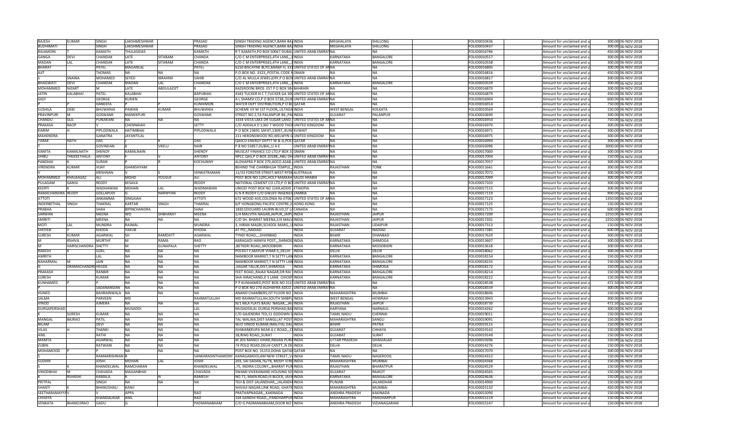| RAJESH | KUMAR | SINGH | LAKSHMESHWAR | | PRASAD | SINGH TRADING AGENCY,BARA BAZ INDIA | MEGHALAYA | SHILLONG | | FOLIO0010436 | Amount for unclaimed and u | 300.00 | 06-NOV-2018 |
|---|---|---|---|---|---|---|---|---|---|---|---|---|---|
| BUDHIMATI | | SINGH | LAKSHMESHWAR | | PRASAD | SINGH TRADING AGENCY,BARA BAZ INDIA | MEGHALAYA | SHILLONG | | FOLIO0010437 | Amount for unclaimed and u | 300.00 | 06-NOV-2018 |
| RAJAMONI | T | KAMATH | THULASIDAS | | KAMATH | R T KAMATH,PO BOX 50067 DUBAI UNITED ARAB EMIRATNA | | NA | | FOLIO0016786 | Amount for unclaimed and u | 450.00 | 06-NOV-2018 |
| GANGA | DEVI | CHANDAK | LATE | SITARAM | CHANDA | C/O C M ENTERPRISES,4TH LANE,,,I INDIA | KARNATAKA | BANGALORE | | FOLIO0010557 | Amount for unclaimed and u | 300.00 | 06-NOV-2018 |
| MADAN | LAL | CHANDAK | LATE | SITARAM | CHANDA | C/O C M ENTERPRISES,4TH LANE,,,I INDIA | KARNATAKA | BANGALORE | | FOLIO0010558 | Amount for unclaimed and u | 300.00 | 06-NOV-2018 |
| BHARAT | | PATEL | MAGANLAL | | PATEL | 6150 BISCAYNE BLVD,MIAMI FL 331 UNITED STATES OF ANA | | NA | | FOLIO0016805 | Amount for unclaimed and u | 300.00 | 06-NOV-2018 |
| AJIT | | THOMAS | NA | NA | NA | P.O.BOX NO. 3323,,POSTAL CODE NOMAN | NA | NA | | FOLIO0016816 | Amount for unclaimed and u | 450.00 | 06-NOV-2018 |
| S | SNAINA | MOHAMED | SEYED | IBRAHIM | SAHIB | C/O AL MULLA JEWELLERY,P O BOX UNITED ARAB EMIRATNA | | NA | | FOLIO0016817 | Amount for unclaimed and u | 300.00 | 06-NOV-2018 |
| BHAGWATI | DEVI | CHANDAK | MADAN | LAL | CHANDAK | C/O C M ENTERPRISES,4TH LANE,,,I INDIA | KARNATAKA | BANGALORE | | FOLIO0010559 | Amount for unclaimed and u | 300.00 | 06-NOV-2018 |
| MOHAMMED | NIZART | M | LATE | ABDULAZIZT | K | KAZEROONI BROS EST P O BOX 584 BAHRAIN | NA | NA | | FOLIO0016870 | Amount for unclaimed and u | 300.00 | 06-NOV-2018 |
| JATIN | KALABHAI | PATEL | KALABHAI | | BAPUBHAI | 4343 TUCKER N C T,TUCKER GA 300 UNITED STATES OF ANA | | NA | | FOLIO0016879 | Amount for unclaimed and u | 450.00 | 06-NOV-2018 |
| GIGY | | GEORGE | KURIEN | | GEORGE | A L SHAMSI CO,P O BOX 5738,,DUB UNITED ARAB EMIRATNA | | NA | | FOLIO0016904 | Amount for unclaimed and u | 600.00 | 06-NOV-2018 |
| P | P | HANEEFA | P | P | KUNHIMON | WATER DEPT DISTRIBUTION,P O BO QATAR | NA | NA | | FOLIO0016914 | Amount for unclaimed and u | 750.00 | 06-NOV-2018 |
| SUSHILA | DEBI | BHUWANIA | PAWAN | KUMAR | BHUWANIA | SCHEME VII M 1ST FLOOR,,ULTADA INDIA | WEST BENGAL | KOLKATA | | FOLIO0010569 | Amount for unclaimed and u | 150.00 | 06-NOV-2018 |
| PRAVINPURI | M | GOSWAMI | MANEKPURI | | GOSWAMI | STREET NO 2,TA PALANPUR BK,,PA INDIA | GUJARAT | PALANPUR | | FOLIO0010690 | Amount for unclaimed and u | 300.00 | 06-NOV-2018 |
| CHANDU | GUL | PUNJWANI | NA | NA | NA | 3334 VISTA LAKE DR SUGAR LAND, UNITED STATES OF ANA | | NA | | FOLIO0016954 | Amount for unclaimed and u | 750.00 | 06-NOV-2018 |
| PRAKASA | RAOP | V | CHENNAIAH | | SETTY | C/O ADDALA D S,NO 7 WOOD THO UNITED KINGDOM | NA | NA | | FOLIO0016970 | Amount for unclaimed and u | 300.00 | 06-NOV-2018 |
| KARIM | H | PIPLODWALA | HATIMBHAI | | PIPLODWALA | P O BOX 23691 SAFAT,13097,,KUW KUWAIT | NA | NA | | FOLIO0016971 | Amount for unclaimed and u | 300.00 | 06-NOV-2018 |
| MAHENDRA | | GANATRA | JAYANTILAL | | | 211 HERONSWOOD RD,WELWYN G UNITED KINGDOM | NA | NA | | FOLIO0016975 | Amount for unclaimed and u | 300.00 | 06-NOV-2018 |
| TARAK | NATH | DAS | J | K | DAS | QASCO ENERGY DEPTT W & G,POS QATAR | NA | NA | | FOLIO0016994 | Amount for unclaimed and u | 300.00 | 06-NOV-2018 |
| T | | GOVINDAN | K | VKELU | NAIR | P B NO 55857,DUBAI,,U A E UNITED ARAB EMIRATNA | | NA | | FOLIO0016996 | Amount for unclaimed and u | 3000.00 | 06-NOV-2018 |
| VANITA | KAMALNATH | SHENOY | KAMALNAIN | | SHENOY | MUSCAT FINANCE CO LTD,P BOX 31 OMAN | NA | NA | | FOLIO0017000 | Amount for unclaimed and u | 300.00 | 06-NOV-2018 |
| SHIBU | THEKKETHALA | ANTONY | F | F | ANTONY | NPCC QAS,P O BOX 2018,,ABU DH UNITED ARAB EMIRATNA | | NA | | FOLIO0017004 | Amount for unclaimed and u | 150.00 | 06-NOV-2018 |
| PANDHAI | K | SURAN | P | R | KOCHUNNY | ALDHAFRA P BOX 270,ADCO ASAB UNITED ARAB EMIRATNA | | NA | | FOLIO0017057 | Amount for unclaimed and u | 300.00 | 06-NOV-2018 |
| VIRENDRA | KUMAR | VIJAY | GHANSHYAM | | | BEHIND THE CHARBHUJA TEMPLE,, INDIA | RAJASTHAN | TONK | | FOLIO0011661 | Amount for unclaimed and u | 300.00 | 06-NOV-2018 |
| V | V | KRISHNAN | V | S | VENKATRAMAN | 11/33 FORSTER STREET,WEST RYDE AUSTRALIA | NA | NA | | FOLIO0017072 | Amount for unclaimed and u | 300.00 | 06-NOV-2018 |
| MOHAMMED | KHAJAAIJAZ | ALI | MOHD | YOUSUF | ALI | POST BOX NO 1291,HOLY MAKKAH SAUDI ARABIA | NA | NA | | FOLIO0017099 | Amount for unclaimed and u | 300.00 | 06-NOV-2018 |
| PULAGAM | GANGI | REDDY | KESAVA | | REDDY | NATIONAL CEMENT CO LTD,P O BO UNITED ARAB EMIRATNA | | NA | | FOLIO0017103 | Amount for unclaimed and u | 300.00 | 06-NOV-2018 |
| KEERTI | K | WADHAWAN | MOHAN | LAL | WADMAWAN | UNICEF POST BOX NO 1169,ADDIS ETHIOPIA | NA | NA | | FOLIO0017115 | Amount for unclaimed and u | 300.00 | 06-NOV-2018 |
| RAMACHANDRA | REDDY | GOLLAPUDI | G | NARWYAN | REDDY | G N R REDDY C/O GWUFF INGENER ZAMBIA | NA | NA | | FOLIO0017119 | Amount for unclaimed and u | 900.00 | 06-NOV-2018 |
| ATTOTI | | ANKAMMA | SINGAIAH | | ATTOTI | 672 WOOD AVE,COLONIA NJ-07065 UNITED STATES OF ANA | | NA | | FOLIO0017123 | Amount for unclaimed and u | 1350.00 | 06-NOV-2018 |
| INDERBETHAL | SINGH | THAKRAL | KARTAR | SINGH | THAKRAL | 6/F HONGKONG PACIFIC CENTRE,2 HONG KONG | NA | NA | | FOLIO0017125 | Amount for unclaimed and u | 150.00 | 06-NOV-2018 |
| PRABHA | | SHAH | BIPINCHANDRA | | SHAH | 1830 EDOUARD LAURIN BLVD,ST L CANADA | NA | NA | | FOLIO0017175 | Amount for unclaimed and u | 600.00 | 06-NOV-2018 |
| SARWAN | | MEENA | WO | SHBHARAT | MEENA | 5/4 MALVIYA NAGAR,JAIPUR,,JAIPU INDIA | RAJASTHAN | JAIPUR | | FOLIO0017200 | Amount for unclaimed and u | 2250.00 | 06-NOV-2018 |
| SMIRITI | | MEENA | NA | NA | NA | C/O SH. BHARAT MEENA,5/4 MALV INDIA | RAJASTHAN | JAIPUR | | FOLIO0017201 | Amount for unclaimed and u | 2250.00 | 06-NOV-2018 |
| MOTI | LAL | MUNDRA | RAJMAL | | MUNDRA | 3, HIRAN MAGRI,,SCHOOL MARG,,U INDIA | RAJASTHAN | UDAIPUR | | FOLIO0017313 | Amount for unclaimed and u | 150.00 | 06-NOV-2018 |
| SHOYEB | Y | KHODA | YAKUB | | KHODA | AT PO,,,NADIAD INDIA | GUJARAT | NADIAD | | FOLIO0017385 | Amount for unclaimed and u | 600.00 | 06-NOV-2018 |
| SURESH | KUMAR | AGARWAL | SH | RAMDATT | AGARWAL | TYNDI ROAD,,,,DHANBAD INDIA | BIHAR | DHANBAD | | FOLIO0017620 | Amount for unclaimed and u | 300.00 | 06-NOV-2018 |
| M | RSHIVA | MURTHY | M | RAMA | RAO | KARAGADI HANIYA POST,,,SHIMOG INDIA | KARNATAKA | SHIMOGA | | FOLIO0013607 | Amount for unclaimed and u | 300.00 | 06-NOV-2018 |
| M | HARISCHANDRA | SHETTY | M | GUNAPALA | SHETTY | ,BETKERI ROAD,,MOODBIDRI INDIA | KARNATAKA | MOODBIDRI | | FOLIO0013618 | Amount for unclaimed and u | 300.00 | 06-NOV-2018 |
| RAKESH | K | GOEL | NA | NA | NA | POCKET F,MAYUR VIHAR II,,DELHI INDIA | DELHI | DELHI | | FOLIO0018062 | Amount for unclaimed and u | 300.00 | 06-NOV-2018 |
| AMRITH | | LAL | NA | NA | NA | NAMBOOR MARKET,T N SETTY LAN INDIA | KARNATAKA | BANGALORE | | FOLIO0018154 | Amount for unclaimed and u | 150.00 | 06-NOV-2018 |
| NAHARMAL | M | JAIN | NA | NA | NA | NAMBOOR MARKET,T N SETTY LAN INDIA | KARNATAKA | BANGALORE | | FOLIO0018155 | Amount for unclaimed and u | 150.00 | 06-NOV-2018 |
| G | DRAMACHANDRA | HEGDE | NA | NA | NA | ,SAGAR TALUK,DIST,SHIMOGA INDIA | KARNATAKA | SHIMOGA | | FOLIO0018172 | Amount for unclaimed and u | 150.00 | 06-NOV-2018 |
| PRAKASH | | RANBIR | NA | NA | NA | FEET ROAD,,RAJAJI NAGAR,DR RAJ INDIA | KARNATAKA | BANGALORE | | FOLIO0018214 | Amount for unclaimed and u | 150.00 | 06-NOV-2018 |
| SURESH | | KUMAR | NA | NA | NA | SHA HIRACHAND,D S LANE CHICKP INDIA | KARNATAKA | BANGALORE | | FOLIO0018222 | Amount for unclaimed and u | 150.00 | 06-NOV-2018 |
| KUNHAMED | P | P | NA | NA | NA | P P KUNHAMED,POST BOX NO 311 UNITED ARAB EMIRATNA | | NA | | FOLIO0018538 | Amount for unclaimed and u | 472.50 | 06-NOV-2018 |
| P | | SADANANDAN | NA | NA | NA | P O BOX NO 270 ALDHAFRA ADCO UNITED ARAB EMIRATNA | | NA | | FOLIO0018559 | Amount for unclaimed and u | 300.00 | 06-NOV-2018 |
| HUNED | | BAHRAINWALA | NA | NA | NA | ANAND CHAMBERS,IST FLOOR NO. INDIA | MAHARASHTRA | MUMBAI | | FOLIO0018606 | Amount for unclaimed and u | 150.00 | 06-NOV-2018 |
| SALMA | | PARVEEN | MD | | RAHMATULLAH | MD RAHMATULLAH,SOUTH SHIBPU INDIA | WEST BENGAL | HOWRAH | | FOLIO0013943 | Amount for unclaimed and u | 300.00 | 06-NOV-2018 |
| VINOD | | AJMERA | NA | NA | NA | N/1 MLA FLATS BAJAJ NAGAR,,,JAI INDIA | RAJASTHAN | JAIPUR | | FOLIO0018730 | Amount for unclaimed and u | 472.50 | 06-NOV-2018 |
| DURGAPERSHAD | | | MUSADDI | | LAL | MUSADDILAL DURGA PERSHAD,BA INDIA | HARYANA | NARNAUL | | FOLIO0014262 | Amount for unclaimed and u | 300.00 | 06-NOV-2018 |
| K | SURESH | KUMAR | NA | NA | NA | C/O GAJENDRA TEX,11 GODOWN S INDIA | TAMIL NADU | CHENNAI | | FOLIO0019011 | Amount for unclaimed and u | 150.00 | 06-NOV-2018 |
| MANGAL | BAJRAO | PATIL | NA | NA | NA | TAL-WALWA,DIST-SANGLI,AT POST INDIA | MAHARASHTRA | SANGLI | | FOLIO0019091 | Amount for unclaimed and u | 150.00 | 06-NOV-2018 |
| NILAM | | DEVI | NA | NA | NA | W/O VINOD KUMAR,IMALITAL DAL INDIA | BIHAR | PATNA | | FOLIO0019115 | Amount for unclaimed and u | 150.00 | 06-NOV-2018 |
| VILAS | H | THANKI | NA | NA | NA | ISHWARKRUPA NEAR A C ROAD,,,C INDIA | GUJARAT | CHHAYA | | FOLIO0019142 | Amount for unclaimed and u | 150.00 | 06-NOV-2018 |
| ANIL | | RATHI | NA | NA | NA | 38,RING ROAD,,SURAT INDIA | GUJARAT | SURAT | | FOLIO0019149 | Amount for unclaimed and u | 150.00 | 06-NOV-2018 |
| MAMTA | | AGARWAL | NA | NA | NA | M 203 MANOJ VIHAR,INDIAN PURA INDIA | UTTAR PRADESH | GHAGIALAD | | FOLIO0019206 | Amount for unclaimed and u | 150.00 | 06-NOV-2018 |
| ZUBIN | | RATWANI | NA | NA | NA | 74 POLO ROAD,DELHI CANTT,,N DE INDIA | DELHI | DELHI | | FOLIO0014276 | Amount for unclaimed and u | 150.00 | 06-NOV-2018 |
| MOHAMOOD | P | P | NA | NA | NA | POST BOX NO. 31153,DOHA QATAR QATAR | NA | NA | | FOLIO0017070 | Amount for unclaimed and u | 300.00 | 06-NOV-2018 |
| S | | RAMAKRISHNAN | R | | SANKARASINTHAMONY | KANAGAMOOLAM NEW STREET,,V INDIA | TAMIL NADU | NAGERCOIL | | FOLIO0014312 | Amount for unclaimed and u | 150.00 | 06-NOV-2018 |
| SUDHIR | | JOSHI | MOHAN | LAL | JOSHI | 203, SAI SADAN,76/78, MODY STRE INDIA | MAHARASHTRA | MUMBAI | | FOLIO0024368 | Amount for unclaimed and u | 150.00 | 06-NOV-2018 |
| S | K | KHANDELWAL | RAMCHARAN | | KHANDELWAL | ,75, INDIRA COLONY,,,BHARAT PUR INDIA | RAJASTHAN | BHARATPUR | | FOLIO0024529 | Amount for unclaimed and u | 150.00 | 06-NOV-2018 |
| VINODBHAI | M | CHAVADA | MAGANBHAI | | CHAVADA | SWAMI VIVEKANAND HOUSING SO INDIA | GUJARAT | RAJKOT | | FOLIO0024565 | Amount for unclaimed and u | 150.00 | 06-NOV-2018 |
| K | RSHASHI | KAMALA | K | N | RAMESH | NO.71, MAIN ROAD,III BLOCK, JAYA INDIA | KARNATAKA | BANGALORE | | FOLIO0024636 | Amount for unclaimed and u | 150.00 | 06-NOV-2018 |
| PRITPAL | | SINGH | NA | NA | NA | TEH & DIST-JALANDHAR,,,JALANDH INDIA | PUNJAB | JALANDHAR | | FOLIO0014900 | Amount for unclaimed and u | 150.00 | 06-NOV-2018 |
| SHANTI | | BHANUSHALI | KANJI | | | SHIVAJI NAGAR,LINK ROAD, GHATK INDIA | MAHARASHTRA | MUMBAI | | FOLIO0025132 | Amount for unclaimed and u | 450.00 | 06-NOV-2018 |
| SEETHARAMAYYA | V | V | APPA | | RAO | PRATHAPNAGAR,,,KAKINADA INDIA | ANDHRA PRADESH | KAKINADA | | FOLIO0015090 | Amount for unclaimed and u | 150.00 | 06-NOV-2018 |
| CHHAYA | | KHANDALIKAR | ANIL | | RAO | 104 GANDHI ROAD,,,PANDHARPUR INDIA | MAHARASHTRA | PANDHARPUR | | FOLIO0015119 | Amount for unclaimed and u | 150.00 | 06-NOV-2018 |
| VENKATA | BHANOJIRAO | GADU | G | | PADMANABHAM | C/O G PADMANABHAM,DOOR NO INDIA | ANDHRA PRADESH | VIZIANAGARAM | | FOLIO0015147 | Amount for unclaimed and u | 150.00 | 06-NOV-2018 |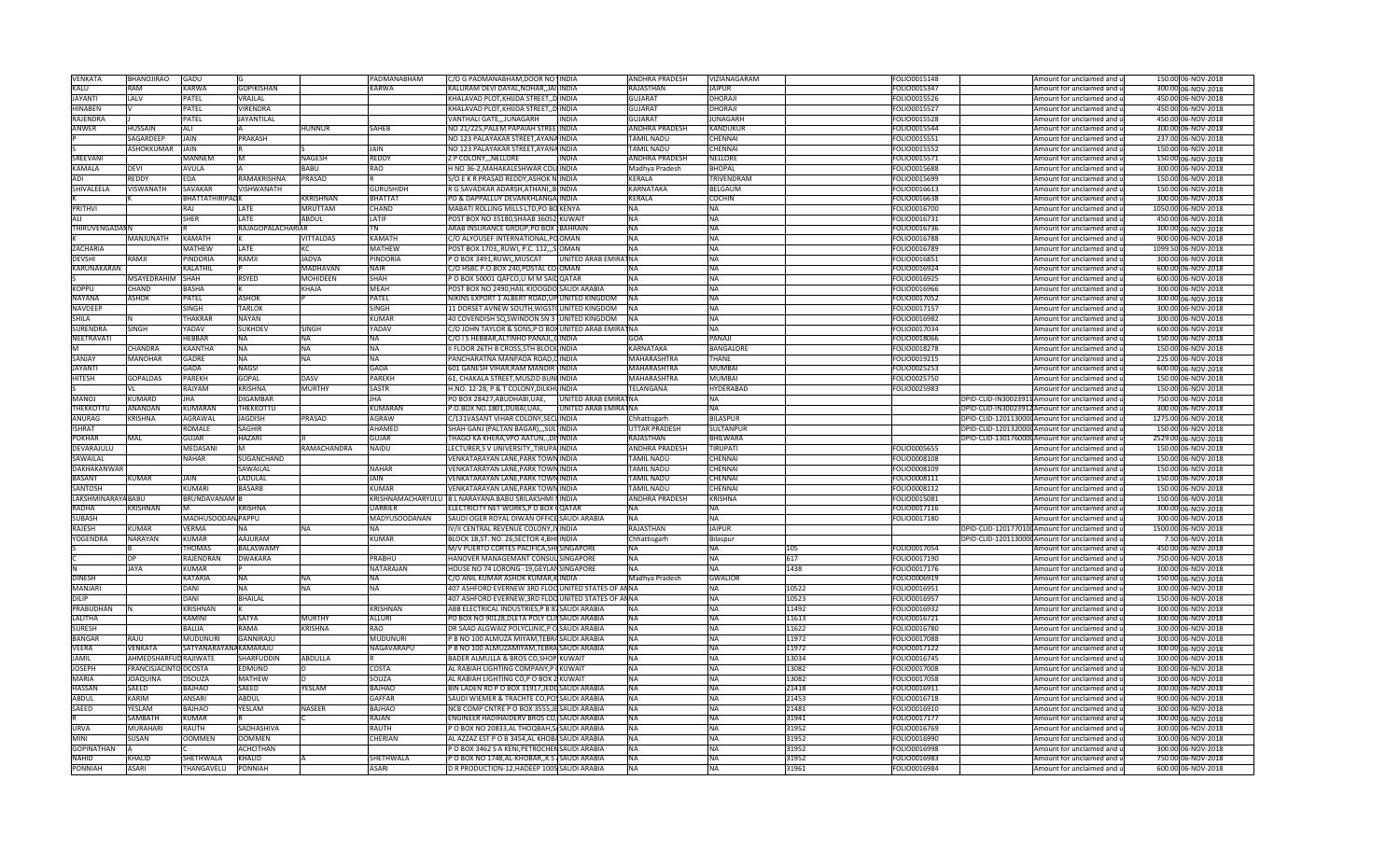| VENKATA | BHANOJIRAO | GADU | G | | PADMANABHAM | C/O G PADMANABHAM,DOOR NO | INDIA | ANDHRA PRADESH | VIZIANAGARAM | | FOLIO0015148 | | Amount for unclaimed and u | 150.00 | 06-NOV-2018 |
|---|---|---|---|---|---|---|---|---|---|---|---|---|---|---|---|
| KALU | RAM | KARWA | GOPIKISHAN | | KARWA | KALURAM DEVI DAYAL,NOHAR,,JAI | INDIA | RAJASTHAN | JAIPUR | | FOLIO0015347 | | Amount for unclaimed and u | 300.00 | 06-NOV-2018 |
| JAYANTI | LALV | PATEL | VRAJLAL | | | KHALAVAD PLOT,KHIJDA STREET,,D | INDIA | GUJARAT | DHORAJI | | FOLIO0015526 | | Amount for unclaimed and u | 450.00 | 06-NOV-2018 |
| HINABEN | V | PATEL | VIRENDRA | | | KHALAVAD PLOT,KHIJDA STREET,,D | INDIA | GUJARAT | DHORAJI | | FOLIO0015527 | | Amount for unclaimed and u | 450.00 | 06-NOV-2018 |
| RAJENDRA | | PATEL | JAYANTILAL | | | VANTHALI GATE,,,JUNAGARH | INDIA | GUJARAT | JUNAGARH | | FOLIO0015528 | | Amount for unclaimed and u | 450.00 | 06-NOV-2018 |
| ANWER | HUSSAIN | ALI | A | HUNNUR | SAHEB | NO 21/225,PALEM PAPAIAH STREE | INDIA | ANDHRA PRADESH | KANDUKUR | | FOLIO0015544 | | Amount for unclaimed and u | 300.00 | 06-NOV-2018 |
| P | SAGARDEEP | JAIN | PRAKASH | | | NO 123 PALAYAKAR STREET,AYANA | INDIA | TAMIL NADU | CHENNAI | | FOLIO0015551 | | Amount for unclaimed and u | 237.00 | 06-NOV-2018 |
| S | ASHOKKUMAR | JAIN | R | S | JAIN | NO 123 PALAYAKAR STREET,AYANA | INDIA | TAMIL NADU | CHENNAI | | FOLIO0015552 | | Amount for unclaimed and u | 150.00 | 06-NOV-2018 |
| SREEVANI | | MANNEM | M | NAGESH | REDDY | Z P COLONY,,,NELLORE | INDIA | ANDHRA PRADESH | NELLORE | | FOLIO0015571 | | Amount for unclaimed and u | 150.00 | 06-NOV-2018 |
| KAMALA | DEVI | AVULA | A | BABU | RAO | H NO 36-2,MAHAKALESHWAR COL | INDIA | Madhya Pradesh | BHOPAL | | FOLIO0015688 | | Amount for unclaimed and u | 300.00 | 06-NOV-2018 |
| ADI | REDDY | EDA | RAMAKRISHNA | PRASAD | R | S/O E K R PRASAD REDDY,ASHOK N | INDIA | KERALA | TRIVENDRAM | | FOLIO0015699 | | Amount for unclaimed and u | 150.00 | 06-NOV-2018 |
| SHIVALEELA | VISWANATH | SAVAKAR | VISHWANATH | | GURUSHIDH | R G SAVADKAR ADARSH,ATHANI,,B | INDIA | KARNATAKA | BELGAUM | | FOLIO0016613 | | Amount for unclaimed and u | 150.00 | 06-NOV-2018 |
| K | K | BHATTATHIRIPAD | K | KKRISHNAN | BHATTAT | PO & DAPPALLUY DEVANKHLANGA | INDIA | KERALA | COCHIN | | FOLIO0016638 | | Amount for unclaimed and u | 300.00 | 06-NOV-2018 |
| PRITHVI | | RAJ | LATE | MRUTTAM | CHAND | MABATI ROLLING MILLS LTD,PO BO | KENYA | NA | NA | | FOLIO0016700 | | Amount for unclaimed and u | 1050.00 | 06-NOV-2018 |
| ALI | | SHER | LATE | ABDUL | LATIF | POST BOX NO 35180,SHAAB 36052 | KUWAIT | NA | NA | | FOLIO0016731 | | Amount for unclaimed and u | 450.00 | 06-NOV-2018 |
| THIRUVENGADAM | N | R | RAJAGOPALACHARIAR | | TN | ARAB INSURANCE GROUP,PO BOX | BAHRAIN | NA | NA | | FOLIO0016736 | | Amount for unclaimed and u | 300.00 | 06-NOV-2018 |
| K | MANJUNATH | KAMATH | K | VITTALDAS | KAMATH | C/O ALYOUSEF INTERNATIONAL,PO | OMAN | NA | NA | | FOLIO0016788 | | Amount for unclaimed and u | 900.00 | 06-NOV-2018 |
| ZACHARIA | | MATHEW | LATE | KC | MATHEW | POST BOX 1703,,RUWI, P.C. 112,,,S | OMAN | NA | NA | | FOLIO0016789 | | Amount for unclaimed and u | 1099.50 | 06-NOV-2018 |
| DEVSHI | RAMJI | PINDORIA | RAMJI | JADVA | PINDORIA | P O BOX 3491,RUWI,,MUSCAT | UNITED ARAB EMIRATES | NA | | | FOLIO0016851 | | Amount for unclaimed and u | 300.00 | 06-NOV-2018 |
| KARUNAKARAN | | KALATHIL | P | MADHAVAN | NAIR | C/O HSBC P.O.BOX 240,POSTAL CO | OMAN | NA | NA | | FOLIO0016924 | | Amount for unclaimed and u | 600.00 | 06-NOV-2018 |
| S | MSAYEDRAHIM | SHAH | RSYED | MOHIDEEN | SHAH | P O BOX 50001 QAFCO,U M M SAID | QATAR | NA | NA | | FOLIO0016925 | | Amount for unclaimed and u | 600.00 | 06-NOV-2018 |
| KOPPU | CHAND | BASHA | K | KHAJA | MEAH | POST BOX NO 2490,HAIL KIOOGDO | SAUDI ARABIA | NA | NA | | FOLIO0016966 | | Amount for unclaimed and u | 300.00 | 06-NOV-2018 |
| NAYANA | ASHOK | PATEL | ASHOK | P | PATEL | NIKINS EXPORT 1 ALBERT ROAD,UP | UNITED KINGDOM | NA | NA | | FOLIO0017052 | | Amount for unclaimed and u | 300.00 | 06-NOV-2018 |
| NAVDEEP | | SINGH | TARLOK | | SINGH | 11 DORSET AVNEW SOUTH,WIGST | UNITED KINGDOM | NA | NA | | FOLIO0017157 | | Amount for unclaimed and u | 300.00 | 06-NOV-2018 |
| SHILA | N | THAKRAR | NAYAN | | KUMAR | 40 COVENDISH SQ,SWINDON SN 3 | UNITED KINGDOM | NA | NA | | FOLIO0016982 | | Amount for unclaimed and u | 300.00 | 06-NOV-2018 |
| SURENDRA | SINGH | YADAV | SUKHDEV | SINGH | YADAV | C/O JOHN TAYLOR & SONS,P O BOX | UNITED ARAB EMIRATES | NA | NA | | FOLIO0017034 | | Amount for unclaimed and u | 600.00 | 06-NOV-2018 |
| NEETRAVATI | | HEBBAR | NA | NA | NA | C/O I S HEBBAR,ALTINHO PANJI,,G | INDIA | GOA | PANAJI | | FOLIO0018066 | | Amount for unclaimed and u | 150.00 | 06-NOV-2018 |
| M | CHANDRA | KAANTHA | NA | NA | NA | II FLOOR 26TH B CROSS,5TH BLOCK | INDIA | KARNATAKA | BANGALORE | | FOLIO0018278 | | Amount for unclaimed and u | 150.00 | 06-NOV-2018 |
| SANJAY | MANOHAR | GADRE | NA | NA | NA | PANCHARATNA MANPADA ROAD,C | INDIA | MAHARASHTRA | THANE | | FOLIO0019215 | | Amount for unclaimed and u | 225.00 | 06-NOV-2018 |
| JAYANTI | | GADA | NAGSI | | GADA | 601 GANESH VIHAR,RAM MANDIR | INDIA | MAHARASHTRA | MUMBAI | | FOLIO0025253 | | Amount for unclaimed and u | 600.00 | 06-NOV-2018 |
| HITESH | GOPALDAS | PAREKH | GOPAL | DASV | PAREKH | 61, CHAKALA STREET,MUSZID BUN | INDIA | MAHARASHTRA | MUMBAI | | FOLIO0025750 | | Amount for unclaimed and u | 150.00 | 06-NOV-2018 |
| S | VL | RAJYAM | KRISHNA | MURTHY | SASTR | H.NO. 12-28, P & T COLONY,DILKHU | INDIA | TELANGANA | HYDERABAD | | FOLIO0025983 | | Amount for unclaimed and u | 150.00 | 06-NOV-2018 |
| MANOJ | KUMARD | JHA | DIGAMBAR | | JHA | PO BOX 28427,ABUDHABI,UAE, | UNITED ARAB EMIRATES | NA | NA | | | DPID-CLID-IN30023911 | Amount for unclaimed and u | 750.00 | 06-NOV-2018 |
| THEKKOTTU | ANANDAN | KUMARAN | THEKKOTTU | | KUMARAN | P.O.BOX NO.1801,DUBAI,UAE, | UNITED ARAB EMIRATES | NA | NA | | | DPID-CLID-IN30023912 | Amount for unclaimed and u | 300.00 | 06-NOV-2018 |
| ANURAG | KRISHNA | AGRAWAL | JAGDISH | PRASAD | AGRAW | C/131VASANT VIHAR COLONY,SECL | INDIA | Chhattisgarh | BILASPUR | | | DPID-CLID-1201130000 | Amount for unclaimed and u | 1275.00 | 06-NOV-2018 |
| ISHRAT | | ROMALE | SAGHIR | | AHAMED | SHAH GANJ (PALTAN BAGAR),,,SUL | INDIA | UTTAR PRADESH | SULTANPUR | | | DPID-CLID-1201320000 | Amount for unclaimed and u | 150.00 | 06-NOV-2018 |
| POKHAR | MAL | GUJAR | HAZARI | JI | GUJAR | THAGO KA KHERA,VPO AATUN,,DI | INDIA | RAJASTHAN | BHILWARA | | | DPID-CLID-1301760000 | Amount for unclaimed and u | 2529.00 | 06-NOV-2018 |
| DEVARAJULU | | MEDASANI | M | RAMACHANDRA | NAIDU | LECTURER,S V UNIVERSITY,,TIRUPA | INDIA | ANDHRA PRADESH | TIRUPATI | | FOLIO0005655 | | Amount for unclaimed and u | 150.00 | 06-NOV-2018 |
| SAWAILAL | | NAHAR | SUGANCHAND | | | VENKATARAYAN LANE,PARK TOWN | INDIA | TAMIL NADU | CHENNAI | | FOLIO0008108 | | Amount for unclaimed and u | 150.00 | 06-NOV-2018 |
| DAKHAKANWAR | | | SAWAILAL | | NAHAR | VENKATARAYAN LANE,PARK TOWN | INDIA | TAMIL NADU | CHENNAI | | FOLIO0008109 | | Amount for unclaimed and u | 150.00 | 06-NOV-2018 |
| BASANT | KUMAR | JAIN | LADULAL | | JAIN | VENKATARAYAN LANE,PARK TOWN | INDIA | TAMIL NADU | CHENNAI | | FOLIO0008111 | | Amount for unclaimed and u | 150.00 | 06-NOV-2018 |
| SANTOSH | | KUMARI | BASARB | | KUMAR | VENKATARAYAN LANE,PARK TOWN | INDIA | TAMIL NADU | CHENNAI | | FOLIO0008112 | | Amount for unclaimed and u | 150.00 | 06-NOV-2018 |
| LAKSHMINARAYA | BABU | BRUNDAVANAM | B | | KRISHNAMACHARYULU | B L NARAYANA BABU SRILAKSHMI | INDIA | ANDHRA PRADESH | KRISHNA | | FOLIO0015081 | | Amount for unclaimed and u | 150.00 | 06-NOV-2018 |
| RADHA | KRISHNAN | M | KRISHNA | | UARRIER | ELECTRICITY NET WORKS,P O BOX 4 | QATAR | NA | NA | | FOLIO0017116 | | Amount for unclaimed and u | 300.00 | 06-NOV-2018 |
| SUBASH | | MADHUSOODAN | PAPPU | | MADYUSOODANAN | SAUDI OGER ROYAL DIWAN OFFICE | SAUDI ARABIA | NA | NA | | FOLIO0017180 | | Amount for unclaimed and u | 300.00 | 06-NOV-2018 |
| RAJESH | KUMAR | VERMA | NA | NA | NA | IV/II CENTRAL REVENUE COLONY,JV | INDIA | RAJASTHAN | JAIPUR | | | DPID-CLID-1201770100 | Amount for unclaimed and u | 1500.00 | 06-NOV-2018 |
| YOGENDRA | NARAYAN | KUMAR | AAJURAM | | KUMAR | BLOCK 18,ST. NO. 26,SECTOR 4,BHI | INDIA | Chhattisgarh | Bilaspur | | | DPID-CLID-1201130000 | Amount for unclaimed and u | 7.50 | 06-NOV-2018 |
| | B | THOMAS | BALASWAMY | | | M/V PUERTO CORTES PACIFICA,SHI | SINGAPORE | NA | NA | 105 | FOLIO0017054 | | Amount for unclaimed and u | 450.00 | 06-NOV-2018 |
| C | DP | RAJENDRAN | DWAKARA | | PRABHU | HANOVER MANAGEMANT CONSUL | SINGAPORE | NA | NA | 617 | FOLIO0017190 | | Amount for unclaimed and u | 750.00 | 06-NOV-2018 |
| N | JAYA | KUMAR | P | | NATARAJAN | HOUSE NO 74 LORONG -19,GEYLAN | SINGAPORE | NA | NA | 1438 | FOLIO0017176 | | Amount for unclaimed and u | 300.00 | 06-NOV-2018 |
| DINESH | | KATARIA | NA | NA | NA | C/O ANIL KUMAR ASHOK KUMAR,K | INDIA | Madhya Pradesh | GWALIOR | | FOLIO0006919 | | Amount for unclaimed and u | 150.00 | 06-NOV-2018 |
| MANJARI | | DANI | NA | NA | NA | 407 ASHFORD EVERNEW 3RD FLOO | UNITED STATES OF AM | NA | NA | 10522 | FOLIO0016951 | | Amount for unclaimed and u | 300.00 | 06-NOV-2018 |
| DILIP | | DANI | BHAILAL | | | 407 ASHFORD EVERNEW,3RD FLOO | UNITED STATES OF AM | NA | NA | 10523 | FOLIO0016957 | | Amount for unclaimed and u | 150.00 | 06-NOV-2018 |
| PRABUDHAN | N | KRISHNAN | K | | KRISHNAN | ABB ELECTRICAL INDUSTRIES,P B 82 | SAUDI ARABIA | NA | NA | 11492 | FOLIO0016932 | | Amount for unclaimed and u | 300.00 | 06-NOV-2018 |
| LALITHA | | KAMINI | SATYA | MURTHY | ALLURI | PO BOX NO 90128,DLETA POLY CLI | SAUDI ARABIA | NA | NA | 11613 | FOLIO0016721 | | Amount for unclaimed and u | 300.00 | 06-NOV-2018 |
| SURESH | | BALIJA | RAMA | KRISHNA | RAO | DR SAAD ALGWAIZ POLYCLINIC,P O | SAUDI ARABIA | NA | NA | 11622 | FOLIO0016780 | | Amount for unclaimed and u | 300.00 | 06-NOV-2018 |
| BANGAR | RAJU | MUDUNURI | GANNIRAJU | | MUDUNURI | P B NO 100 ALMUZA MIYAM,TEBRA | SAUDI ARABIA | NA | NA | 11972 | FOLIO0017088 | | Amount for unclaimed and u | 300.00 | 06-NOV-2018 |
| VEERA | VENKATA | SATYANARAYANA | KAMARAJU | | NAGAVARAPU | P B NO 100 ALMUZAMIYAM,TEBRA | SAUDI ARABIA | NA | NA | 11972 | FOLIO0017122 | | Amount for unclaimed and u | 300.00 | 06-NOV-2018 |
| JAMIL | AHMEDSHARFUD | RAJIWATE | SHARFUDDIN | ABDULLA | R | BADER ALMULLA & BROS CO,SHOP | KUWAIT | NA | NA | 13034 | FOLIO0016745 | | Amount for unclaimed and u | 300.00 | 06-NOV-2018 |
| JOSEPH | FRANCISIACINTO | DCOSTA | EDMUND | D | COSTA | AL RABIAH LIGHTING COMPANY,P O | KUWAIT | NA | NA | 13082 | FOLIO0017008 | | Amount for unclaimed and u | 300.00 | 06-NOV-2018 |
| MARIA | JOAQUINA | DSOUZA | MATHEW | D | SOUZA | AL RABIAH LIGHTING CO,P O BOX 2 | KUWAIT | NA | NA | 13082 | FOLIO0017058 | | Amount for unclaimed and u | 300.00 | 06-NOV-2018 |
| HASSAN | SAEED | BAJHAO | SAEED | YESLAM | BAJHAO | BIN LADEN RD P O BOX 31917,JEDD | SAUDI ARABIA | NA | NA | 21418 | FOLIO0016911 | | Amount for unclaimed and u | 300.00 | 06-NOV-2018 |
| ABDUL | KARIM | ANSARI | ABDUL | | GAFFAR | SAUDI WIEMER & TRACHTE CO,PO | SAUDI ARABIA | NA | NA | 21453 | FOLIO0016718 | | Amount for unclaimed and u | 900.00 | 06-NOV-2018 |
| SAEED | YESLAM | BAJHAO | YESLAM | NASEER | BAJHAO | NCB COMP CNTRE P O BOX 3555,JE | SAUDI ARABIA | NA | NA | 21481 | FOLIO0016910 | | Amount for unclaimed and u | 300.00 | 06-NOV-2018 |
| R | SAMBATH | KUMAR | R | | RAJAN | ENGINEER HADIHAIDERY BROS CO | SAUDI ARABIA | NA | NA | 31941 | FOLIO0017177 | | Amount for unclaimed and u | 300.00 | 06-NOV-2018 |
| URVA | MURAHARI | RAUTH | SADHASHIVA | | RAUTH | P O BOX NO 20833,AL THOQBAH,S | SAUDI ARABIA | NA | NA | 31952 | FOLIO0016769 | | Amount for unclaimed and u | 300.00 | 06-NOV-2018 |
| MINI | SUSAN | OOMMEN | OOMMEN | | CHERIAN | AL AZZAZ EST P O B 3454,AL KHOBA | SAUDI ARABIA | NA | NA | 31952 | FOLIO0016990 | | Amount for unclaimed and u | 300.00 | 06-NOV-2018 |
| GOPINATHAN | A | C | ACHCITHAN | | | P O BOX 3462 S A KENI,PETROCHEN | SAUDI ARABIA | NA | NA | 31952 | FOLIO0016998 | | Amount for unclaimed and u | 300.00 | 06-NOV-2018 |
| NAHID | KHALID | SHETHWALA | KHALID | A | SHETHWALA | P O BOX NO 1748,AL-KHOBAR,,K S | SAUDI ARABIA | NA | NA | 31952 | FOLIO0016983 | | Amount for unclaimed and u | 750.00 | 06-NOV-2018 |
| PONNIAH | ASARI | THANGAVELU | PONNIAH | | ASARI | D R PRODUCTION-12,HADEEP 1005 | SAUDI ARABIA | NA | NA | 31961 | FOLIO0016984 | | Amount for unclaimed and u | 600.00 | 06-NOV-2018 |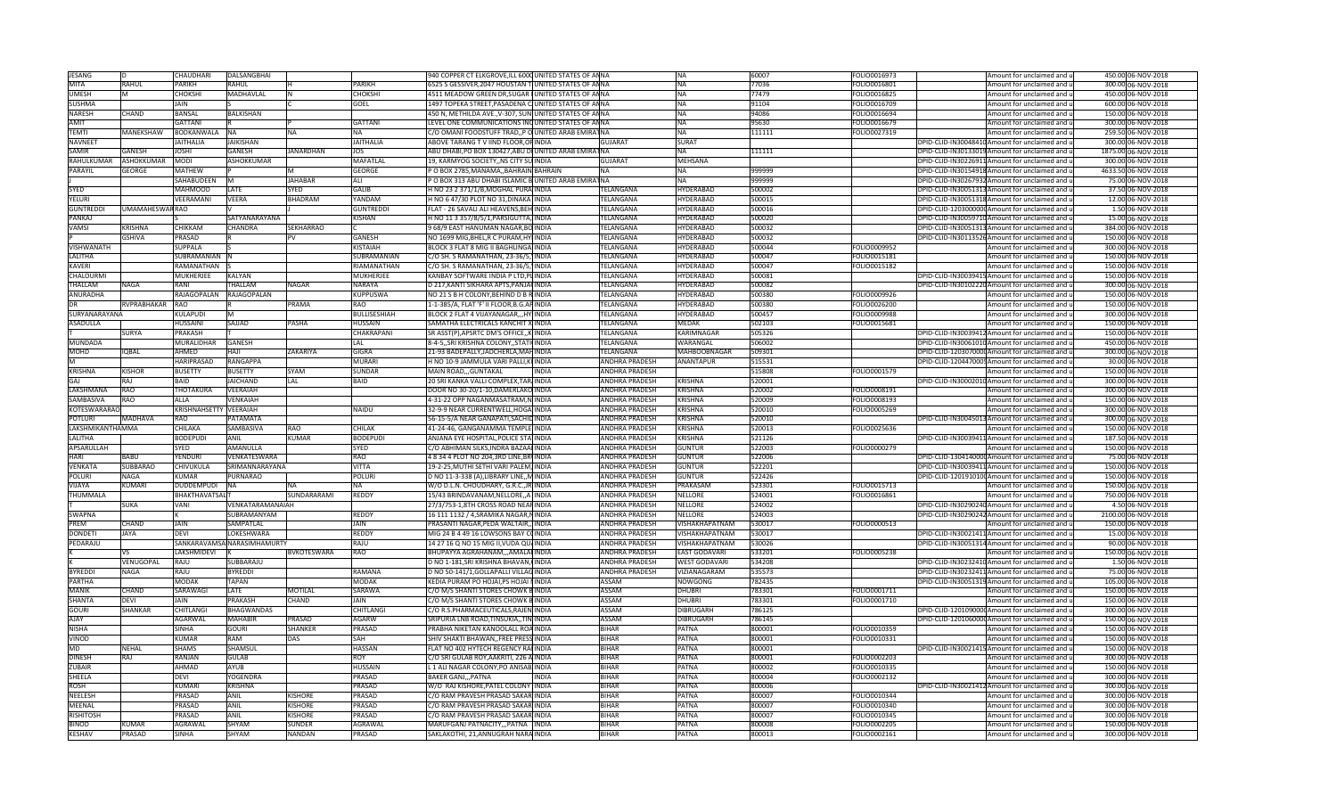| JESANG | D | CHAUDHARI | DALSANGBHAI | | | 940 COPPER CT ELKGROVE,ILL 6000 UNITED STATES OF AMNA | | NA | 60007 | FOLIO0016973 | | Amount for unclaimed and u | 450.00 | 06-NOV-2018 |
|---|---|---|---|---|---|---|---|---|---|---|---|---|---|---|
| MITA | RAHUL | PARIKH | RAHUL | H | PARIKH | 6525 S GESSIVER,2047 HOUSTAN T UNITED STATES OF AMNA | | NA | 77036 | FOLIO0016801 | | Amount for unclaimed and u | 300.00 | 06-NOV-2018 |
| UMESH | M | CHOKSHI | MADHAVLAL | N | CHOKSHI | 4511 MEADOW GREEN DR,SUGAR L UNITED STATES OF AMNA | | NA | 77479 | FOLIO0016825 | | Amount for unclaimed and u | 450.00 | 06-NOV-2018 |
| SUSHMA | | JAIN | S | C | GOEL | 1497 TOPEKA STREET,PASADENA C UNITED STATES OF AMNA | | NA | 91104 | FOLIO0016709 | | Amount for unclaimed and u | 600.00 | 06-NOV-2018 |
| NARESH | CHAND | BANSAL | BALKISHAN | | | 450 N, METHILDA AVE.,V-307, SUN UNITED STATES OF AMNA | | NA | 94086 | FOLIO0016694 | | Amount for unclaimed and u | 150.00 | 06-NOV-2018 |
| AMIT | | GATTANI | R | P | GATTANI | LEVEL ONE COMMUNICATIONS INC UNITED STATES OF AMNA | | NA | 95630 | FOLIO0016679 | | Amount for unclaimed and u | 300.00 | 06-NOV-2018 |
| TEMTI | MANEKSHAW | BODKANWALA | NA | NA | NA | C/O OMANI FOODSTUFF TRAD,,P O UNITED ARAB EMIRATNA | | NA | 111111 | FOLIO0027319 | | Amount for unclaimed and u | 259.50 | 06-NOV-2018 |
| NAVNEET | | JAITHALIA | JAIKISHAN | | JAITHALIA | ABOVE TARANG T V IIND FLOOR,OP INDIA | GUJARAT | SURAT | | | DPID-CLID-IN30048410 | Amount for unclaimed and u | 300.00 | 06-NOV-2018 |
| SAMIR | GANESH | JOSHI | GANESH | JANARDHAN | JOS | ABU DHABI,PO BOX 130427,ABU DI UNITED ARAB EMIRATNA | | NA | 111111 | | DPID-CLID-IN30133019 | Amount for unclaimed and u | 1875.00 | 06-NOV-2018 |
| RAHULKUMAR | ASHOKKUMAR | MODI | ASHOKKUMAR | | MAFATLAL | 19, KARMYOG SOCIETY,,NS CITY S, INDIA | GUJARAT | MEHSANA | | | DPID-CLID-IN30226913 | Amount for unclaimed and u | 300.00 | 06-NOV-2018 |
| PARAYIL | GEORGE | MATHEW | P | M | GEORGE | P O BOX 2785,MANAMA,,BAHRAIN BAHRAIN | NA | NA | 999999 | | DPID-CLID-IN30154918 | Amount for unclaimed and u | 4633.50 | 06-NOV-2018 |
| J | | SAHABUDEEN | M | JAHABAR | ALI | P O BOX 313 ABU DHABI ISLAMIC B UNITED ARAB EMIRATNA | | NA | 999999 | | DPID-CLID-IN30267932 | Amount for unclaimed and u | 75.00 | 06-NOV-2018 |
| SYED | | MAHMOOD | LATE | SYED | GALIB | H NO 23 2 371/1/6,MOGHAL PURA INDIA | TELANGANA | HYDERABAD | 500002 | | DPID-CLID-IN30051313 | Amount for unclaimed and u | 37.50 | 06-NOV-2018 |
| YELURI | | VEERAMANI | VEERA | BHADRAM | YANDAM | H NO 6 47/30 PLOT NO 31,DINAKA INDIA | TELANGANA | HYDERABAD | 500015 | | DPID-CLID-IN30051318 | Amount for unclaimed and u | 12.00 | 06-NOV-2018 |
| GUNTREDDI | UMAMAHESWAR | RAO | V | J | GUNTREDDI | FLAT - 26 SAVALI ALI HEAVENS,BEH INDIA | TELANGANA | HYDERABAD | 500016 | | DPID-CLID-1203000000 | Amount for unclaimed and u | 1.50 | 06-NOV-2018 |
| PANKAJ | | S | SATYANARAYANA | | KISHAN | H NO 11 3 357/8/5/1,PARSIGUTTA, INDIA | TELANGANA | HYDERABAD | 500020 | | DPID-CLID-IN30059710 | Amount for unclaimed and u | 15.00 | 06-NOV-2018 |
| VAMSI | KRISHNA | CHIKKAM | CHANDRA | SEKHARRAO | C | 9 68/9 EAST HANUMAN NAGAR,BO INDIA | TELANGANA | HYDERABAD | 500032 | | DPID-CLID-IN30051313 | Amount for unclaimed and u | 384.00 | 06-NOV-2018 |
| P | GSHIVA | PRASAD | R | PV | GANESH | NO 1699 MIG,BHEL,R C PURAM,HY INDIA | TELANGANA | HYDERABAD | 500032 | | DPID-CLID-IN30113526 | Amount for unclaimed and u | 150.00 | 06-NOV-2018 |
| VISHWANATH | | SUPPALA | S | | KISTAIAH | BLOCK 3 FLAT 8 MIG II BAGHLINGA INDIA | TELANGANA | HYDERABAD | 500044 | FOLIO0009952 | | Amount for unclaimed and u | 300.00 | 06-NOV-2018 |
| LALITHA | | SUBRAMANIAN | N | | SUBRAMANIAN | C/O SH. S RAMANATHAN, 23-36/5, INDIA | TELANGANA | HYDERABAD | 500047 | FOLIO0015181 | | Amount for unclaimed and u | 150.00 | 06-NOV-2018 |
| KAVERI | | RAMANATHAN | S | | RIAMANATHAN | C/O SH. S RAMANATHAN, 23-36/5, INDIA | TELANGANA | HYDERABAD | 500047 | FOLIO0015182 | | Amount for unclaimed and u | 150.00 | 06-NOV-2018 |
| CHALOURMI | | MUKHERJEE | KALYAN | | MUKHERJEE | KANBAY SOFTWARE INDIA P LTD,PL INDIA | TELANGANA | HYDERABAD | 500081 | | DPID-CLID-IN30039415 | Amount for unclaimed and u | 150.00 | 06-NOV-2018 |
| THALLAM | NAGA | RANI | THALLAM | NAGAR | NARAYA | D 217,KANTI SIKHARA APTS,PANJA INDIA | TELANGANA | HYDERABAD | 500082 | | DPID-CLID-IN30102220 | Amount for unclaimed and u | 300.00 | 06-NOV-2018 |
| ANURADHA | | RAJAGOPALAN | RAJAGOPALAN | | KUPPUSWA | NO 21 S B H COLONY,BEHIND D B R INDIA | TELANGANA | HYDERABAD | 500380 | FOLIO0009926 | | Amount for unclaimed and u | 150.00 | 06-NOV-2018 |
| DR | RVPRABHAKAR | RAO | R | PRAMA | RAO | 1-1-385/A, FLAT 'F' II FLOOR,B.G.AF INDIA | TELANGANA | HYDERABAD | 500380 | FOLIO0026200 | | Amount for unclaimed and u | 150.00 | 06-NOV-2018 |
| SURYANARAYANA | | KULAPUDI | M | | BULLISESHIAH | BLOCK 2 FLAT 4 VIJAYANAGAR,,,HY INDIA | TELANGANA | HYDERABAD | 500457 | FOLIO0009988 | | Amount for unclaimed and u | 300.00 | 06-NOV-2018 |
| ASADULLA | | HUSSAINI | SAJJAD | PASHA | HUSSAIN | SANCHITA ELECTRICALS KANCHIT X INDIA | TELANGANA | MEDAK | 502103 | FOLIO0015681 | | Amount for unclaimed and u | 150.00 | 06-NOV-2018 |
| T | SURYA | PRAKASH | T | | CHAKRAPANI | SR ASST(P),APSRTC DM'S OFFICE,,K INDIA | TELANGANA | KARIMNAGAR | 505326 | | DPID-CLID-IN30039412 | Amount for unclaimed and u | 150.00 | 06-NOV-2018 |
| MUNDADA | | MURALIDHAR | GANESH | | LAL | 8-4-5,,SRI KRISHNA COLONY,,STATI INDIA | TELANGANA | WARANGAL | 506002 | | DPID-CLID-IN30061010 | Amount for unclaimed and u | 450.00 | 06-NOV-2018 |
| MOHD | IQBAL | AHMED | HAJI | ZAKARIYA | GIGRA | 21-93 BADEPALLY,JADCHERLA,MAH INDIA | TELANGANA | MAHBOOBNAGAR | 509301 | | DPID-CLID-1203070000 | Amount for unclaimed and u | 300.00 | 06-NOV-2018 |
| M | | HARIPRASAD | RANGAPPA | | MURARI | H NO 10-9 JAMMULA VARI PALLI,K INDIA | ANDHRA PRADESH | ANANTAPUR | 515531 | | DPID-CLID-1204470005 | Amount for unclaimed and u | 30.00 | 06-NOV-2018 |
| KRISHNA | KISHOR | BUSETTY | BUSETTY | SYAM | SUNDAR | MAIN ROAD,,,GUNTAKAL INDIA | ANDHRA PRADESH | | 515808 | FOLIO0001579 | | Amount for unclaimed and u | 150.00 | 06-NOV-2018 |
| GAJ | RAJ | BAID | JAICHAND | LAL | BAID | 20 SRI KANKA VALLI COMPLEX,TAR, INDIA | ANDHRA PRADESH | KRISHNA | 520001 | | DPID-CLID-IN30002010 | Amount for unclaimed and u | 300.00 | 06-NOV-2018 |
| LAKSHMANA | RAO | THOTAKURA | VEERAIAH | | | DOOR NO 30-20/1-10,DAMERLAKO INDIA | ANDHRA PRADESH | KRISHNA | 520002 | FOLIO0008191 | | Amount for unclaimed and u | 300.00 | 06-NOV-2018 |
| SAMBASIVA | RAO | ALLA | VENKAIAH | | | 4-31-22 OPP NAGANMASATRAM,N INDIA | ANDHRA PRADESH | KRISHNA | 520009 | FOLIO0008193 | | Amount for unclaimed and u | 150.00 | 06-NOV-2018 |
| KOTESWARARAO | | KRISHNAHSETTY | VEERAIAH | | NAIDU | 32-9-9 NEAR CURRENTWELL,HOGA INDIA | ANDHRA PRADESH | KRISHNA | 520010 | FOLIO0005269 | | Amount for unclaimed and u | 300.00 | 06-NOV-2018 |
| POTLURI | MADHAVA | RAO | PATAMATA | | | 56-15-5/A NEAR GANAPATI,SACHID INDIA | ANDHRA PRADESH | KRISHNA | 520010 | | DPID-CLID-IN30045013 | Amount for unclaimed and u | 300.00 | 06-NOV-2018 |
| LAKSHMIKANTHAMMA | | CHILAKA | SAMBASIVA | RAO | CHILAK | 41-24-46, GANGANAMMA TEMPLE INDIA | ANDHRA PRADESH | KRISHNA | 520013 | FOLIO0025636 | | Amount for unclaimed and u | 150.00 | 06-NOV-2018 |
| LALITHA | | BODEPUDI | ANIL | KUMAR | BODEPUDI | ANJANA EYE HOSPITAL,POLICE STA INDIA | ANDHRA PRADESH | KRISHNA | 521126 | | DPID-CLID-IN30039411 | Amount for unclaimed and u | 187.50 | 06-NOV-2018 |
| AFSARULLAH | | SYED | AMANULLA | | SYED | C/O ABHIMAN SILKS,INDRA BAZAA INDIA | ANDHRA PRADESH | GUNTUR | 522003 | FOLIO0000279 | | Amount for unclaimed and u | 150.00 | 06-NOV-2018 |
| HARI | BABU | YENDURI | VENKATESWARA | | RAO | 4 8 34 4 PLOT NO 204,3RD LINE,BR INDIA | ANDHRA PRADESH | GUNTUR | 522006 | | DPID-CLID-1304140000 | Amount for unclaimed and u | 75.00 | 06-NOV-2018 |
| VENKATA | SUBBARAO | CHIVUKULA | SRIMANNARAYANA | | VITTA | 19-2-25,MUTHI SETHI VARI PALEM, INDIA | ANDHRA PRADESH | GUNTUR | 522201 | | DPID-CLID-IN30039411 | Amount for unclaimed and u | 150.00 | 06-NOV-2018 |
| POLURI | NAGA | KUMAR | PURNARAO | | POLURI | D NO 11-3-338 (A),LIBRARY LINE,,N INDIA | ANDHRA PRADESH | GUNTUR | 522426 | | DPID-CLID-1201910100 | Amount for unclaimed and u | 150.00 | 06-NOV-2018 |
| VIJAYA | KUMARI | DUDDEMPUDI | NA | NA | NA | W/O D.L.N. CHOUDHARY, G.R.C.,R INDIA | ANDHRA PRADESH | PRAKASAM | 523301 | FOLIO0015713 | | Amount for unclaimed and u | 150.00 | 06-NOV-2018 |
| THUMMALA | | BHAKTHAVATSALT | | SUNDARARAMI | REDDY | 15/43 BRINDAVANAM,NELLORE,,A INDIA | ANDHRA PRADESH | NELLORE | 524001 | FOLIO0016861 | | Amount for unclaimed and u | 750.00 | 06-NOV-2018 |
| T | SUKA | VANI | VENKATARAMANAIAH | | | 27/3/753-1,8TH CROSS ROAD NEAF INDIA | ANDHRA PRADESH | NELLORE | 524002 | | DPID-CLID-IN30290240 | Amount for unclaimed and u | 4.50 | 06-NOV-2018 |
| SWAPNA | | K | SUBRAMANYAM | | REDDY | 16 111 1132 / 4,SRAMIKA NAGAR,N INDIA | ANDHRA PRADESH | NELLORE | 524003 | | DPID-CLID-IN30290242 | Amount for unclaimed and u | 2100.00 | 06-NOV-2018 |
| PREM | CHAND | JAIN | SAMPATLAL | | JAIN | PRASANTI NAGAR,PEDA WALTAIR,,, INDIA | ANDHRA PRADESH | VISHAKHAPATNAM | 530017 | FOLIO0000513 | | Amount for unclaimed and u | 150.00 | 06-NOV-2018 |
| DONDETI | JAYA | DEVI | LOKESHWARA | | REDDY | MIG 24 B 4 49 16 LOWSONS BAY C INDIA | ANDHRA PRADESH | VISHAKHAPATNAM | 530017 | | DPID-CLID-IN30021411 | Amount for unclaimed and u | 15.00 | 06-NOV-2018 |
| PEDARAJU | | SANKARAVAMSANARASIMHAMURTY | | | RAJU | 14 27 16 Q NO 15 MIG II,VUDA QU INDIA | ANDHRA PRADESH | VISHAKHAPATNAM | 530026 | | DPID-CLID-IN30051314 | Amount for unclaimed and u | 90.00 | 06-NOV-2018 |
| K | VS | LAKSHMIDEVI | K | BVKOTESWARA | RAO | BHUPAYYA AGRAHANAM,,,AMALA INDIA | ANDHRA PRADESH | EAST GODAVARI | 533201 | FOLIO0005238 | | Amount for unclaimed and u | 150.00 | 06-NOV-2018 |
| K | VENUGOPAL | RAJU | SUBBARAJU | | | D NO 1-181,SRI KRISHNA BHAVAN, INDIA | ANDHRA PRADESH | WEST GODAVARI | 534208 | | DPID-CLID-IN30232410 | Amount for unclaimed and u | 1.50 | 06-NOV-2018 |
| BYREDDI | NAGA | RAJU | BYREDDI | | RAMANA | D NO 50-141/1,GOLLAPALLI VILLAG INDIA | ANDHRA PRADESH | VIZIANAGARAM | 535573 | | DPID-CLID-IN30232411 | Amount for unclaimed and u | 75.00 | 06-NOV-2018 |
| PARTHA | | MODAK | TAPAN | | MODAK | KEDIA PURAM PO HOJAI,PS HOJAI INDIA | ASSAM | NOWGONG | 782435 | | DPID-CLID-IN30051319 | Amount for unclaimed and u | 105.00 | 06-NOV-2018 |
| MANIK | CHAND | SARAWAGI | LATE | MOTILAL | SARAWA | C/O M/S SHANTI STORES CHOWK B INDIA | ASSAM | DHUBRI | 783301 | FOLIO0001711 | | Amount for unclaimed and u | 150.00 | 06-NOV-2018 |
| SHANTA | DEVI | JAIN | PRAKASH | CHAND | JAIN | C/O M/S SHANTI STORES CHOWK B INDIA | ASSAM | DHUBRI | 783301 | FOLIO0001710 | | Amount for unclaimed and u | 150.00 | 06-NOV-2018 |
| GOURI | SHANKAR | CHITLANGI | BHAGWANDAS | | CHITLANGI | C/O R.S.PHARMACEUTICALS,RAJEN INDIA | ASSAM | DIBRUGARH | 786125 | | DPID-CLID-1201090000 | Amount for unclaimed and u | 300.00 | 06-NOV-2018 |
| AJAY | | AGARWAL | MAHABIR | PRASAD | AGARW | SRIPURIA LNB ROAD,TINSUKIA,,TIN INDIA | ASSAM | DIBRUGARH | 786145 | | DPID-CLID-1201060000 | Amount for unclaimed and u | 150.00 | 06-NOV-2018 |
| NISHA | | SINHA | GOURI | SHANKER | PRASAD | PRABHA NIKETAN KANOOLALL ROA INDIA | BIHAR | PATNA | 800001 | FOLIO0010359 | | Amount for unclaimed and u | 150.00 | 06-NOV-2018 |
| VINOD | | KUMAR | RAM | DAS | SAH | SHIV SHAKTI BHAWAN,,FREE PRESS INDIA | BIHAR | PATNA | 800001 | FOLIO0010331 | | Amount for unclaimed and u | 150.00 | 06-NOV-2018 |
| MD | NEHAL | SHAMS | SHAMSUL | | HASSAN | FLAT NO 402 HYTECH REGENCY RA INDIA | BIHAR | PATNA | 800001 | | DPID-CLID-IN30021419 | Amount for unclaimed and u | 150.00 | 06-NOV-2018 |
| DINESH | RAJ | RANJAN | GULAB | | ROY | C/O SRI GULAB ROY,AAKRITI, 226 A INDIA | BIHAR | PATNA | 800001 | FOLIO0002203 | | Amount for unclaimed and u | 300.00 | 06-NOV-2018 |
| ZUBAIR | | AHMAD | AYUB | | HUSSAIN | L 1 ALI NAGAR COLONY,PO ANISAB INDIA | BIHAR | PATNA | 800002 | FOLIO0010335 | | Amount for unclaimed and u | 150.00 | 06-NOV-2018 |
| SHEELA | | DEVI | YOGENDRA | | PRASAD | BAKER GANJ,,,PATNA INDIA | BIHAR | PATNA | 800004 | FOLIO0002132 | | Amount for unclaimed and u | 300.00 | 06-NOV-2018 |
| ROSH | | KUMARI | KRISHNA | | PRASAD | W/O RAJ KISHORE,PATEL COLONY INDIA | BIHAR | PATNA | 800006 | | DPID-CLID-IN30021412 | Amount for unclaimed and u | 300.00 | 06-NOV-2018 |
| NEELESH | | PRASAD | ANIL | KISHORE | PRASAD | C/O RAM PRAVESH PRASAD SAKAR INDIA | BIHAR | PATNA | 800007 | FOLIO0010344 | | Amount for unclaimed and u | 300.00 | 06-NOV-2018 |
| MEENAL | | PRASAD | ANIL | KISHORE | PRASAD | C/O RAM PRAVESH PRASAD SAKAR INDIA | BIHAR | PATNA | 800007 | FOLIO0010340 | | Amount for unclaimed and u | 300.00 | 06-NOV-2018 |
| RISHITOSH | | PRASAD | ANIL | KISHORE | PRASAD | C/O RAM PRAVESH PRASAD SAKAR INDIA | BIHAR | PATNA | 800007 | FOLIO0010345 | | Amount for unclaimed and u | 300.00 | 06-NOV-2018 |
| BINOD | KUMAR | AGRAWAL | SHYAM | SUNDER | AGRAWAL | MARUFGANJ PATNACITY,,,PATNA INDIA | BIHAR | PATNA | 800008 | FOLIO0002205 | | Amount for unclaimed and u | 150.00 | 06-NOV-2018 |
| KESHAV | PRASAD | SINHA | SHYAM | NANDAN | PRASAD | SAKLAKOTHI, 21,ANNUGRAH NARA INDIA | BIHAR | PATNA | 800013 | FOLIO0002161 | | Amount for unclaimed and u | 300.00 | 06-NOV-2018 |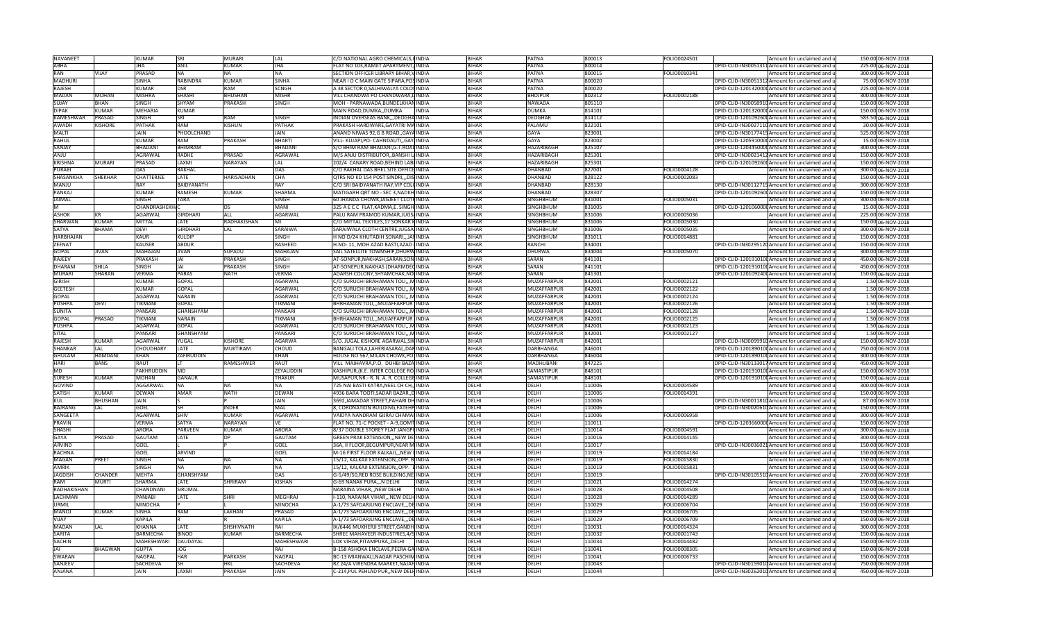| NAVANEET | | KUMAR | SRI | MURARI | LAL | C/O NATIONAL AGRO CHEMICALS,( | INDIA | BIHAR | PATNA | 800013 | FOLIO0024501 | | Amount for unclaimed and u | 150.00 | 06-NOV-2018 |
|---|---|---|---|---|---|---|---|---|---|---|---|---|---|---|---|
| ABHA | | JHA | ANIL | KUMAR | JHA | FLAT NO 103,RAMJIT APARTMENT, | INDIA | BIHAR | PATNA | 800014 | | DPID-CLID-IN30051313 | Amount for unclaimed and u | 225.00 | 06-NOV-2018 |
| RAN | VIJAY | PRASAD | NA | NA | NA | SECTION OFFICER LIBRARY BIHAR,V | INDIA | BIHAR | PATNA | 800015 | FOLIO0010341 | | Amount for unclaimed and u | 300.00 | 06-NOV-2018 |
| MADHURI | | SINHA | RABINDRA | KUMAR | SINHA | NEAR I O C MAIN GATE SIPARA,POS | INDIA | BIHAR | PATNA | 800020 | | DPID-CLID-IN30051312 | Amount for unclaimed and u | 75.00 | 06-NOV-2018 |
| RAJESH | | KUMAR | DSR | RAM | SCNGH | A 38 SECTOR 0,SALHIWALYA COLO | INDIA | BIHAR | PATNA | 800020 | | DPID-CLID-1201320000 | Amount for unclaimed and u | 225.00 | 06-NOV-2018 |
| MADAN | MOHAN | MISHRA | SHASHI | BHUSHAN | MISHR | VILL CHANDWA PO CHANDWARA,D | INDIA | BIHAR | BHOJPUR | 802312 | FOLIO0002188 | | Amount for unclaimed and u | 300.00 | 06-NOV-2018 |
| SUJAY | BHAN | SINGH | SHYAM | PRAKASH | SINGH | MOH - PARNAWADA,BUNDELKHAN | INDIA | BIHAR | NAWADA | 805110 | | DPID-CLID-IN30058910 | Amount for unclaimed and u | 150.00 | 06-NOV-2018 |
| DIPAK | KUMAR | MEHARIA | KUMAR | | | MAIN ROAD,DUMKA,,DUMKA | INDIA | BIHAR | DUMKA | 814101 | | DPID-CLID-1201320000 | Amount for unclaimed and u | 150.00 | 06-NOV-2018 |
| KAMESHWAR | PRASAD | SINGH | SRI | RAM | SINGH | INDIAN OVERSEAS BANK,,,DEOGHA | INDIA | BIHAR | DEOGHAR | 814112 | | DPID-CLID-1201092600 | Amount for unclaimed and u | 583.50 | 06-NOV-2018 |
| AWADH | KISHORE | PATHAK | RAM | KISHUN | PATHAK | PRAKASH HARDWARE,GAYATRI MA | INDIA | BIHAR | PALAMU | 822101 | | DPID-CLID-IN30027110 | Amount for unclaimed and u | 30.00 | 06-NOV-2018 |
| MALTI | | JAIN | PHOOLCHAND | | JAIN | ANAND NIWAS 92,G B ROAD,,GAYA | INDIA | BIHAR | GAYA | 823001 | | DPID-CLID-IN30177415 | Amount for unclaimed and u | 525.00 | 06-NOV-2018 |
| RAHUL | | KUMAR | RAM | PRAKASH | BHARTI | VILL- KUJAPI,PO- CAHNDAUTI,,GAY | INDIA | BIHAR | GAYA | 823002 | | DPID-CLID-1205910000 | Amount for unclaimed and u | 15.00 | 06-NOV-2018 |
| SANJAY | | BHADANI | BHIMRAM | | BHADANI | S/O BHIM RAM BHADANI,G.T.ROAD | INDIA | BIHAR | HAZARIBAGH | 825107 | | DPID-CLID-1203450000 | Amount for unclaimed and u | 300.00 | 06-NOV-2018 |
| ANJU | | AGRAWAL | RADHE | PRASAD | AGRAWAL | M/S ANJU DISTRIBUTOR,,BANSHI L | INDIA | BIHAR | HAZARIBAGH | 825301 | | DPID-CLID-IN30021412 | Amount for unclaimed and u | 150.00 | 06-NOV-2018 |
| KRISHNA | MURARI | PRASAD | LAXMI | NARAYAN | LAL | 202/4 CANARY ROAD,BEHIND LAB | INDIA | BIHAR | HAZARIBAGH | 825301 | | DPID-CLID-1201092600 | Amount for unclaimed and u | 150.00 | 06-NOV-2018 |
| PURABI | | DAS | RAKHAL | | DAS | C/O RAKHAL DAS BHEL SITE OFFICE | INDIA | BIHAR | DHANBAD | 827001 | FOLIO0004128 | | Amount for unclaimed and u | 300.00 | 06-NOV-2018 |
| SHASANKHA | SHEKHAR | CHATTERJEE | LATE | HARISADHAN | CHA | QTRS NO KD 154 POST SINDRI,,,DIS | INDIA | BIHAR | DHANBAD | 828122 | FOLIO0002083 | | Amount for unclaimed and u | 150.00 | 06-NOV-2018 |
| MANJU | | RAY | BAIDYANATH | | RAY | C/O SRI BAIDYANATH RAY,VIP COLO | INDIA | BIHAR | DHANBAD | 828130 | | DPID-CLID-IN30112715 | Amount for unclaimed and u | 300.00 | 06-NOV-2018 |
| PANKAJ | | KUMAR | RAMESH | KUMAR | SHARMA | MATIGARH QRT NO - SEC 3,NADKH | INDIA | BIHAR | DHANBAD | 828307 | | DPID-CLID-1201092600 | Amount for unclaimed and u | 150.00 | 06-NOV-2018 |
| JAIMAL | | SINGH | TARA | | SINGH | 60 JHANDA CHOWK,JAGJEET CLOTH | INDIA | BIHAR | SINGHBHUM | 831001 | FOLIO0005031 | | Amount for unclaimed and u | 300.00 | 06-NOV-2018 |
| M | | CHANDRASEKHA | C | DS | MANI | 325 A E C C FLAT,KADMA,E. SINGH | INDIA | BIHAR | SINGHBHUM | 831005 | | DPID-CLID-1201060000 | Amount for unclaimed and u | 15.00 | 06-NOV-2018 |
| ASHOK | KR | AGARWAL | GIRDHARI | ALL | AGARWAL | PALU RAM PRAMOD KUMAR,JUGS | INDIA | BIHAR | SINGHBHUM | 831006 | FOLIO0005036 | | Amount for unclaimed and u | 225.00 | 06-NOV-2018 |
| SHARWAN | KUMAR | MITTAL | LATE | RADHAKISHAN | MI | C/O MITTAL TEXTILES,17 SONKAR R | INDIA | BIHAR | SINGHBHUM | 831006 | FOLIO0005030 | | Amount for unclaimed and u | 150.00 | 06-NOV-2018 |
| SATYA | BHAMA | DEVI | GIRDHARI | LAL | SARAIWA | SARAIWALA CLOTH CENTRE,JUGSA | INDIA | BIHAR | SINGHBHUM | 831006 | FOLIO0005035 | | Amount for unclaimed and u | 300.00 | 06-NOV-2018 |
| HARBHAJAN | | KAUR | KULDIP | | SINGH | H NO D/24 KHUTADIH SONARI,,,JAM | INDIA | BIHAR | SINGHBHUM | 831011 | FOLIO0004881 | | Amount for unclaimed and u | 150.00 | 06-NOV-2018 |
| ZEENAT | | KAUSER | ABDUR | | RASHEED | H.NO- 11, MOH AZAD BASTI,AZAD | INDIA | BIHAR | RANCHI | 834001 | | DPID-CLID-IN30295120 | Amount for unclaimed and u | 150.00 | 06-NOV-2018 |
| GOPAL | JIVAN | MAHAJAN | JIVAN | SUPADU | MAHAJAN | SAIL SATELLITE TOWNSHIP,DHURW | INDIA | BIHAR | DHURWA | 834004 | FOLIO0005070 | | Amount for unclaimed and u | 300.00 | 06-NOV-2018 |
| RAJEEV | | PRAKASH | JAI | PRAKASH | SINGH | AT-SONPUR,NAKHASH,SARAN,SON | INDIA | BIHAR | SARAN | 841101 | | DPID-CLID-1201910100 | Amount for unclaimed and u | 450.00 | 06-NOV-2018 |
| DHARAM | SHILA | SINGH | JAI | PRAKASH | SINGH | AT-SONEPUR,NAKHAS (DHARMDEO | INDIA | BIHAR | SARAN | 841101 | | DPID-CLID-1201910100 | Amount for unclaimed and u | 450.00 | 06-NOV-2018 |
| MURARI | SHARAN | VERMA | PARAS | NATH | VERMA | ADARSH COLONY,SHYAMCHAK,NO | INDIA | BIHAR | SARAN | 841301 | | DPID-CLID-1201092400 | Amount for unclaimed and u | 150.00 | 06-NOV-2018 |
| GIRISH | | KUMAR | GOPAL | | AGARWAL | C/O SURUCHI BRAHAMAN TOLI,,,M | INDIA | BIHAR | MUZAFFARPUR | 842001 | FOLIO0002121 | | Amount for unclaimed and u | 1.50 | 06-NOV-2018 |
| GEETESH | | KUMAR | GOPAL | | AGARWAL | C/O SURUCHI BRAHAMAN TOLI,,,M | INDIA | BIHAR | MUZAFFARPUR | 842001 | FOLIO0002122 | | Amount for unclaimed and u | 1.50 | 06-NOV-2018 |
| GOPAL | | AGARWAL | NARAIN | | AGARWAL | C/O SURUCHI BRAHAMAN TOLI,,,M | INDIA | BIHAR | MUZAFFARPUR | 842001 | FOLIO0002124 | | Amount for unclaimed and u | 1.50 | 06-NOV-2018 |
| PUSHPA | DEVI | TIKMANI | GOPAL | | TIKMANI | BHRHAMAN TOLI,,,MUZAFFARPUR | INDIA | BIHAR | MUZAFFARPUR | 842001 | FOLIO0002126 | | Amount for unclaimed and u | 1.50 | 06-NOV-2018 |
| SUNITA | | PANSARI | GHANSHYAM | | PANSARI | C/O SURUCHI BRAHAMAN TOLI,,,M | INDIA | BIHAR | MUZAFFARPUR | 842001 | FOLIO0002128 | | Amount for unclaimed and u | 1.50 | 06-NOV-2018 |
| GOPAL | PRASAD | TIKMANI | NARAIN | | TIKMANI | BHRHAMAN TOLI,,,MUZAFFARPUR | INDIA | BIHAR | MUZAFFARPUR | 842001 | FOLIO0002125 | | Amount for unclaimed and u | 1.50 | 06-NOV-2018 |
| PUSHPA | | AGARWAL | GOPAL | | AGARWAL | C/O SURUCHI BRAHAMAN TOLI,,,M | INDIA | BIHAR | MUZAFFARPUR | 842001 | FOLIO0002123 | | Amount for unclaimed and u | 1.50 | 06-NOV-2018 |
| SITAL | | PANSARI | GHANSHYAM | | PANSARI | C/O SURUCHI BRAHAMAN TOLI,,,M | INDIA | BIHAR | MUZAFFARPUR | 842001 | FOLIO0002127 | | Amount for unclaimed and u | 1.50 | 06-NOV-2018 |
| RAJESH | KUMAR | AGARWAL | YUGAL | KISHORE | AGARWA | S/O. JUGAL KISHORE AGARWAL,SIK | INDIA | BIHAR | MUZAFFARPUR | 842001 | | DPID-CLID-IN30099910 | Amount for unclaimed and u | 150.00 | 06-NOV-2018 |
| SHANKAR | LAL | CHOUDHARY | LATE | MUKTIRAM | CHOUD | BANGALI TOLA,LAHERIASARAI,,DAR | INDIA | BIHAR | DARBHANGA | 846001 | | DPID-CLID-1201890100 | Amount for unclaimed and u | 750.00 | 06-NOV-2018 |
| GHULAM | HAMDANI | KHAN | ZAFIRUDDIN | | KHAN | HOUSE NO 567,MILAN CHOWK,PO: | INDIA | BIHAR | DARBHANGA | 846004 | | DPID-CLID-1201890100 | Amount for unclaimed and u | 300.00 | 06-NOV-2018 |
| HARI | BANS | RAUT | LT | RAMESHWER | RAUT | VILL MAJHAVRA,P.O. DUHBI BAZA | INDIA | BIHAR | MADHUBANI | 847225 | | DPID-CLID-IN30133017 | Amount for unclaimed and u | 450.00 | 06-NOV-2018 |
| MD | | FAKHRUDDIN | MD | | ZEYAUDDIN | KASHIPUR,(K.E. INTER COLLEGE RO | INDIA | BIHAR | SAMASTIPUR | 848101 | | DPID-CLID-1201910100 | Amount for unclaimed and u | 150.00 | 06-NOV-2018 |
| SURESH | KUMAR | MOHAN | GANAUR | | THAKUR | MUSAPUR,NR.- R. N. A. R. COLLEGE | INDIA | BIHAR | SAMASTIPUR | 848101 | | DPID-CLID-1201910100 | Amount for unclaimed and u | 150.00 | 06-NOV-2018 |
| GOVIND | | AGGARWAL | NA | NA | NA | 725 NAI BASTI KATRA,NEEL CH CH,, | INDIA | DELHI | DELHI | 110006 | FOLIO0004589 | | Amount for unclaimed and u | 300.00 | 06-NOV-2018 |
| SATISH | KUMAR | DEWAN | AMAR | NATH | DEWAN | 4936 BARA TOOTI,SADAR BAZAR,,D | INDIA | DELHI | DELHI | 110006 | FOLIO0014391 | | Amount for unclaimed and u | 150.00 | 06-NOV-2018 |
| KUL | BHUSHAN | JAIN | S | P | JAIN | 3692,JAMADAR STREET,PAHARI DH | INDIA | DELHI | DELHI | 110006 | | DPID-CLID-IN30011810 | Amount for unclaimed and u | 87.00 | 06-NOV-2018 |
| BAJRANG | LAL | GOEL | SH | INDER | MAL | 8, CORONATION BUILDING,FATEHP | INDIA | DELHI | DELHI | 110006 | | DPID-CLID-IN30020610 | Amount for unclaimed and u | 150.00 | 06-NOV-2018 |
| SANGEETA | | AGARWAL | SHIV | KUMAR | AGARWAL | VAIDYA NANDRAM GURAJ CHAMA | INDIA | DELHI | DELHI | 110006 | FOLIO0006958 | | Amount for unclaimed and u | 300.00 | 06-NOV-2018 |
| PRAVIN | | VERMA | SATYA | NARAYAN | VE | FLAT NO. 71-C POCKET - A-9,GOMT | INDIA | DELHI | DELHI | 110011 | | DPID-CLID-1203660000 | Amount for unclaimed and u | 150.00 | 06-NOV-2018 |
| SHASHI | | ARORA | PARVEEN | KUMAR | ARORA | 8/37 DOUBLE STOREY FLAT JANGPU | INDIA | DELHI | DELHI | 110014 | FOLIO0004591 | | Amount for unclaimed and u | 300.00 | 06-NOV-2018 |
| GAYA | PRASAD | GAUTAM | LATE | DP | GAUTAM | GREEN PRAK EXTENSION,,,NEW DE | INDIA | DELHI | DELHI | 110016 | FOLIO0014145 | | Amount for unclaimed and u | 300.00 | 06-NOV-2018 |
| ARVIND | | GOEL | L | | GOEL | 36A, II FLOOR,BEGUMPUR,NEAR M | INDIA | DELHI | DELHI | 110017 | | DPID-CLID-IN30036021 | Amount for unclaimed and u | 150.00 | 06-NOV-2018 |
| RACHNA | | GOEL | ARVIND | | GOEL | M-16 FIRST FLOOR KALKAJI,,,NEW D | INDIA | DELHI | DELHI | 110019 | FOLIO0014184 | | Amount for unclaimed and u | 150.00 | 06-NOV-2018 |
| MAGAN | PREET | SINGH | NA | NA | NA | 15/12, KALKAJI EXTENSION,,OPP. B | INDIA | DELHI | DELHI | 110019 | FOLIO0015830 | | Amount for unclaimed and u | 150.00 | 06-NOV-2018 |
| AMRIK | | SINGH | NA | NA | NA | 15/12, KALKAJI EXTENSION,,OPP. B | INDIA | DELHI | DELHI | 110019 | FOLIO0015831 | | Amount for unclaimed and u | 150.00 | 06-NOV-2018 |
| JAGDISH | CHANDER | MEHTA | GHANSHYAM | | DAS | G-5/49/50,RED ROSE BUILDING,NE | INDIA | DELHI | DELHI | 110019 | | DPID-CLID-IN30105510 | Amount for unclaimed and u | 270.00 | 06-NOV-2018 |
| RAM | MURTI | SHARMA | LATE | SHRIRAM | KISHAN | G-69 NANAK PURA,,,N DELHI | INDIA | DELHI | DELHI | 110021 | FOLIO0014274 | | Amount for unclaimed and u | 150.00 | 06-NOV-2018 |
| RADHAKISHAN | | CHANDNANI | SIRUMAL | | | NARAINA VIHAR,,,NEW DELHI | INDIA | DELHI | DELHI | 110028 | FOLIO0004508 | | Amount for unclaimed and u | 150.00 | 06-NOV-2018 |
| LACHMAN | | PANJABI | LATE | SHRI | MEGHRAJ | I-110, NARAINA VIHAR,,,NEW DELH | INDIA | DELHI | DELHI | 110028 | FOLIO0014289 | | Amount for unclaimed and u | 150.00 | 06-NOV-2018 |
| URMIL | | MINOCHA | P | L | MINOCHA | A-1/73 SAFDARJUNG ENCLAVE,,,DE | INDIA | DELHI | DELHI | 110029 | FOLIO0006704 | | Amount for unclaimed and u | 150.00 | 06-NOV-2018 |
| MANOJ | KUMAR | SINHA | RAM | LAKHAN | PRASAD | A-1/73 SAFDARJUNG ENCLAVE,,,DE | INDIA | DELHI | DELHI | 110029 | FOLIO0006705 | | Amount for unclaimed and u | 150.00 | 06-NOV-2018 |
| VIJAY | | KAPILA | R | R | KAPILA | A-1/73 SAFDARJUNG ENCLAVE,,,DE | INDIA | DELHI | DELHI | 110029 | FOLIO0006709 | | Amount for unclaimed and u | 150.00 | 06-NOV-2018 |
| MADAN | LAL | KHANNA | LATE | SHSHIVNATH | RAI | IX/6446 MUKHERJI STREET,GANDHI | INDIA | DELHI | DELHI | 110031 | FOLIO0014324 | | Amount for unclaimed and u | 300.00 | 06-NOV-2018 |
| SARITA | | BARMECHA | BINOD | KUMAR | BARMECHA | SHREE MAHAVEER INDUSTRIES,475 | INDIA | DELHI | DELHI | 110032 | FOLIO0001743 | | Amount for unclaimed and u | 150.00 | 06-NOV-2018 |
| SACHIN | | MAHESHWARI | DAUDAYAL | | MAHESHWARI | LOK VIHAR,PITAMPURA,,DELHI | INDIA | DELHI | DELHI | 110034 | FOLIO0014482 | | Amount for unclaimed and u | 150.00 | 06-NOV-2018 |
| JAI | BHAGWAN | GUPTA | JOG | | RAJ | B-158 ASHOKA ENCLAVE,PEERA GA | INDIA | DELHI | DELHI | 110041 | FOLIO0008305 | | Amount for unclaimed and u | 150.00 | 06-NOV-2018 |
| SWARAN | | NAGPAL | HAR | PARKASH | NAGPAL | BC-13 MIANWALI,NAGAR PASCHIM | INDIA | DELHI | DELHI | 110041 | FOLIO0006733 | | Amount for unclaimed and u | 150.00 | 06-NOV-2018 |
| SANJEEV | | SACHDEVA | SH | HKL | SACHDEVA | RZ 24/A VIRENDRA MARKET,NAJAF | INDIA | DELHI | DELHI | 110043 | | DPID-CLID-IN30159010 | Amount for unclaimed and u | 750.00 | 06-NOV-2018 |
| ANJANA | | JAIN | LAXMI | PRAKASH | JAIN | C-214,PUL PEHLAD PUR,,NEW DELH | INDIA | DELHI | DELHI | 110044 | | DPID-CLID-IN30262010 | Amount for unclaimed and u | 450.00 | 06-NOV-2018 |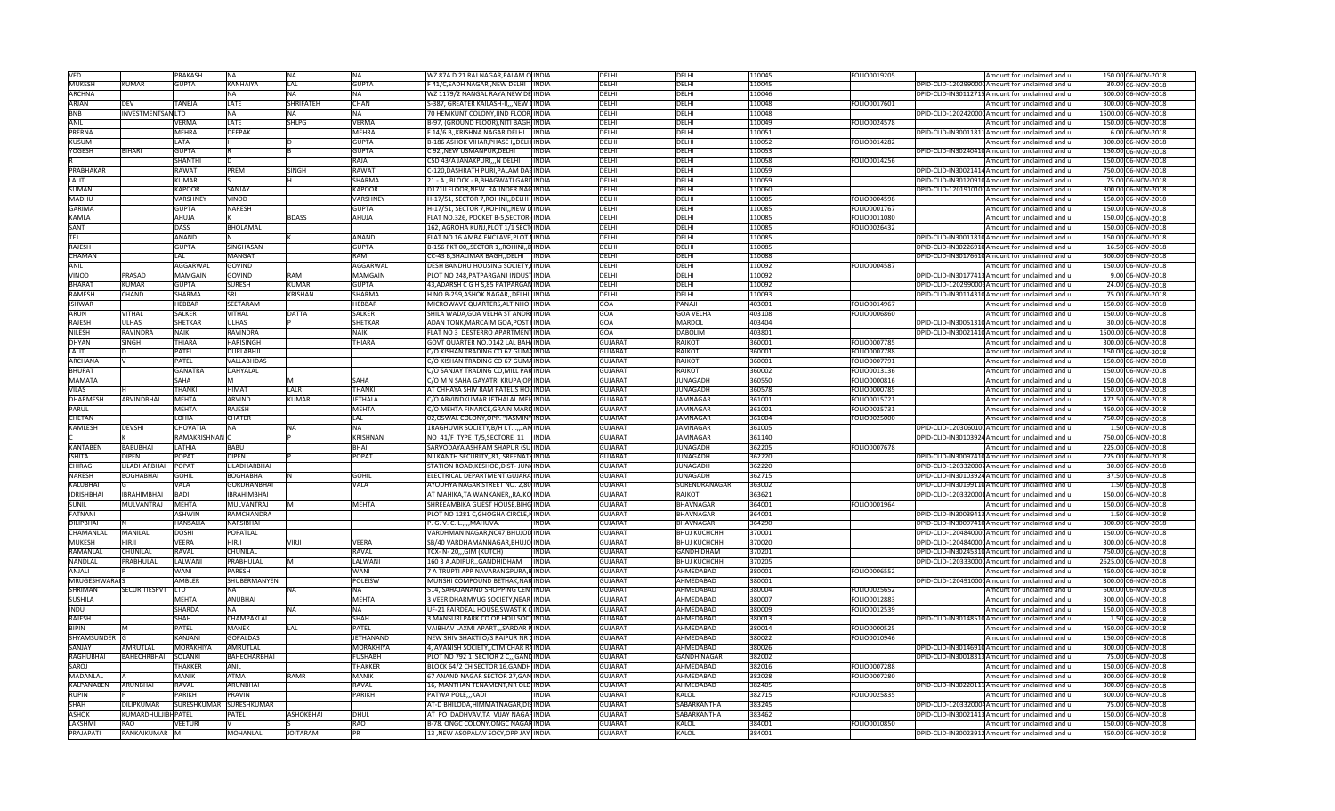| VED | | PRAKASH | NA | NA | NA | WZ 87A D 21 RAJ NAGAR,PALAM CO | INDIA | DELHI | DELHI | 110045 | FOLIO0019205 | | Amount for unclaimed and u | 150.00 | 06-NOV-2018 |
|---|---|---|---|---|---|---|---|---|---|---|---|---|---|---|---|
| MUKESH | KUMAR | GUPTA | KANHAIYA | LAL | GUPTA | F 41/C,SADH NAGAR,,NEW DELHI | INDIA | DELHI | DELHI | 110045 | | DPID-CLID-1202990000 | Amount for unclaimed and u | 30.00 | 06-NOV-2018 |
| ARCHNA | | | NA | NA | NA | WZ 1179/2 NANGAL RAYA,NEW DE | INDIA | DELHI | DELHI | 110046 | | DPID-CLID-IN30112715 | Amount for unclaimed and u | 300.00 | 06-NOV-2018 |
| ARJAN | DEV | TANEJA | LATE | SHRIFATEH | CHAN | S-387, GREATER KAILASH-II,,,NEW D | INDIA | DELHI | DELHI | 110048 | FOLIO0017601 | | Amount for unclaimed and u | 300.00 | 06-NOV-2018 |
| BNB | INVESTMENTSAN | LTD | NA | NA | NA | 70 HEMKUNT COLONY,IIND FLOOR, | INDIA | DELHI | DELHI | 110048 | | DPID-CLID-1202420000 | Amount for unclaimed and u | 1500.00 | 06-NOV-2018 |
| ANIL | | VERMA | LATE | SHLPG | VERMA | B-97, (GROUND FLOOR),NITI BAGH, | INDIA | DELHI | DELHI | 110049 | FOLIO0024578 | | Amount for unclaimed and u | 150.00 | 06-NOV-2018 |
| PRERNA | | MEHRA | DEEPAK | | MEHRA | F 14/6 B,,KRISHNA NAGAR,DELHI | INDIA | DELHI | DELHI | 110051 | | DPID-CLID-IN30011811 | Amount for unclaimed and u | 6.00 | 06-NOV-2018 |
| KUSUM | | LATA | H | D | GUPTA | B-186 ASHOK VIHAR,PHASE I,,DELH | INDIA | DELHI | DELHI | 110052 | FOLIO0014282 | | Amount for unclaimed and u | 300.00 | 06-NOV-2018 |
| YOGESH | BIHARI | GUPTA | R | B | GUPTA | C 92,,NEW USMANPUR,DELHI | INDIA | DELHI | DELHI | 110053 | | DPID-CLID-IN30240410 | Amount for unclaimed and u | 150.00 | 06-NOV-2018 |
| R | | SHANTHI | D | | RAJA | C5D-43/A JANAKPURI,,,N DELHI | INDIA | DELHI | DELHI | 110058 | FOLIO0014256 | | Amount for unclaimed and u | 150.00 | 06-NOV-2018 |
| PRABHAKAR | | RAWAT | PREM | SINGH | RAWAT | C-120,DASHRATH PURI,PALAM DAB | INDIA | DELHI | DELHI | 110059 | | DPID-CLID-IN30021414 | Amount for unclaimed and u | 750.00 | 06-NOV-2018 |
| LALIT | | KUMAR | S | H | SHARMA | 21 - A , BLOCK - B,BHAGWATI GARD | INDIA | DELHI | DELHI | 110059 | | DPID-CLID-IN30120910 | Amount for unclaimed and u | 75.00 | 06-NOV-2018 |
| SUMAN | | KAPOOR | SANJAY | | KAPOOR | D171II FLOOR,NEW RAJINDER NAG | INDIA | DELHI | DELHI | 110060 | | DPID-CLID-1201910100 | Amount for unclaimed and u | 300.00 | 06-NOV-2018 |
| MADHU | | VARSHNEY | VINOD | | VARSHNEY | H-17/51, SECTOR 7,ROHINI,,DELHI | INDIA | DELHI | DELHI | 110085 | FOLIO0004598 | | Amount for unclaimed and u | 150.00 | 06-NOV-2018 |
| GARIMA | | GUPTA | NARESH | | GUPTA | H-17/51, SECTOR 7,ROHINI,,NEW D | INDIA | DELHI | DELHI | 110085 | FOLIO0001767 | | Amount for unclaimed and u | 150.00 | 06-NOV-2018 |
| KAMLA | | AHUJA | K | BDASS | AHUJA | FLAT NO.326, POCKET B-5,SECTOR- | INDIA | DELHI | DELHI | 110085 | FOLIO0011080 | | Amount for unclaimed and u | 150.00 | 06-NOV-2018 |
| SANT | | DASS | BHOLAMAL | | | 162, AGROHA KUNJ,PLOT 1/1 SECT | INDIA | DELHI | DELHI | 110085 | FOLIO0026432 | | Amount for unclaimed and u | 150.00 | 06-NOV-2018 |
| TEJ | | ANAND | N | K | ANAND | FLAT NO 16 AMBA ENCLAVE,PLOT | INDIA | DELHI | DELHI | 110085 | | DPID-CLID-IN30011810 | Amount for unclaimed and u | 150.00 | 06-NOV-2018 |
| RAJESH | | GUPTA | SINGHASAN | | GUPTA | B-156 PKT 00,,SECTOR 1,,ROHINI,,D | INDIA | DELHI | DELHI | 110085 | | DPID-CLID-IN30226910 | Amount for unclaimed and u | 16.50 | 06-NOV-2018 |
| CHAMAN | | LAL | MANGAT | | RAM | CC-43 B,SHALIMAR BAGH,,DELHI | INDIA | DELHI | DELHI | 110088 | | DPID-CLID-IN30176610 | Amount for unclaimed and u | 300.00 | 06-NOV-2018 |
| ANIL | | AGGARWAL | GOVIND | | AGGARWAL | DESH BANDHU HOUSING SOCIETY, | INDIA | DELHI | DELHI | 110092 | FOLIO0004587 | | Amount for unclaimed and u | 150.00 | 06-NOV-2018 |
| VINOD | PRASAD | MAMGAIN | GOVIND | RAM | MAMGAIN | PLOT NO 248,PATPARGANJ INDUST | INDIA | DELHI | DELHI | 110092 | | DPID-CLID-IN30177413 | Amount for unclaimed and u | 9.00 | 06-NOV-2018 |
| BHARAT | KUMAR | GUPTA | SURESH | KUMAR | GUPTA | 43,ADARSH C G H S,85 PATPARGAN | INDIA | DELHI | DELHI | 110092 | | DPID-CLID-1202990008 | Amount for unclaimed and u | 24.00 | 06-NOV-2018 |
| RAMESH | CHAND | SHARMA | SRI | KRISHAN | SHARMA | H NO B-259,ASHOK NAGAR,,DELHI | INDIA | DELHI | DELHI | 110093 | | DPID-CLID-IN30114310 | Amount for unclaimed and u | 75.00 | 06-NOV-2018 |
| ISHWAR | | HEBBAR | SEETARAM | | HEBBAR | MICROWAVE QUARTERS,ALTINHO | INDIA | GOA | PANAJI | 403001 | FOLIO0014967 | | Amount for unclaimed and u | 150.00 | 06-NOV-2018 |
| ARUN | VITHAL | SALKER | VITHAL | DATTA | SALKER | SHILA WADA,GOA VELHA ST ANDRE | INDIA | GOA | GOA VELHA | 403108 | FOLIO0006860 | | Amount for unclaimed and u | 150.00 | 06-NOV-2018 |
| RAJESH | ULHAS | SHETKAR | ULHAS | P | SHETKAR | ADAN TONK,MARCAIM GOA,POST | INDIA | GOA | MARDOL | 403404 | | DPID-CLID-IN30051310 | Amount for unclaimed and u | 30.00 | 06-NOV-2018 |
| NILESH | RAVINDRA | NAIK | RAVINDRA | | NAIK | FLAT NO 3 DESTERRO APARTMENT | INDIA | GOA | DABOLIM | 403801 | | DPID-CLID-IN30021410 | Amount for unclaimed and u | 1500.00 | 06-NOV-2018 |
| DHYAN | SINGH | THIARA | HARISINGH | | THIARA | GOVT QUARTER NO.D142 LAL BAH | INDIA | GUJARAT | RAJKOT | 360001 | FOLIO0007785 | | Amount for unclaimed and u | 300.00 | 06-NOV-2018 |
| LALIT | D | PATEL | DURLABHJI | | | C/O KISHAN TRADING CO 67 GUMA | INDIA | GUJARAT | RAJKOT | 360001 | FOLIO0007788 | | Amount for unclaimed and u | 150.00 | 06-NOV-2018 |
| ARCHANA | V | PATEL | VALLABHDAS | | | C/O KISHAN TRADING CO 67 GUMA | INDIA | GUJARAT | RAJKOT | 360001 | FOLIO0007791 | | Amount for unclaimed and u | 150.00 | 06-NOV-2018 |
| BHUPAT | | GANATRA | DAHYALAL | | | C/O SANJAY TRADING CO,MILL PAR | INDIA | GUJARAT | RAJKOT | 360002 | FOLIO0013136 | | Amount for unclaimed and u | 150.00 | 06-NOV-2018 |
| MAMATA | | SAHA | M | M | SAHA | C/O M N SAHA GAYATRI KRUPA,OP | INDIA | GUJARAT | JUNAGADH | 360550 | FOLIO0000816 | | Amount for unclaimed and u | 150.00 | 06-NOV-2018 |
| VILAS | H | THANKI | HIMAT | LALR | THANKI | AT CHHAYA SHIV RAM PATEL'S HOU | INDIA | GUJARAT | JUNAGADH | 360578 | FOLIO0000785 | | Amount for unclaimed and u | 150.00 | 06-NOV-2018 |
| DHARMESH | ARVINDBHAI | MEHTA | ARVIND | KUMAR | JETHALA | C/O ARVINDKUMAR JETHALAL MEH | INDIA | GUJARAT | JAMNAGAR | 361001 | FOLIO0015721 | | Amount for unclaimed and u | 472.50 | 06-NOV-2018 |
| PARUL | | MEHTA | RAJESH | | MEHTA | C/O MEHTA FINANCE,GRAIN MARK | INDIA | GUJARAT | JAMNAGAR | 361001 | FOLIO0025731 | | Amount for unclaimed and u | 450.00 | 06-NOV-2018 |
| CHETAN | | LOHIA | CHATER | | LAL | 02,OSWAL COLONY,OPP. ''JASMIN'' | INDIA | GUJARAT | JAMNAGAR | 361004 | FOLIO0025000 | | Amount for unclaimed and u | 750.00 | 06-NOV-2018 |
| KAMLESH | DEVSHI | CHOVATIA | NA | NA | NA | 1RAGHUVIR SOCIETY,B/H I.T.I.,,JAM | INDIA | GUJARAT | JAMNAGAR | 361005 | | DPID-CLID-1203060100 | Amount for unclaimed and u | 1.50 | 06-NOV-2018 |
| C | K | RAMAKRISHNAN | C | | KRISHNAN | NO 41/F TYPE T/5,SECTORE 11 | INDIA | GUJARAT | JAMNAGAR | 361140 | | DPID-CLID-IN30103924 | Amount for unclaimed and u | 750.00 | 06-NOV-2018 |
| KANTABEN | BABUBHAI | LATHIA | BABU | | BHAI | SARVODAYA ASHRAM SHAPUR (SU | INDIA | GUJARAT | JUNAGADH | 362205 | FOLIO0007678 | | Amount for unclaimed and u | 225.00 | 06-NOV-2018 |
| ISHITA | DIPEN | POPAT | DIPEN | P | POPAT | NILKANTH SECURITY,,81, SREENATH | INDIA | GUJARAT | JUNAGADH | 362220 | | DPID-CLID-IN30097410 | Amount for unclaimed and u | 225.00 | 06-NOV-2018 |
| CHIRAG | LILADHARBHAI | POPAT | LILADHARBHAI | | | STATION ROAD,KESHOD,DIST- JUN | INDIA | GUJARAT | JUNAGADH | 362220 | | DPID-CLID-1203320002 | Amount for unclaimed and u | 30.00 | 06-NOV-2018 |
| NARESH | BOGHABHAI | GOHIL | BOGHABHAI | N | GOHIL | ELECTRICAL DEPARTMENT,GUJARA | INDIA | GUJARAT | JUNAGADH | 362715 | | DPID-CLID-IN30103924 | Amount for unclaimed and u | 37.50 | 06-NOV-2018 |
| KALUBHAI | G | VALA | GORDHANBHAI | | VALA | AYODHYA NAGAR STREET NO. 2,BE | INDIA | GUJARAT | SURENDRANAGAR | 363002 | | DPID-CLID-IN30199110 | Amount for unclaimed and u | 1.50 | 06-NOV-2018 |
| IDRISHBHAI | IBRAHIMBHAI | BADI | IBRAHIMBHAI | | | AT MAHIKA,TA WANKANER,,RAJKO | INDIA | GUJARAT | RAJKOT | 363621 | | DPID-CLID-1203320003 | Amount for unclaimed and u | 150.00 | 06-NOV-2018 |
| SUNIL | MULVANTRAJ | MEHTA | MULVANTRAJ | M | MEHTA | SHREEAMBIKA GUEST HOUSE,BIHG | INDIA | GUJARAT | BHAVNAGAR | 364001 | FOLIO0001964 | | Amount for unclaimed and u | 150.00 | 06-NOV-2018 |
| FATNANI | | ASHWIN | RAMCHANDRA | | | PLOT NO 1281 C,GHOGHA CIRCLE,M | INDIA | GUJARAT | BHAVNAGAR | 364001 | | DPID-CLID-IN30039413 | Amount for unclaimed and u | 1.50 | 06-NOV-2018 |
| DILIPBHAI | N | HANSALIA | NARSIBHAI | | | P. G. V. C. L.,,,,MAHUVA. | INDIA | GUJARAT | BHAVNAGAR | 364290 | | DPID-CLID-IN30097410 | Amount for unclaimed and u | 300.00 | 06-NOV-2018 |
| CHAMANLAL | MANILAL | DOSHI | POPATLAL | | | VARDHMAN NAGAR,NC47,BHUJOD | INDIA | GUJARAT | BHUJ KUCHCHH | 370001 | | DPID-CLID-1204840000 | Amount for unclaimed and u | 150.00 | 06-NOV-2018 |
| MUKESH | HIRJI | VEERA | HIRJI | VIRJI | VEERA | SB/40 VARDHAMANNAGAR,BHUJO | INDIA | GUJARAT | BHUJ KUCHCHH | 370020 | | DPID-CLID-1204840000 | Amount for unclaimed and u | 300.00 | 06-NOV-2018 |
| RAMANLAL | CHUNILAL | RAVAL | CHUNILAL | | RAVAL | TCX- N- 20,,,GIM (KUTCH) | INDIA | GUJARAT | GANDHIDHAM | 370201 | | DPID-CLID-IN30245310 | Amount for unclaimed and u | 750.00 | 06-NOV-2018 |
| NANDLAL | PRABHULAL | LALWANI | PRABHULAL | M | LALWANI | 160 3 A,ADIPUR,,GANDHIDHAM | INDIA | GUJARAT | BHUJ KUCHCHH | 370205 | | DPID-CLID-1203330000 | Amount for unclaimed and u | 2625.00 | 06-NOV-2018 |
| ANJALI | P | WANI | PARESH | | WANI | 7 A TRUPTI APP NAVARANGPURA,B | INDIA | GUJARAT | AHMEDABAD | 380001 | FOLIO0006552 | | Amount for unclaimed and u | 450.00 | 06-NOV-2018 |
| MRUGESHWARAIS | | AMBLER | SHUBERMANYEN | | POLEISW | MUNSHI COMPOUND BETHAK,NAR | INDIA | GUJARAT | AHMEDABAD | 380001 | | DPID-CLID-1204910000 | Amount for unclaimed and u | 300.00 | 06-NOV-2018 |
| SHRIMAN | SECURITIESPVT | LTD | NA | NA | NA | 514, SAHAJANAND SHOPPING CEN | INDIA | GUJARAT | AHMEDABAD | 380004 | FOLIO0025652 | | Amount for unclaimed and u | 600.00 | 06-NOV-2018 |
| SUSHILA | | MEHTA | ANUBHAI | | MEHTA | 3 VEER DHARMYUG SOCIETY,NEAR | INDIA | GUJARAT | AHMEDABAD | 380007 | FOLIO0012883 | | Amount for unclaimed and u | 300.00 | 06-NOV-2018 |
| INDU | | SHARDA | NA | NA | NA | UF-21 FAIRDEAL HOUSE,SWASTIK C | INDIA | GUJARAT | AHMEDABAD | 380009 | FOLIO0012539 | | Amount for unclaimed and u | 150.00 | 06-NOV-2018 |
| RAJESH | | SHAH | CHAMPAKLAL | | SHAH | 3 MANSURI PARK CO OP HOU SOCI | INDIA | GUJARAT | AHMEDABAD | 380013 | | DPID-CLID-IN30148510 | Amount for unclaimed and u | 1.50 | 06-NOV-2018 |
| BIPIN | M | PATEL | MANEK | LAL | PATEL | VAIBHAV LAXMI APART.,,SARDAR P | INDIA | GUJARAT | AHMEDABAD | 380014 | FOLIO0000525 | | Amount for unclaimed and u | 450.00 | 06-NOV-2018 |
| SHYAMSUNDER | G | KANJANI | GOPALDAS | | JETHANAND | NEW SHIV SHAKTI O/S RAIPUR NR C | INDIA | GUJARAT | AHMEDABAD | 380022 | FOLIO0010946 | | Amount for unclaimed and u | 150.00 | 06-NOV-2018 |
| SANJAY | AMRUTLAL | MORAKHIYA | AMRUTLAL | | MORAKHIYA | 4, AVANISH SOCIETY,,CTM CHAR RA | INDIA | GUJARAT | AHMEDABAD | 380026 | | DPID-CLID-IN30146910 | Amount for unclaimed and u | 300.00 | 06-NOV-2018 |
| RAGHUBHAI | BAHECHRBHAI | SOLANKI | BAHECHARBHAI | | FUSHABH | PLOT NO 792 1 SECTOR 2 C,,,GAND | INDIA | GUJARAT | GANDHINAGAR | 382002 | | DPID-CLID-IN30018313 | Amount for unclaimed and u | 75.00 | 06-NOV-2018 |
| SAROJ | | THAKKER | ANIL | | THAKKER | BLOCK 64/2 CH SECTOR 16,GANDH | INDIA | GUJARAT | AHMEDABAD | 382016 | FOLIO0007288 | | Amount for unclaimed and u | 150.00 | 06-NOV-2018 |
| MADANLAL | A | MANIK | ATMA | RAMR | MANIK | 67 ANAND NAGAR SECTOR 27,GAN | INDIA | GUJARAT | AHMEDABAD | 382028 | FOLIO0007280 | | Amount for unclaimed and u | 300.00 | 06-NOV-2018 |
| KALPANABEN | ARUNBHAI | RAVAL | ARUNBHAI | | RAVAL | 16, MANTHAN TENAMENT,NR OLD | INDIA | GUJARAT | AHMEDABAD | 382405 | | DPID-CLID-IN30220111 | Amount for unclaimed and u | 300.00 | 06-NOV-2018 |
| RUPIN | P | PARIKH | PRAVIN | | PARIKH | PATWA POLE,,,KADI | INDIA | GUJARAT | KALOL | 382715 | FOLIO0025835 | | Amount for unclaimed and u | 300.00 | 06-NOV-2018 |
| SHAH | DILIPKUMAR | SURESHKUMAR | SURESHKUMAR | | | AT-D BHILODA,HIMMATNAGAR,DIS | INDIA | GUJARAT | SABARKANTHA | 383245 | | DPID-CLID-1203320004 | Amount for unclaimed and u | 75.00 | 06-NOV-2018 |
| ASHOK | KUMARDHULJIBH | PATEL | PATEL | ASHOKBHAI | DHUL | AT PO DADHVAV,TA VIJAY NAGAR | INDIA | GUJARAT | SABARKANTHA | 383462 | | DPID-CLID-IN30021413 | Amount for unclaimed and u | 150.00 | 06-NOV-2018 |
| LAKSHMI | RAO | VEETURI | V | S | RAO | B-78, ONGC COLONY,ONGC NAGAR | INDIA | GUJARAT | KALOL | 384001 | FOLIO0010850 | | Amount for unclaimed and u | 150.00 | 06-NOV-2018 |
| PRAJAPATI | PANKAJKUMAR | M | MOHANLAL | JOITARAM | PR | 13 ,NEW ASOPALAV SOCY,OPP JAY | INDIA | GUJARAT | KALOL | 384001 | | DPID-CLID-IN30023912 | Amount for unclaimed and u | 450.00 | 06-NOV-2018 |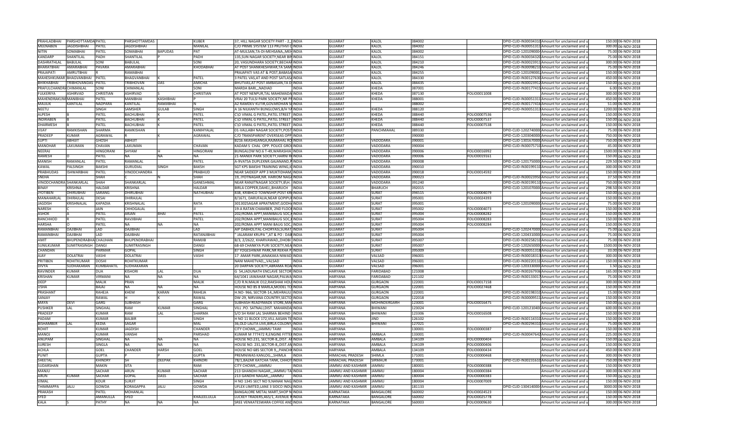| | | | | | | | | | | | | | | | | |
|---|---|---|---|---|---|---|---|---|---|---|---|---|---|---|---|---|
| PRAHLADBHAI | PARSHOTTAMDA | PATEL | PARSHOTTAMDAS | | KUBER | 37, HILL NAGAR SOCIETY PART - 2,,I | INDIA | GUJARAT | KALOL | 384002 | | DPID-CLID-IN30034310 | Amount for unclaimed and u | 150.00 | 06-NOV-2018 |
| MEENABEN | JAGDISHBHAI | PATEL | JAGDISHBHAI | | MANILAL | C/O PRIME SYSTEM 113 PRUTHVI C | INDIA | GUJARAT | KALOL | 384002 | | DPID-CLID-IN30051311 | Amount for unclaimed and u | 300.00 | 06-NOV-2018 |
| NITIN | SOMABHAI | PATEL | SOMABHAI | BAPUDAS | PAT | AT-MULSAN,TA-DI-MEHSANA,,MEH | INDIA | GUJARAT | KALOL | 384002 | | DPID-CLID-1201090004 | Amount for unclaimed and u | 75.00 | 06-NOV-2018 |
| KANDARP | SHANTILAL | PADH | SHANTILAL | P | PADH | 135,SUN NAGAR SOCIETY,NEAR BIN | INDIA | GUJARAT | KALOL | 384151 | | DPID-CLID-IN30034320 | Amount for unclaimed and u | 75.00 | 06-NOV-2018 |
| DASHRATHLAL | BABULAL | SONI | BABULAL | | SONI | 20, VASUNDHARA SOCIETY,BECHAR | INDIA | GUJARAT | KALOL | 384210 | | DPID-CLID-IN30023911 | Amount for unclaimed and u | 300.00 | 06-NOV-2018 |
| BHARATBHAI | AMARABHAI | PAVARA | AMARABHAI | | KHODABHAI | AT POST SHANKHESHWAR,TA SAM | INDIA | GUJARAT | KALOL | 384246 | | DPID-CLID-IN30098210 | Amount for unclaimed and u | 75.00 | 06-NOV-2018 |
| PRAJAPATI | AMRUTBHAI | R | RAMABHAI | | | PRAJAPATI VAS AT & POST,BABASA | INDIA | GUJARAT | KALOL | 384255 | | DPID-CLID-1201090002 | Amount for unclaimed and u | 150.00 | 06-NOV-2018 |
| MAHESHKUMAR | BHAGVANBHAI | PATEL | BHAGVANBHAI | K | PATEL | 3 PATEL VAS,AT AND POST SATLASA | INDIA | GUJARAT | KALOL | 384330 | | DPID-CLID-IN30127630 | Amount for unclaimed and u | 450.00 | 06-NOV-2018 |
| BHIKHABHAI | TRIBHOVANDAS | PATEL | TRIBHOVAN | DAS | AMICHA | BHUTVAS,AT POST AMBASAN,TA D | INDIA | GUJARAT | KALOL | 384435 | | DPID-CLID-IN30023912 | Amount for unclaimed and u | 150.00 | 06-NOV-2018 |
| PRAFULCHANDRA | CHIMANLAL | SONI | CHIMANLAL | | SONI | MARDA BARI,,,NADIAD | INDIA | GUJARAT | KHEDA | 387001 | | DPID-CLID-IN30177415 | Amount for unclaimed and u | 6.00 | 06-NOV-2018 |
| FULKERIYA | ASHIRVAD | CHRISTIAN | ASHIRVAD | S | CHRISTIAN | AT POST NENPUR,TAL MAHEMADA | INDIA | GUJARAT | KHEDA | 387130 | FOLIO0011008 | | Amount for unclaimed and u | 300.00 | 06-NOV-2018 |
| MAHENDRAKUM | MANIBHAI | PATEL | MANIBHAI | KASHIBHAI | P | VRAJ 20 TULSI PARK SOCIETY,NR PR | INDIA | GUJARAT | KHEDA | 388001 | | DPID-CLID-IN30051311 | Amount for unclaimed and u | 450.00 | 06-NOV-2018 |
| MAULIK | KANTILAL | NADPARA | KANTILAL | RAMJIBHAI | N | A2 RAMDEV KUTIR,GOVARDHAN S | INDIA | GUJARAT | | 388002 | | DPID-CLID-IN30177416 | Amount for unclaimed and u | 51.00 | 06-NOV-2018 |
| NEETU | | SINGH | SAMSHER | GULAB | SINGH | A 16 NILKANTH BUNGLOWS,B/H VA | INDIA | GUJARAT | KHEDA | 388120 | | DPID-CLID-IN30051313 | Amount for unclaimed and u | 1200.00 | 06-NOV-2018 |
| ALPESH | B | PATEL | BACHUBHAI | K | PATEL | C\O VIMAL G PATEL,PATEL STREET | INDIA | GUJARAT | KHEDA | 388440 | FOLIO0007536 | | Amount for unclaimed and u | 150.00 | 06-NOV-2018 |
| INDIRABEN | B | PATEL | BACHUBHAI | K | PATEL | C\O VIMAL G PATEL,PATEL STREET | INDIA | GUJARAT | KHEDA | 388440 | FOLIO0007537 | | Amount for unclaimed and u | 150.00 | 06-NOV-2018 |
| DHARMESH | B | PATEL | BACHUBHAI | K | PATEL | C\O VIMAL G PATEL,PATEL STREET | INDIA | GUJARAT | KHEDA | 388440 | FOLIO0007538 | | Amount for unclaimed and u | 150.00 | 06-NOV-2018 |
| VIJAY | RAMKISHAN | SHARMA | RAMKISHAN | | KANHIYALAL | 01-VALLABH NAGAR SOCIETY,POST | INDIA | GUJARAT | PANCHMAHAL | 389330 | | DPID-CLID-1202740000 | Amount for unclaimed and u | 75.00 | 06-NOV-2018 |
| PRADEEP | KUMAR | AGRAWAL | R | K | AGRAWAL | C/O TRANSPARENT OVERSEAS OPP | INDIA | GUJARAT | | 390000 | | DPID-CLID-1203040000 | Amount for unclaimed and u | 750.00 | 06-NOV-2018 |
| SUPTI | ABHIJIT | GHOSH | ABHIJIT | | | B216 AKASHGANGA,RAJMAHAL RO | INDIA | GUJARAT | VADODARA | 390001 | | DPID-CLID-1301670000 | Amount for unclaimed and u | 750.00 | 06-NOV-2018 |
| MANOHAR | LAXUMAN | CHAVAN | LAXUMAN | | CHAVAN | KADAM S CHAL OPP. POLICE GROU | INDIA | GUJARAT | VADODARA | 390004 | | DPID-CLID-IN30075710 | Amount for unclaimed and u | 45.00 | 06-NOV-2018 |
| NEERAJ | | HINGORANI | SHYAM | H | HINGORANI | BUNGALOW NO.6 T-49,WARASHIA | INDIA | GUJARAT | VADODARA | 390006 | FOLIO0016992 | | Amount for unclaimed and u | 1500.00 | 06-NOV-2018 |
| RAMESH | D | PATEL | NA | NA | NA | 21-MANEK PARK SOCIETY,HARNI R | INDIA | GUJARAT | VADODARA | 390006 | FOLIO0019161 | | Amount for unclaimed and u | 150.00 | 06-NOV-2018 |
| MANISH | RAMANLAL | PATEL | RAMANLAL | | PATEL | A-9VATSA DUPLEXNR.GAJANAND,P | INDIA | GUJARAT | VADODARA | 390008 | | DPID-CLID-1201750000 | Amount for unclaimed and u | 229.50 | 06-NOV-2018 |
| KAWAL | PALSINGH | BAKSHI | GURUDIAL | SINGH | BAKSH | SGT KPS BAKSHI TRAINING WING,I | INDIA | GUJARAT | VADODARA | 390010 | | DPID-CLID-IN30199110 | Amount for unclaimed and u | 300.00 | 06-NOV-2018 |
| PRABHUDAS | ISHWARBHAI | PATEL | VINODCHANDRA | | PRABHUD | NEAR SAIDEEP APP 3 MUKTIDHAM | INDIA | GUJARAT | VADODARA | 390018 | FOLIO0014592 | | Amount for unclaimed and u | 150.00 | 06-NOV-2018 |
| SNEHA | | SHAH | C | N | SHAH | 19, JYOTNAGAR,NR. HAROM NAGA | INDIA | GUJARAT | VADODARA | 390023 | | DPID-CLID-IN30023950 | Amount for unclaimed and u | 37.50 | 06-NOV-2018 |
| VINODCHANDRA | SHANKARLAL | SHAH | SHANKARLAL | | GANESHMAL | NEAR RANJITNAGAR SOCIETY,B\H. | INDIA | GUJARAT | VADODARA | 391240 | | DPID-CLID-IN30199110 | Amount for unclaimed and u | 750.00 | 06-NOV-2018 |
| BINAY | KRISHNA | HALDAR | KRISHNA | | HALDAR | BIRLA COPPER,DAHEJ,,BHARUCH | INDIA | GUJARAT | BHARUCH | 392015 | | DPID-CLID-1201070000 | Amount for unclaimed and u | 298.50 | 06-NOV-2018 |
| JYOTIBEN | DHIRUBHAI | SARANG | DHIRUBHAI | | NATHUBHAI | 838, KRIBHCO TOWNSHIP,POST KRI | INDIA | GUJARAT | SURAT | 394515 | FOLIO0004079 | | Amount for unclaimed and u | 150.00 | 06-NOV-2018 |
| MANAHARLAL | DHIRAJLAL | DESAI | DHIRAJLAL | | | 8/1671, DARUFALIA,NEAR GOPIPUR | INDIA | GUJARAT | SURAT | 395001 | FOLIO0024393 | | Amount for unclaimed and u | 150.00 | 06-NOV-2018 |
| JAGDISH | KRISHNALAL | KAPADIA | KRISHNALAL | | RATA | 301302SAGAR APRATMENT,GODH | INDIA | GUJARAT | SURAT | 395001 | | DPID-CLID-1201090000 | Amount for unclaimed and u | 75.00 | 06-NOV-2018 |
| NARESH | C | JAIN | CHHOGALAL | | JI | 19-A RATAN CHAMBER, 2ND FLOOR | INDIA | GUJARAT | SURAT | 395002 | FOLIO0004073 | | Amount for unclaimed and u | 150.00 | 06-NOV-2018 |
| ASHOK | A | PATEL | ARJAN | BHAI | PATEL | 202/ROMA APPT,MANIBAUG SOC,K | INDIA | GUJARAT | SURAT | 395004 | FOLIO0008282 | | Amount for unclaimed and u | 150.00 | 06-NOV-2018 |
| RANCHHOD | R | PATEL | RAVJIBHAI | | PATEL | 202/ROMA APPT,MANIBAUG SOC,K | INDIA | GUJARAT | SURAT | 395004 | FOLIO0008283 | | Amount for unclaimed and u | 150.00 | 06-NOV-2018 |
| HARSHA | O | PATEL | NA | NA | NA | 202/ROMA APPT MANI BAUG SOC, | INDIA | GUJARAT | SURAT | 395004 | FOLIO0008284 | | Amount for unclaimed and u | 150.00 | 06-NOV-2018 |
| RAMANBHAI | DAJIBHAI | LAD | DAJIBHAI | | LAD | AIP DABHOLITAL-CHORYASI,SURAT | INDIA | GUJARAT | SURAT | 395004 | | DPID-CLID-1202470000 | Amount for unclaimed and u | 75.00 | 06-NOV-2018 |
| RAMANBHAI | DAJIBHAI | LAD | DAJIBHAI | | RATANJIBHAI | " JALARAM KRUPA ",AT & PO : DAB | INDIA | GUJARAT | SURAT | 395004 | | DPID-CLID-1204310000 | Amount for unclaimed and u | 75.00 | 06-NOV-2018 |
| AMIT | BHUPENDRABHA | CHAUHAN | BHUPENDRABHAI | | RAMJIB | B/3, 2/2622, KHARVAWAD,,DHOBI | INDIA | GUJARAT | SURAT | 395007 | | DPID-CLID-IN30258210 | Amount for unclaimed and u | 75.00 | 06-NOV-2018 |
| SUNILKUMAR | SUMITRASINGH | DANGI | SUMITRASINGH | | DANGI | 68-69 CHANKYA PURI SOCIETY,NEA | INDIA | GUJARAT | SURAT | 395007 | | DPID-CLID-1202650000 | Amount for unclaimed and u | 1500.00 | 06-NOV-2018 |
| CHANDAN | | PARMAR | GOPAL | | SINGH | 87 YOGESHWAR PARK,NR REKHA P | INDIA | GUJARAT | SURAT | 395009 | | DPID-CLID-IN30051318 | Amount for unclaimed and u | 33.00 | 06-NOV-2018 |
| AJAY | DOLATRAI | VASHI | DOLATRAI | | VASHI | 17 AMAR PARK,JANAKAKA NIWAD | INDIA | GUJARAT | VALSAD | 396001 | | DPID-CLID-IN30018313 | Amount for unclaimed and u | 300.00 | 06-NOV-2018 |
| PRITIBEN | ROHITKUMAR | DOSHI | ROHITKUMAR | | | NANI MAHETVAD,,,VALSAD | INDIA | GUJARAT | VALSAD | 396001 | | DPID-CLID-IN30220110 | Amount for unclaimed and u | 150.00 | 06-NOV-2018 |
| DIVYA | SUDHAKARAN | KUMBAHATIL | SUDHAKARAN | | | 20 DARPAN SOCIETY,ABRAMA ROA | INDIA | GUJARAT | VALSAD | 396001 | | DPID-CLID-1203330000 | Amount for unclaimed and u | 1.50 | 06-NOV-2018 |
| RAVINDER | KUMAR | DUA | KISHORI | LAL | DUA | G 54,JADUNATH ENCLAVE SECTOR | INDIA | HARYANA | FARIDABAD | 121008 | | DPID-CLID-IN30267936 | Amount for unclaimed and u | 165.00 | 06-NOV-2018 |
| KRISHAN | KUMAR | VIRMANI | NA | NA | NA | 64/1041 JAWAHAR NAGAR,PALWA | INDIA | HARYANA | FARIDABAD | 121102 | | DPID-CLID-IN30133017 | Amount for unclaimed and u | 75.00 | 06-NOV-2018 |
| DEEP | | MALIK | PRAN | | MALIK | C/O R.N.MALIK O12,RAKSHAK HOU | INDIA | HARYANA | GURGAON | 122001 | FOLIO0017158 | | Amount for unclaimed and u | 300.00 | 06-NOV-2018 |
| USHA | | BAJAJ | NA | NA | NA | HOUSE NO 85 8 MARLA,MODEL TO | INDIA | HARYANA | GURGAON | 122001 | FOLIO0027468 | | Amount for unclaimed and u | 150.00 | 06-NOV-2018 |
| PRASHANT | | RAHEJA | KHEM | KARAN | RAHEJA | H.NO- 966, SECTOR-14,,MEHRAULI | INDIA | HARYANA | GURGAON | 122001 | | DPID-CLID-IN30198310 | Amount for unclaimed and u | 15.00 | 06-NOV-2018 |
| SANJAY | | RAWAL | H | K | RAWAL | DW-29, NIRVANA COUNTRY,SECTO | INDIA | HARYANA | GURGAON | 122018 | | DPID-CLID-IN30009511 | Amount for unclaimed and u | 150.00 | 06-NOV-2018 |
| MAYA | DEVI | GARG | SUBHASH | | GARG | SUBHASH READYMADE STORE,MA | INDIA | HARYANA | MOHINDERGARH | 123001 | FOLIO0016475 | | Amount for unclaimed and u | 150.00 | 06-NOV-2018 |
| PUSHKER | LAL | SINGHAL | RAM | KUMAR | SINGHAL | VILL .PO. SATNALI,DIST. MAHANDA | INDIA | HARYANA | BHIWANI | 123024 | | DPID-CLID-1201210400 | Amount for unclaimed and u | 600.00 | 06-NOV-2018 |
| PRADEEP | | KUMAR | RAM | LAL | SHARMA | S/O SH RAM LAL SHARMA BEHIND | INDIA | HARYANA | BHIWANI | 123306 | FOLIO0016508 | | Amount for unclaimed and u | 150.00 | 06-NOV-2018 |
| PADAM | | KUMAR | BALBIR | | SINGH | H NO 11 BLOCK 172,VILL AASAN TE | INDIA | HARYANA | JIND | 126102 | | DPID-CLID-IN30114310 | Amount for unclaimed and u | 150.00 | 06-NOV-2018 |
| BISHAMBER | LAL | KEDIA | SAGAR | | MAL | 36,OLD LALITA LIVE,BIRLA COLONY, | INDIA | HARYANA | BHIWANI | 127021 | | DPID-CLID-IN30294310 | Amount for unclaimed and u | 75.00 | 06-NOV-2018 |
| ROHIT | | KUMAR | JAGDISH | | CHANDER | CITY CHOWK,,,JAMMU TAWI | INDIA | HARYANA | | 130001 | FOLIO0000387 | | Amount for unclaimed and u | 150.00 | 06-NOV-2018 |
| MANOJ | | KUMAR | VANSHI | | PARSHAD | KUMAR M 777472 R,ENGINE FITTE | INDIA | HARYANA | AMBALA | 133001 | | DPID-CLID-IN30047642 | Amount for unclaimed and u | 225.00 | 06-NOV-2018 |
| ANUPAM | | SINGHAL | NA | NA | NA | HOUSE NO.231, SECTOR-8,,DIST. A | INDIA | HARYANA | AMBALA | 134109 | FOLIO0000404 | | Amount for unclaimed and u | 150.00 | 06-NOV-2018 |
| SURESH | | SINGLA | NA | NA | NA | HOUSE NO. 231,SECTOR-8,,DIST.AN | INDIA | HARYANA | AMBALA | 134109 | FOLIO0000406 | | Amount for unclaimed and u | 150.00 | 06-NOV-2018 |
| ACHLA | | GOEL | CHANDER | HARSH | GOEL | HOUSE NO 685 SECTOR 9,,,PANCHK | INDIA | HARYANA | AMBALA | 134109 | FOLIO0000434 | | Amount for unclaimed and u | 450.00 | 06-NOV-2018 |
| PUNIT | | GUPTA | P | P | GUPTA | PREMNIWAS KANLOG,,,SHIMLA | INDIA | HIMACHAL PRADESH | SHIMLA | 171001 | FOLIO0000468 | | Amount for unclaimed and u | 300.00 | 06-NOV-2018 |
| SHEETAL | | KHINDRY | SH | DEEPAK | KHINDRI | 78/1,BAZAR KATCHA TANK, CHHOT | INDIA | HIMACHAL PRADESH | SIRMAUR | 173001 | | DPID-CLID-IN30231610 | Amount for unclaimed and u | 750.00 | 06-NOV-2018 |
| SUDARSHAN | | MAKIN | SITA | | RAM | CITY CHOWK,,,JAMMU | INDIA | JAMMU AND KASHMIR | JAMMU | 180001 | FOLIO0000388 | | Amount for unclaimed and u | 150.00 | 06-NOV-2018 |
| MANJU | | SACHAR | ARUN | KUMAR | SACHAR | 213 GHANDHI NAGAR,,,JAMMU TA | INDIA | JAMMU AND KASHMIR | JAMMU | 180004 | FOLIO0000384 | | Amount for unclaimed and u | 300.00 | 06-NOV-2018 |
| ARUN | KUMAR | SACHAR | GOPAL | DASS | SACHAR | 213 GANDHI NAGAR,,,JAMMU | INDIA | JAMMU AND KASHMIR | JAMMU | 180004 | FOLIO0000383 | | Amount for unclaimed and u | 150.00 | 06-NOV-2018 |
| VIMAL | | KOUR | SURJIT | | SINGH | H NO 1345 SECT NO 9,NANAK NAG | INDIA | JAMMU AND KASHMIR | JAMMU | 180004 | FOLIO0007009 | | Amount for unclaimed and u | 150.00 | 06-NOV-2018 |
| THIMMAPPA | JALU | GOWDA | KORAGAPPA | JALU | GOWDA | UFLEX LIMITED,LANE 3 SIDCO INDU | INDIA | JAMMU AND KASHMIR | JAMMU | 181133 | | DPID-CLID-1304140004 | Amount for unclaimed and u | 3000.00 | 06-NOV-2018 |
| PRAKASH | | PATEL | MOHANLAL | | | BANGALORE METAL MART,SHOP N | INDIA | KARNATAKA | BANGALORE | 560002 | FOLIO0024523 | | Amount for unclaimed and u | 150.00 | 06-NOV-2018 |
| SYED | | AMANULLA | SYED | | KHALEELULLA | LUCKEY TRADERS,465/1, AVENUE R | INDIA | KARNATAKA | BANGALORE | 560002 | FOLIO0025778 | | Amount for unclaimed and u | 150.00 | 06-NOV-2018 |
| KALA | S | PATHY | NA | NA | NA | SREE VENKATESWARA COFFEE AND | INDIA | KARNATAKA | BANGALORE | 560003 | FOLIO0009630 | | Amount for unclaimed and u | 300.00 | 06-NOV-2018 |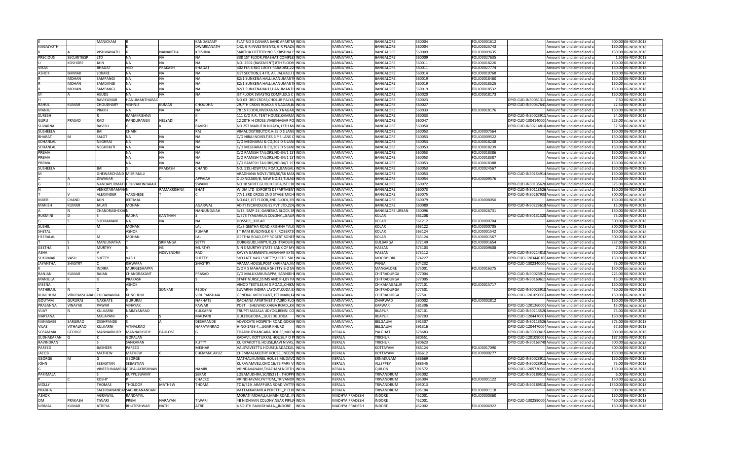| | | | | | | | | | | | | | | | | |
|---|---|---|---|---|---|---|---|---|---|---|---|---|---|---|---|---|
| K | | MANICKAM | R | | KANDASAMY | FLAT NO 3 CANARA BANK APARTM | INDIA | KARNATAKA | BANGALORE | 560004 | FOLIO0001612 | | Amount for unclaimed and u | 600.00 | 06-NOV-2018 |
| NAGAJYOTHI | | | E | | DWARKANATH | 142, G R INVESTMENTS, G R PLAZA | INDIA | KARNATAKA | BANGALORE | 560004 | FOLIO0025743 | | Amount for unclaimed and u | 150.00 | 06-NOV-2018 |
| K | A | VISHWANATH | K | NANANTHA | KRISHNA | SARITHA LOTTERY NO 5,KRISHNA P | INDIA | KARNATAKA | BANGALORE | 560009 | FOLIO0009635 | | Amount for unclaimed and u | 150.00 | 06-NOV-2018 |
| PRECIOUS | SECURITIESP | LTD | NA | NA | NA | 338 1ST FLOOR,PRABHAT COMPLEX | INDIA | KARNATAKA | BANGALORE | 560009 | FOLIO0027635 | | Amount for unclaimed and u | 1.50 | 06-NOV-2018 |
| U | KOSHORE | JAIN | NA | NA | NA | NO- 2502 (BASEMENT) 8TH FLOOR | INDIA | KARNATAKA | BANGALORE | 560011 | FOLIO0018220 | | Amount for unclaimed and u | 150.00 | 06-NOV-2018 |
| VIKAS | | BHAGAT | VED | PRAKASH | BHAGAT | 402 FLR 4 BLG LUCKY PARADISE,22 | INDIA | KARNATAKA | BANGALORE | 560011 | FOLIO0027774 | | Amount for unclaimed and u | 150.00 | 06-NOV-2018 |
| ASHOK | BHIMAJI | LOKARE | NA | NA | NA | GST SECTION,E 4 ITI, AF, JALHALLI E | INDIA | KARNATAKA | BANGALORE | 560014 | FOLIO0010768 | | Amount for unclaimed and u | 150.00 | 06-NOV-2018 |
| R | MOHAN | SAMPANGI | NA | NA | NA | 82/1 SUNKENA HALLI,HANUMANTH | INDIA | KARNATAKA | BANGALORE | 560019 | FOLIO0018460 | | Amount for unclaimed and u | 150.00 | 06-NOV-2018 |
| R | MOHAN | SAMDANGI | NA | NA | NA | 82/1 SUNKENA HALLI,HANUMANTH | INDIA | KARNATAKA | BANGALORE | 560019 | FOLIO0018525 | | Amount for unclaimed and u | 150.00 | 06-NOV-2018 |
| R | MOHAN | SAMPANGI | NA | NA | NA | 82/1 SUNKENAHALLI,HANUMANTH | INDIA | KARNATAKA | BANGALORE | 560019 | FOLIO0018532 | | Amount for unclaimed and u | 150.00 | 06-NOV-2018 |
| M | A | HEUDE | NA | NA | NA | IST FLOOR SWASTIQ COMPLEX,S C | INDIA | KARNATAKA | BANGALORE | 560020 | FOLIO0018173 | | Amount for unclaimed and u | 150.00 | 06-NOV-2018 |
| H | | RAVIKUMAR | HANUMANTHARAO | | | NO 63 3RD CROSS,CHOLUR PALYA, | INDIA | KARNATAKA | BANGALORE | 560023 | | DPID-CLID-IN30051311 | Amount for unclaimed and u | 7.50 | 06-NOV-2018 |
| RAHUL | KUMAR | CHOUDHARY | VISHNU | KUMAR | CHOUDHA | 29,7TH CROSS ROAD,S R NAGAR,BA | INDIA | KARNATAKA | BANGALORE | 560027 | | DPID-CLID-IN30047641 | Amount for unclaimed and u | 22.50 | 06-NOV-2018 |
| MANJU | | PRAKH | NA | NA | NA | 78 1S FLOOR,VIVEKANAND NAGAR, | INDIA | KARNATAKA | BANGALORE | 560033 | FOLIO0018176 | | Amount for unclaimed and u | 150.00 | 06-NOV-2018 |
| SURESH | | R | RAMAKRISHNA | | K | 111 C/O R.R. TENT HOUSE,KAMMA | INDIA | KARNATAKA | BANGALORE | 560033 | | DPID-CLID-IN30023911 | Amount for unclaimed and u | 24.00 | 06-NOV-2018 |
| GURU | PRASAD | RAO | PANDURANGA | NELYADI | R | 12 20TH H CROSS, VIVEKNAGAR PO | INDIA | KARNATAKA | BANGALORE | 560047 | | DPID-CLID-1304140000 | Amount for unclaimed and u | 225.00 | 06-NOV-2018 |
| SUVARNA | | RAVISH | G | | RAVISH | NO 257 MARUTHI NILAYA,13TH MA | INDIA | KARNATAKA | BANGALORE | 560050 | | DPID-CLID-IN30214810 | Amount for unclaimed and u | 37.50 | 06-NOV-2018 |
| SUSHEELA | | BAI | CHAIN | | RAJ | VIMAL DISTRBUTOR,A-59 D S LANE | INDIA | KARNATAKA | BANGALORE | 560053 | FOLIO0007564 | | Amount for unclaimed and u | 150.00 | 06-NOV-2018 |
| BHARAT | M | SALOT | NA | NA | NA | C/O NIRAJ NOVELTIES,6 P S LANE C | INDIA | KARNATAKA | BANGALORE | 560053 | FOLIO0009522 | | Amount for unclaimed and u | 150.00 | 06-NOV-2018 |
| SOHANLAL | | NEGHRAJ | NA | NA | NA | C/O MEGHARAJ & CO,202 D S LANE | INDIA | KARNATAKA | BANGALORE | 560053 | FOLIO0018238 | | Amount for unclaimed and u | 150.00 | 06-NOV-2018 |
| SOHANLAL | | NEGHRAJTI | NA | NA | NA | C/O MEGHARAJ & CO,202 D S LANE | INDIA | KARNATAKA | BANGALORE | 560053 | FOLIO0018239 | | Amount for unclaimed and u | 150.00 | 06-NOV-2018 |
| PREMA | | | NA | NA | NA | C/O RAMESH TAILORS,NO-34/1 1ST | INDIA | KARNATAKA | BANGALORE | 560053 | FOLIO0018386 | | Amount for unclaimed and u | 150.00 | 06-NOV-2018 |
| PREMA | | | NA | NA | NA | C/O RAMESH TAILORS,NO-34/1 1ST | INDIA | KARNATAKA | BANGALORE | 560053 | FOLIO0018387 | | Amount for unclaimed and u | 150.00 | 06-NOV-2018 |
| PREMA | | | NA | NA | NA | C/O RAMESH TAILORS,NO-34/1 1ST | INDIA | KARNATAKA | BANGALORE | 560053 | FOLIO0018388 | | Amount for unclaimed and u | 150.00 | 06-NOV-2018 |
| SUSHEELA | | BAI | S | PRAKASH | CHAND | NO. 119,HOSPITAL ROAD,,BANGAL | INDIA | KARNATAKA | BANGALORE | 560053 | FOLIO0024567 | | Amount for unclaimed and u | 150.00 | 06-NOV-2018 |
| M | | GHEWARCHAND | MISRIMALJI | | | ARADHANA NOVELTIES,50/56 MAN | INDIA | KARNATAKA | BANGALORE | 560053 | | DPID-CLID-IN30154914 | Amount for unclaimed and u | 150.00 | 06-NOV-2018 |
| C | A | DIWAKAR | C | | APPAIAH | OLD NO.500/8, NEW NO.42,TULAS | INDIA | KARNATAKA | BANGALORE | 560054 | FOLIO0009576 | | Amount for unclaimed and u | 150.00 | 06-NOV-2018 |
| G | U | NANDAPURMATH | URUVAKONDAIAH | | SWAMI | NO 18 SHREE GURU KRUPA,1ST CRO | INDIA | KARNATAKA | BANGALORE | 560072 | | DPID-CLID-IN30135620 | Amount for unclaimed and u | 375.00 | 06-NOV-2018 |
| N | | VENKITARAMANAN | | RAMAKRISHNA | BHAT | WIDIA LTD EXPORTS DEPARTMENT | INDIA | KARNATAKA | BANGALORE | 560073 | | DPID-CLID-IN30113526 | Amount for unclaimed and u | 150.00 | 06-NOV-2018 |
| T | V | ALEXANDER | VARGHESE | T | C | 77/1,3RD CROSS 2ND STAGE MICHE | INDIA | KARNATAKA | BANGALORE | 560075 | | DPID-CLID-IN30267933 | Amount for unclaimed and u | 300.00 | 06-NOV-2018 |
| INDER | CHAND | JAIN | JEETMAL | | | NO.643,1ST FLOOR,2ND BLOCK,3R | INDIA | KARNATAKA | BANGALORE | 560079 | FOLIO0008050 | | Amount for unclaimed and u | 150.00 | 06-NOV-2018 |
| MANISH | KUMAR | JALAN | MOHAN | | AGARWAL | ADITI TECHNOLOGIES PVT LTD,224, | INDIA | KARNATAKA | BANGALORE | 560080 | | DPID-CLID-IN30223610 | Amount for unclaimed and u | 15.00 | 06-NOV-2018 |
| A | N | CHANDRASHEKARN | | | NANJUNDAIAH | 3/13, BMP-24, GANESHA BLOCK,3R | INDIA | KARNATAKA | BANGALORE URBAN | 560096 | FOLIO0026731 | | Amount for unclaimed and u | 150.00 | 06-NOV-2018 |
| RUKMINI | D | S | RADHA | KANTHAH | S | C/573 TYAGARAJA COLONY,,,GAUR | INDIA | KARNATAKA | KOLAR | 561208 | | DPID-CLID-IN30131320 | Amount for unclaimed and u | 75.00 | 06-NOV-2018 |
| G | S | SUDHAMANI | NA | NA | NA | HOSSUR,,,KOLAR | INDIA | KARNATAKA | KOLAR | 561212 | FOLIO0000704 | | Amount for unclaimed and u | 300.00 | 06-NOV-2018 |
| SUSHIL | | M | MOHAN | | LAL | 31/3 GEETHA ROAD,KRISHNA TALK | INDIA | KARNATAKA | KOLAR | 563122 | FOLIO0000705 | | Amount for unclaimed and u | 300.00 | 06-NOV-2018 |
| SHETAL | | | ASHOK | | KUMAR | J T RAM BUILDING,K G F,,ROBERTS | INDIA | KARNATAKA | KOLAR | 563124 | FOLIO0001542 | | Amount for unclaimed and u | 150.00 | 06-NOV-2018 |
| HEERALAL | | M | MOHAN | | LAL | GEETHA ROAD,OPP ROBERT SONEP | INDIA | KARNATAKA | KOLAR | 563124 | FOLIO0001567 | | Amount for unclaimed and u | 300.00 | 06-NOV-2018 |
| T | S | MANJUNATHA | T | SRIRANGA | SETTY | DURGIGUDI,HIRIYUR,,CHITRADURG | INDIA | KARNATAKA | GULBARGA | 572149 | FOLIO0001654 | | Amount for unclaimed and u | 237.00 | 06-NOV-2018 |
| GEETHA | S | MURTHY | N | NS | MURTHY | N N S MURTHY STATE BANK OF MY | INDIA | KARNATAKA | HASSAN | 573103 | FOLIO0009608 | | Amount for unclaimed and u | 7.50 | 06-NOV-2018 |
| ASHA | | V | T | NDEVENDRA | RAO | KAVYA GARMENTS,AGRAHAR EXTE | INDIA | KARNATAKA | HASSAN | 573112 | | DPID-CLID-IN30214810 | Amount for unclaimed and u | 750.00 | 06-NOV-2018 |
| SUKUMAR | VASU | SHETTY | VASU | | SHETTY | S/O LATE VASU SHETTY,HOTEL SRI S | INDIA | KARNATAKA | MOODBIDRI | 574227 | | DPID-CLID-1203440100 | Amount for unclaimed and u | 150.00 | 06-NOV-2018 |
| JAYANTHA | SHASTRY | C | ISHWARA | | SHASTRY | ARAMA HOUSE,POST KARIKALA,VIA | INDIA | KARNATAKA | PANJA | 574232 | | DPID-CLID-1302340000 | Amount for unclaimed and u | 75.00 | 06-NOV-2018 |
| K | | INDIRA | MURIGESHAPPA | | | C/O K S MAHABALA SHETTY,B-2 SA | INDIA | KARNATAKA | MANGALORE | 575001 | FOLIO0016375 | | Amount for unclaimed and u | 150.00 | 06-NOV-2018 |
| RANJAN | KUMAR | RAJAN | CHANDRAKANT | | PRASAD | C/O MALLIKARJUNAPPA, SANNIDHI | INDIA | KARNATAKA | CHITRADURGA | 577004 | | DPID-CLID-IN30023912 | Amount for unclaimed and u | 225.00 | 06-NOV-2018 |
| MANJULA | K | G | PRAKASH | | S | STAFF NURSE,SSIMS AND RH,BY PA | INDIA | KARNATAKA | CHITRADURGA | 577005 | | DPID-CLID-IN30169611 | Amount for unclaimed and u | 15.00 | 06-NOV-2018 |
| MEENA | | | ASHOK | | | VINOD TEXTILES,M G ROAD,,CHIKM | INDIA | KARNATAKA | CHIKAMAGALUR | 577101 | FOLIO0015717 | | Amount for unclaimed and u | 150.00 | 06-NOV-2018 |
| YATHIRAJU | N | O | N | SONKAR | REDDY | SUVARNA INDIRA LAYOUT,CUDA EX | INDIA | KARNATAKA | CHITRADURGA | 577501 | | DPID-CLID-IN30023910 | Amount for unclaimed and u | 450.00 | 06-NOV-2018 |
| KUNCHUM | VIRUPAKSHAIAH | CHIDANANDA | KUNCHUM | | VIRUPAKSHAIA | GENERAL MERCHANT,1ST MAIN,KA | INDIA | KARNATAKA | CHITRADURGA | 577501 | | DPID-CLID-1201090002 | Amount for unclaimed and u | 150.00 | 06-NOV-2018 |
| GOUTAM | GURURAJ | NAKHATE | GURURAJ | | NAKHATE | RACHANA APARTMET,T-7,3RD FLO | INDIA | KARNATAKA | DHARWAD | 580002 | FOLIO0002812 | | Amount for unclaimed and u | 150.00 | 06-NOV-2018 |
| PRASANNA | VINAYAK | PAWAR | VINAYAK | | PAWAR | POST :- SHEJWAD,KAIGA ROAD,,KA | INDIA | KARNATAKA | KARWAR | 581306 | | DPID-CLID-1201260000 | Amount for unclaimed and u | 15.00 | 06-NOV-2018 |
| VIJAY | N | KULKARNI | NARAYANRAO | | KULKARNI | TRUPTI MASALA UDYOG,BENNI CO | INDIA | KARNATAKA | BIJAPUR | 587101 | | DPID-CLID-IN30113526 | Amount for unclaimed and u | 75.00 | 06-NOV-2018 |
| NARYANA | | MALAPANI | S | S | MALPANI | GULEDGUDDA,,,GULEDGUDDA | INDIA | KARNATAKA | BIJAPUR | 587203 | | DPID-CLID-1204470003 | Amount for unclaimed and u | 150.00 | 06-NOV-2018 |
| NANASAEB | SARJERAO | DESHPANDE | S | A | DESHPANDE | ADVOCATE HOSPETH ROAD,GOKAK | INDIA | KARNATAKA | BELGAUM | 591307 | | DPID-CLID-IN30113526 | Amount for unclaimed and u | 375.00 | 06-NOV-2018 |
| VILAS | VITHALRAO | KULKARNI | VITHALRAO | | NARAYANRAO | H-NO-1783-4,,,UGAR KHURD | INDIA | KARNATAKA | BELGAUM | 591316 | | DPID-CLID-1204470004 | Amount for unclaimed and u | 67.50 | 06-NOV-2018 |
| SOSAMMA | GEORGE | MANNARKUDY | MANNARKUDY | PAULOSE | G | THADIKUZHANGARA HOUSE,MUDA | INDIA | KERALA | PALGHAT | 678683 | | DPID-CLID-IN30039419 | Amount for unclaimed and u | 600.00 | 06-NOV-2018 |
| SUDHAKARAN | G | K | GOPALAN | | | KADAVIL KOTTUKKAL HOUSE,P O P | INDIA | KERALA | TRICHUR | 680551 | | DPID-CLID-1201090001 | Amount for unclaimed and u | 187.50 | 06-NOV-2018 |
| RAVINDRAN | | S | SANKARAN | | KUTTY | KURIYAKOTTIL HOUSE,RAVI NIVAS, | INDIA | KERALA | TRICHUR | 680623 | | DPID-CLID-IN30163740 | Amount for unclaimed and u | 600.00 | 06-NOV-2018 |
| PAREED | | BASHEER | PAREED | | MEJHAR | VALSYAVEETTIL HOUSE,NADACKAL | INDIA | KERALA | KOTTAYAM | 686124 | FOLIO0017090 | | Amount for unclaimed and u | 300.00 | 06-NOV-2018 |
| JACOB | | MATHEW | MATHEW | C | CHEMMALAKUZ | CHEMMALAKUZHY HOUSE,,,NEEZH | INDIA | KERALA | KOTTAYAM | 686612 | FOLIO0000277 | | Amount for unclaimed and u | 150.00 | 06-NOV-2018 |
| GEORGE | M | G | GEORGE | | | MATHALIKUNNEL HOUSE,MUDAVO | INDIA | KERALA | ERNAKULAM | 686669 | | DPID-CLID-IN30023911 | Amount for unclaimed and u | 150.00 | 06-NOV-2018 |
| JOHN | | SEBASTIAN | SEBASTIAN | | | KURAVAMVELI,CMC 16/75 PARK VI | INDIA | KERALA | ALLEPPEY | 688545 | | DPID-CLID-IN30023913 | Amount for unclaimed and u | 75.00 | 06-NOV-2018 |
| G | | VINEESHNAMBIA | GOPALAKRISHNAN | | NAMBI | VRINDAVANAM,THAZHAM NORTH, | INDIA | KERALA | QUILON | 691572 | | DPID-CLID-1205730000 | Amount for unclaimed and u | 150.00 | 06-NOV-2018 |
| PARIMALA | | S | KUPPUSWAMY | | SEKAR | LOBAMUDHRA,50/852 (1), THOPPI | INDIA | KERALA | TRIVANDRUM | 695002 | | DPID-CLID-IN30189510 | Amount for unclaimed and u | 6.00 | 06-NOV-2018 |
| | C | KOSHY | P | C | CHACKO | VRINDHAVAN,PATTOM,,TRIVANDR | INDIA | KERALA | TRIVANDRUM | 695004 | FOLIO0001122 | | Amount for unclaimed and u | 150.00 | 06-NOV-2018 |
| MOLLY | | THOMAS | THOLOOR | MATHEW | THOMA | TC 6/419, ARAPPURA ROAD,VATTIY | INDIA | KERALA | TRIVANDRUM | 695013 | | DPID-CLID-IN30189510 | Amount for unclaimed and u | 1350.00 | 06-NOV-2018 |
| PRABHA | | SACHIDANANDAN | SACHIDANANDAN | | | VATTAKKARAVILA PERETTIL,,P.O.KE | INDIA | KERALA | TRIVANDRUM | 695104 | FOLIO0001118 | | Amount for unclaimed and u | 300.00 | 06-NOV-2018 |
| ASHOK | | AGRAWAL | RANDAYAL | | | MORATI MOHALLA,MAIN ROAD,,IN | INDIA | MADHYA PRADESH | INDORE | 452001 | FOLIO0000360 | | Amount for unclaimed and u | 150.00 | 06-NOV-2018 |
| OM | PRAKASH | TIWARI | PREM | NARAYAN | TIWARI | 4B NIDHIVAN COLONY,NEAR PIPLIA | INDIA | MADHYA PRADESH | INDORE | 452001 | | DPID-CLID-1302590000 | Amount for unclaimed and u | 450.00 | 06-NOV-2018 |
| NIRMAL | KUMAR | ATREYA | BHUTESHWAR | NATH | ATRE | 4 SOUTH RAJMOHALLA,,,INDORE | INDIA | MADHYA PRADESH | INDORE | 452002 | FOLIO0006922 | | Amount for unclaimed and u | 150.00 | 06-NOV-2018 |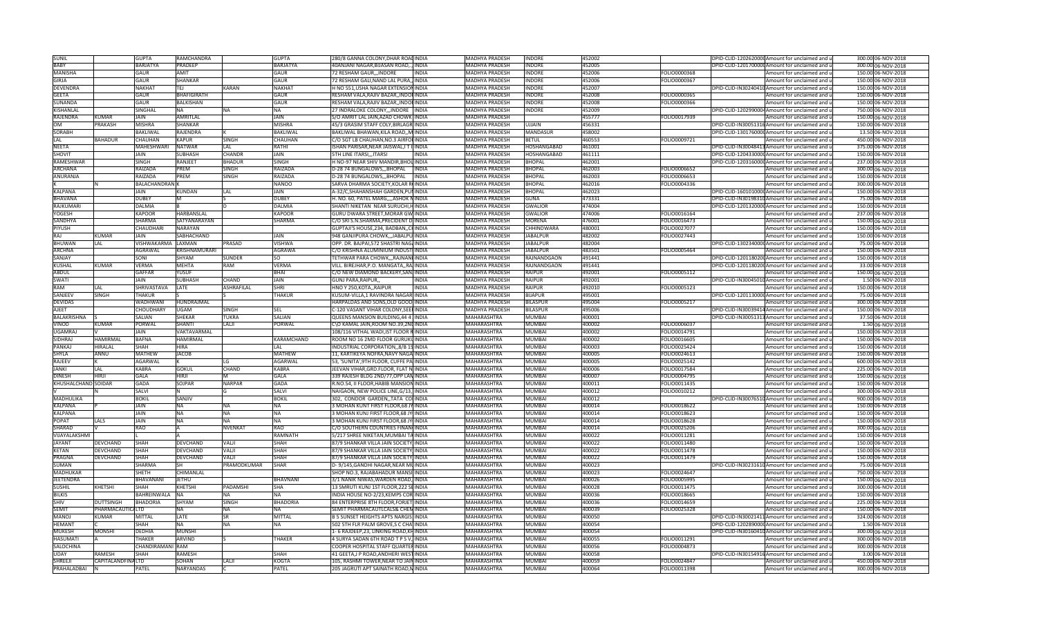| SUNIL | | GUPTA | RAMCHANDRA | | GUPTA | 280/8 GANNA COLONY,DHAR ROAD | INDIA | MADHYA PRADESH | INDORE | 452002 | | DPID-CLID-1202620000 | Amount for unclaimed and u | 300.00 | 06-NOV-2018 |
|---|---|---|---|---|---|---|---|---|---|---|---|---|---|---|---|
| BABY | | BARJATYA | PRADEEP | | BARJATYA | 40ANJANI NAGAR,BIJASAN ROAD,, | INDIA | MADHYA PRADESH | INDORE | 452005 | | DPID-CLID-1201700000 | Amount for unclaimed and u | 300.00 | 06-NOV-2018 |
| MANISHA | | GAUR | AMIT | | GAUR | 72 RESHAM GAUR,,,INDORE | INDIA | MADHYA PRADESH | INDORE | 452006 | FOLIO0000368 | | Amount for unclaimed and u | 150.00 | 06-NOV-2018 |
| GIRJA | | GAUR | SHANKAR | | GAUR | 72 RESHAM GALI,NAND LAL PURA,, | INDIA | MADHYA PRADESH | INDORE | 452006 | FOLIO0000367 | | Amount for unclaimed and u | 150.00 | 06-NOV-2018 |
| DEVENDRA | | NAKHAT | TEJ | KARAN | NAKHAT | H NO 551,USHA NAGAR EXTENSION | INDIA | MADHYA PRADESH | INDORE | 452007 | | DPID-CLID-IN30240410 | Amount for unclaimed and u | 150.00 | 06-NOV-2018 |
| GEETA | | GAUR | BHAFIGIRATH | | GAUR | RESHAM VALA,RAJIV BAZAR,,INDO | INDIA | MADHYA PRADESH | INDORE | 452008 | FOLIO0000365 | | Amount for unclaimed and u | 150.00 | 06-NOV-2018 |
| SUNANDA | | GAUR | BALKISHAN | | GAUR | RESHAM VALA,RAJIV BAZAR,,INDO | INDIA | MADHYA PRADESH | INDORE | 452008 | FOLIO0000366 | | Amount for unclaimed and u | 150.00 | 06-NOV-2018 |
| KISHANLAL | | SINGHAL | NA | NA | NA | 27 INDRALOKE COLONY,,,INDORE | INDIA | MADHYA PRADESH | INDORE | 452009 | | DPID-CLID-1202990004 | Amount for unclaimed and u | 750.00 | 06-NOV-2018 |
| RAJENDRA | KUMAR | JAIN | AMRITLAL | | JAIN | S/O AMRIT LAL JAIN,AZAD CHOWK | INDIA | MADHYA PRADESH | | 455777 | FOLIO0017939 | | Amount for unclaimed and u | 150.00 | 06-NOV-2018 |
| OM | PRAKASH | MISHRA | SHANKAR | | MISHRA | 45/3 GRASIM STAFF COLY,BIRLAGR | INDIA | MADHYA PRADESH | UJJAIN | 456331 | | DPID-CLID-IN30051316 | Amount for unclaimed and u | 150.00 | 06-NOV-2018 |
| SORABH | | BAKLIWAL | RAJENDRA | K | BAKLIWAL | BAKLIWAL BHAWAN,KILA ROAD,,M | INDIA | MADHYA PRADESH | MANDASUR | 458002 | | DPID-CLID-1301760000 | Amount for unclaimed and u | 13.50 | 06-NOV-2018 |
| LAL | BAHADUR | CHAUHAN | KAPUR | SINGH | CHAUHAN | C/O SGT LB CHAUHAN,NO.3 AIRFO | INDIA | MADHYA PRADESH | BETUL | 460553 | FOLIO0009721 | | Amount for unclaimed and u | 450.00 | 06-NOV-2018 |
| NEETA | | MAHESHWARI | NATWAR | LAL | RATHI | ISHAN PARISAR,NEAR JAISWAL,T T | INDIA | MADHYA PRADESH | HOSHANGABAD | 461001 | | DPID-CLID-IN30048413 | Amount for unclaimed and u | 375.00 | 06-NOV-2018 |
| SHOVIT | | JAIN | SUBHASH | CHANDR | JAIN | 5TH LINE ITARSI,,,ITARSI | INDIA | MADHYA PRADESH | HOSHANGABAD | 461111 | | DPID-CLID-1204330000 | Amount for unclaimed and u | 150.00 | 06-NOV-2018 |
| RAMESHWAR | | SINGH | RANJEET | BHADUR | SINGH | H NO-97 NEAR SHIV MANDIR,BHOJ | INDIA | MADHYA PRADESH | BHOPAL | 462001 | | DPID-CLID-1203160000 | Amount for unclaimed and u | 237.00 | 06-NOV-2018 |
| ARCHANA | | RAIZADA | PREM | SINGH | RAIZADA | D-28 74 BUNGALOWS,,,BHOPAL | INDIA | MADHYA PRADESH | BHOPAL | 462003 | FOLIO0006652 | | Amount for unclaimed and u | 300.00 | 06-NOV-2018 |
| ANURANJA | | RAIZADA | PREM | SINGH | RAIZADA | D-28 74 BUNGALOWS,,,BHOPAL | INDIA | MADHYA PRADESH | BHOPAL | 462003 | FOLIO0006653 | | Amount for unclaimed and u | 150.00 | 06-NOV-2018 |
| | N | BALACHANDRAN | K | | NANOO | SARVA DHARMA SOCIETY,KOLAR R | INDIA | MADHYA PRADESH | BHOPAL | 462016 | FOLIO0004336 | | Amount for unclaimed and u | 300.00 | 06-NOV-2018 |
| KALPANA | | JAIN | KUNDAN | LAL | JAIN | A-32/C,SHAHANSHAH GARDEN,PU | INDIA | MADHYA PRADESH | BHOPAL | 462023 | | DPID-CLID-1601010000 | Amount for unclaimed and u | 150.00 | 06-NOV-2018 |
| BHAVANA | | DUBEY | M | S | DUBEY | H. NO. 60, PATEL MARG,,,,ASHOK N | INDIA | MADHYA PRADESH | GUNA | 473331 | | DPID-CLID-IN30198310 | Amount for unclaimed and u | 75.00 | 06-NOV-2018 |
| RAJKUMARI | | DALMIA | B | D | DALMIA | SHANTI NIKETAN NEAR SURUCHI,H | INDIA | MADHYA PRADESH | GWALIOR | 474004 | | DPID-CLID-1201320000 | Amount for unclaimed and u | 150.00 | 06-NOV-2018 |
| YOGESH | | KAPOOR | HARBANSLAL | | KAPOOR | GURU DWARA STREET,MORAR GW | INDIA | MADHYA PRADESH | GWALIOR | 474006 | FOLIO0016164 | | Amount for unclaimed and u | 237.00 | 06-NOV-2018 |
| SANDHYA | | SHARMA | SATYANARAYAN | | SHARMA | C/O SRI S.N.SHARMA,PRECIDENT D | INDIA | MADHYA PRADESH | MORENA | 476001 | FOLIO0016473 | | Amount for unclaimed and u | 150.00 | 06-NOV-2018 |
| PIYUSH | | CHAUDHARI | NARAYAN | | | GUPTAJI'S HOUSE,234, BADBAN,,C | INDIA | MADHYA PRADESH | CHHINDWARA | 480001 | FOLIO0027077 | | Amount for unclaimed and u | 150.00 | 06-NOV-2018 |
| RAJ | KUMAR | JAIN | SABHACHAND | | JAIN | 948 GANJIPURA CHOWK,,,JABALPU | INDIA | MADHYA PRADESH | JABALPUR | 482002 | FOLIO0027443 | | Amount for unclaimed and u | 150.00 | 06-NOV-2018 |
| BHUWAN | LAL | VISHWAKARMA | LAXMAN | PRASAD | VISHWA | OPP. DR. BAJPAI,572 SHASTRI NAG | INDIA | MADHYA PRADESH | JABALPUR | 482004 | | DPID-CLID-1302340000 | Amount for unclaimed and u | 75.00 | 06-NOV-2018 |
| ARCHNA | | AGRAWAL | KRISHNAMURARI | | AGRAWA | C/O KRISHNA ALUMINIUM INDUST | INDIA | MADHYA PRADESH | JABALPUR | 483501 | FOLIO0005464 | | Amount for unclaimed and u | 150.00 | 06-NOV-2018 |
| SANJAY | | SONI | SHYAM | SUNDER | SO | TETHWAR PARA CHOWK,,,RAJNAN | INDIA | MADHYA PRADESH | RAJNANDGAON | 491441 | | DPID-CLID-1201180200 | Amount for unclaimed and u | 150.00 | 06-NOV-2018 |
| KUSHAL | KUMAR | VERMA | MEHTA | RAM | VERMA | VILL. BIREJHAR,P.O. MANGATA,,RA | INDIA | MADHYA PRADESH | RAJNANDGAON | 491441 | | DPID-CLID-1201180200 | Amount for unclaimed and u | 33.00 | 06-NOV-2018 |
| ABDUL | | GAFFAR | YUSUF | | BHAI | C/O NEW DIAMOND BACKERY,SAN | INDIA | MADHYA PRADESH | RAIPUR | 492001 | FOLIO0005112 | | Amount for unclaimed and u | 150.00 | 06-NOV-2018 |
| SWATI | | JAIN | SUBHASH | CHAND | JAIN | GUNJ PARA,RAIPUR,, | INDIA | MADHYA PRADESH | RAIPUR | 492001 | | DPID-CLID-IN30045010 | Amount for unclaimed and u | 1.50 | 06-NOV-2018 |
| RAM | LAL | SHRIVASTAVA | LATE | ASHRAFILAL | SHRI | HNO Y 250,KOTA,,RAIPUR | INDIA | MADHYA PRADESH | RAIPUR | 492010 | FOLIO0005123 | | Amount for unclaimed and u | 150.00 | 06-NOV-2018 |
| SANJEEV | SINGH | THAKUR | S | S | THAKUR | KUSUM-VILLA,1 RAVINDRA NAGAR | INDIA | MADHYA PRADESH | BIJAPUR | 495001 | | DPID-CLID-1201130000 | Amount for unclaimed and u | 75.00 | 06-NOV-2018 |
| DEVIDAS | | WADHWANI | HUNDRAJMAL | | | HARPALDAS AND SONS,OLD GOOD | INDIA | MADHYA PRADESH | BILASPUR | 495004 | FOLIO0005217 | | Amount for unclaimed and u | 300.00 | 06-NOV-2018 |
| AJEET | | CHOUDHARY | UGAM | SINGH | SEL | C-120 VASANT VIHAR COLONY,SEE | INDIA | MADHYA PRADESH | BILASPUR | 495006 | | DPID-CLID-IN30039414 | Amount for unclaimed and u | 150.00 | 06-NOV-2018 |
| BALAKRISHNA | S | SALIAN | SHEKAR | TUKRA | SALIAN | QUEENS MANSION BUILDING,44 A | INDIA | MAHARASHTRA | MUMBAI | 400001 | | DPID-CLID-IN30051313 | Amount for unclaimed and u | 37.50 | 06-NOV-2018 |
| VINOD | KUMAR | PORWAL | SHANTI | LALJI | PORWAL | C\O KAMAL JAIN,ROOM NO.39,2ND | INDIA | MAHARASHTRA | MUMBAI | 400002 | FOLIO0006037 | | Amount for unclaimed and u | 1.50 | 06-NOV-2018 |
| UGAMRAJ | V | JAIN | VAKTAVARMAL | | | 108/116 VITHAL WADI,IST FLOOR R | INDIA | MAHARASHTRA | MUMBAI | 400002 | FOLIO0014791 | | Amount for unclaimed and u | 150.00 | 06-NOV-2018 |
| SIDHRAJ | HAMIRMAL | BAFNA | HAMIRMAL | | KARAMCHAND | ROOM NO 16 2MD FLOOR GURUKU | INDIA | MAHARASHTRA | MUMBAI | 400002 | FOLIO0016605 | | Amount for unclaimed and u | 150.00 | 06-NOV-2018 |
| PANKAJ | HIRALAL | SHAH | HIRA | | LAL | INDUSTRIAL CORPORATION,,8/8 13 | INDIA | MAHARASHTRA | MUMBAI | 400003 | FOLIO0025424 | | Amount for unclaimed and u | 150.00 | 06-NOV-2018 |
| SHYLA | ANNU | MATHEW | JACOB | | MATHEW | 11, KARTIKEYA NOFRA,NAVY NAGA | INDIA | MAHARASHTRA | MUMBAI | 400005 | FOLIO0024613 | | Amount for unclaimed and u | 150.00 | 06-NOV-2018 |
| RAJEEV | K | AGARWAL | K | LG | AGARWAL | 53, 'SUNITA',9TH FLOOR, CUFFE PA | INDIA | MAHARASHTRA | MUMBAI | 400005 | FOLIO0025142 | | Amount for unclaimed and u | 600.00 | 06-NOV-2018 |
| JANKI | LAL | KABRA | GOKUL | CHAND | KABRA | JEEVAN VIHAR,GRD.FLOOR, FLAT N | INDIA | MAHARASHTRA | MUMBAI | 400006 | FOLIO0017584 | | Amount for unclaimed and u | 225.00 | 06-NOV-2018 |
| DINESH | HIRJI | GALA | HIRJI | M | GALA | 339 RAJESH BLDG 2ND/77,OPP LAN | INDIA | MAHARASHTRA | MUMBAI | 400007 | FOLIO0004795 | | Amount for unclaimed and u | 150.00 | 06-NOV-2018 |
| KHUSHALCHAND | SOIDAR | GADA | SOJPAR | NARPAR | GADA | R.NO.54, II FLOOR,HABIB MANSION | INDIA | MAHARASHTRA | MUMBAI | 400011 | FOLIO0011435 | | Amount for unclaimed and u | 150.00 | 06-NOV-2018 |
| V | N | SALVI | N | G | SALVI | NAIGAON, NEW POLICE LINE,G/13, | INDIA | MAHARASHTRA | MUMBAI | 400012 | FOLIO0010212 | | Amount for unclaimed and u | 300.00 | 06-NOV-2018 |
| MADHULIKA | | BOKIL | SANJIV | | BOKIL | 302, CONDOR GARDEN,,TATA CO | INDIA | MAHARASHTRA | MUMBAI | 400012 | | DPID-CLID-IN30076510 | Amount for unclaimed and u | 900.00 | 06-NOV-2018 |
| KALPANA | P | JAIN | NA | NA | NA | 3 MOHAN KUNJ FIRST FLOOR,68 JV | INDIA | MAHARASHTRA | MUMBAI | 400014 | FOLIO0018622 | | Amount for unclaimed and u | 150.00 | 06-NOV-2018 |
| KALPANA | | JAIN | NA | NA | NA | 3 MOHAN KUNJ FIRST FLOOR,68 JV | INDIA | MAHARASHTRA | MUMBAI | 400014 | FOLIO0018623 | | Amount for unclaimed and u | 150.00 | 06-NOV-2018 |
| POPAT | LALS | JAIN | NA | NA | NA | 3 MOHAN KUNJ FIRST FLOOR,68 JV | INDIA | MAHARASHTRA | MUMBAI | 400014 | FOLIO0018628 | | Amount for unclaimed and u | 150.00 | 06-NOV-2018 |
| SHARAD | V | RAO | A | NVENKAT | RAO | C/O SOUTHERN COUNTRIES FINAN | INDIA | MAHARASHTRA | MUMBAI | 400014 | FOLIO0025206 | | Amount for unclaimed and u | 300.00 | 06-NOV-2018 |
| VIJAYALAKSHMI | | L | A | | RAMNATH | 5/217 SHREE NIKETAN,MUMBAI TA | INDIA | MAHARASHTRA | MUMBAI | 400022 | FOLIO0011281 | | Amount for unclaimed and u | 150.00 | 06-NOV-2018 |
| JAYANT | DEVCHAND | SHAH | DEVCHAND | VALJI | SHAH | 87/9 SHANKAR VILLA JAIN SOCIETY | INDIA | MAHARASHTRA | MUMBAI | 400022 | FOLIO0011480 | | Amount for unclaimed and u | 150.00 | 06-NOV-2018 |
| KETAN | DEVCHAND | SHAH | DEVCHAND | VALJI | SHAH | 87/9 SHANKAR VILLA JAIN SOCIETY | INDIA | MAHARASHTRA | MUMBAI | 400022 | FOLIO0011478 | | Amount for unclaimed and u | 150.00 | 06-NOV-2018 |
| PRAGNA | DEVCHAND | SHAH | DEVCHAND | VALJI | SHAH | 87/9 SHANKAR VILLA JAIN SOCIETY | INDIA | MAHARASHTRA | MUMBAI | 400022 | FOLIO0011479 | | Amount for unclaimed and u | 150.00 | 06-NOV-2018 |
| SUMAN | | SHARMA | SH | PRAMODKUMAR | SHAR | D- 9/145,GANDHI NAGAR,NEAR MU | INDIA | MAHARASHTRA | MUMBAI | 400023 | | DPID-CLID-IN30231610 | Amount for unclaimed and u | 75.00 | 06-NOV-2018 |
| MADHUKAR | | SHETH | CHIMANLAL | | | SHOP NO.3, RAJABAHADUR MANSI | INDIA | MAHARASHTRA | MUMBAI | 400023 | FOLIO0024647 | | Amount for unclaimed and u | 750.00 | 06-NOV-2018 |
| JEETENDRA | | BHAVANANI | JETHU | | BHAVNANI | 3/1 NANIK NIWAS,WARDEN ROAD, | INDIA | MAHARASHTRA | MUMBAI | 400026 | FOLIO0005995 | | Amount for unclaimed and u | 150.00 | 06-NOV-2018 |
| SUSHIL | KHETSHI | SHAH | KHETSHI | PADAMSHI | SHA | 13 SMRUTI KUNJ 1ST FLOOR,222 SE | INDIA | MAHARASHTRA | MUMBAI | 400028 | FOLIO0011475 | | Amount for unclaimed and u | 300.00 | 06-NOV-2018 |
| BILKIS | | BAHREINWALA | NA | NA | NA | INDIA HOUSE NO-2/23,KEMPS COR | INDIA | MAHARASHTRA | MUMBAI | 400036 | FOLIO0018665 | | Amount for unclaimed and u | 150.00 | 06-NOV-2018 |
| SHIV | DUTTSINGH | BHADORIA | SHYAM | SINGH | BHADORIA | 84 ENTERPRISE 8TH FLOOR,FORJET | INDIA | MAHARASHTRA | MUMBAI | 400036 | FOLIO0014659 | | Amount for unclaimed and u | 225.00 | 06-NOV-2018 |
| SEMIT | PHARMACAUTICA | LTD | NA | NA | NA | SEMIT PHARMACAUTLCALS& CHEM | INDIA | MAHARASHTRA | MUMBAI | 400039 | FOLIO0025328 | | Amount for unclaimed and u | 150.00 | 06-NOV-2018 |
| MANOJ | KUMAR | MITTAL | LATE | SR | MITTAL | B 5 SUNSET HEIGHTS APTS NARGIS | INDIA | MAHARASHTRA | MUMBAI | 400050 | | DPID-CLID-IN30021411 | Amount for unclaimed and u | 324.00 | 06-NOV-2018 |
| HEMANT | C | SHAH | NA | NA | NA | 502 5TH FLR PALM GROVE,S C CHA | INDIA | MAHARASHTRA | MUMBAI | 400054 | | DPID-CLID-1202890000 | Amount for unclaimed and u | 1.50 | 06-NOV-2018 |
| MUKESH | MONSHI | DEDHIA | MUNSHI | | | 1- 6 RAJDEEP 23, LINKING ROAD,KH | INDIA | MAHARASHTRA | MUMBAI | 400054 | | DPID-CLID-IN30160410 | Amount for unclaimed and u | 300.00 | 06-NOV-2018 |
| HASUMATI | A | THAKER | ARVIND | | THAKER | 4 SURYA SADAN 6TH ROAD T P S V, | INDIA | MAHARASHTRA | MUMBAI | 400055 | FOLIO0011291 | | Amount for unclaimed and u | 300.00 | 06-NOV-2018 |
| SALOCHINA | | CHANDIRAMANI | RAM | | | COOPER HOSPITAL STAFF QUARTER | INDIA | MAHARASHTRA | MUMBAI | 400056 | FOLIO0004873 | | Amount for unclaimed and u | 300.00 | 06-NOV-2018 |
| UDAY | RAMESH | SHAH | RAMESH | | SHAH | 41 GEETA,J P ROAD,ANDHERI WEST | INDIA | MAHARASHTRA | MUMBAI | 400058 | | DPID-CLID-IN30154916 | Amount for unclaimed and u | 3.00 | 06-NOV-2018 |
| SHREEJI | CAPITALANDFINA | LTD | SOHAN | LALJI | KOGTA | 105, RASHMI TOWER,NEAR TO JAIN | INDIA | MAHARASHTRA | MUMBAI | 400059 | FOLIO0024847 | | Amount for unclaimed and u | 450.00 | 06-NOV-2018 |
| PRAHALADBAI | N | PATEL | NARYANDAS | C | PATEL | 205 JAGRUTI APT SAINATH ROAD,N | INDIA | MAHARASHTRA | MUMBAI | 400064 | FOLIO0011398 | | Amount for unclaimed and u | 300.00 | 06-NOV-2018 |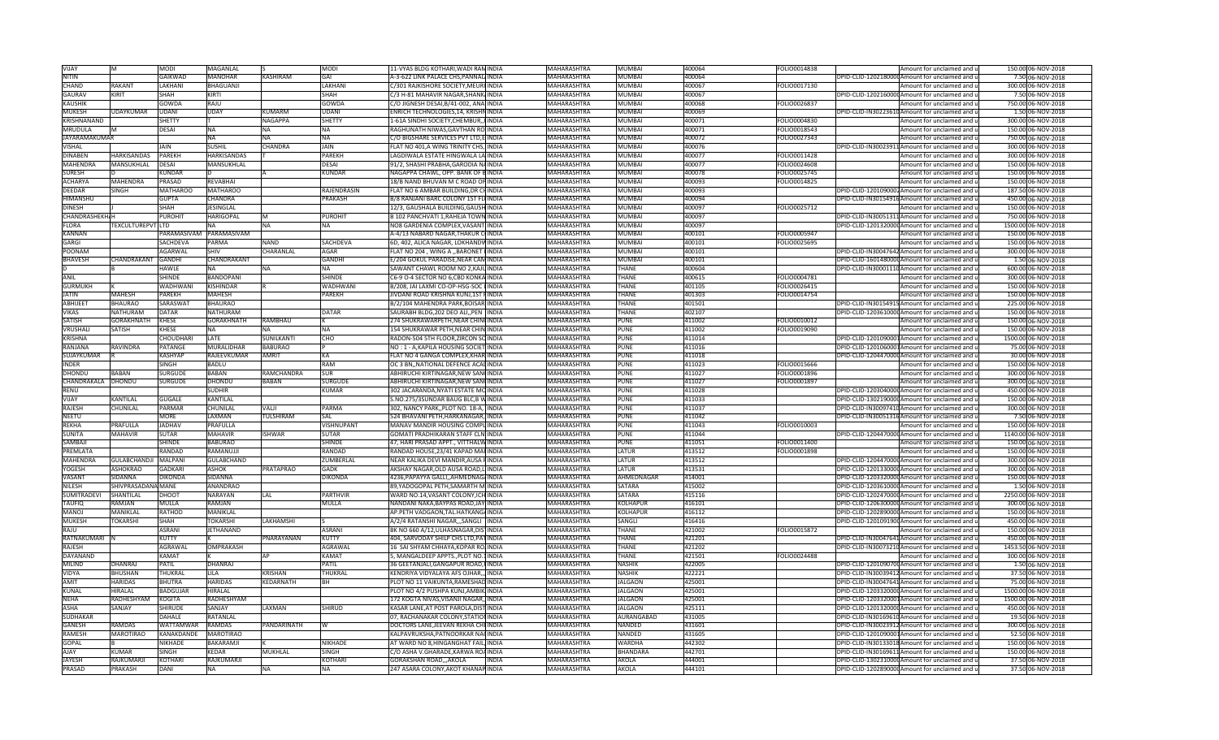| VIJAY | M | MODI | MAGANLAL | S | MODI | 11-VYAS BLDG KOTHARI,WADI RAM INDIA | MAHARASHTRA | MUMBAI | 400064 | FOLIO0014838 | | Amount for unclaimed and u | 150.00 | 06-NOV-2018 |
|---|---|---|---|---|---|---|---|---|---|---|---|---|---|---|
| NITIN | | GAIKWAD | MANOHAR | KASHIRAM | GAI | A-3-622 LINK PALACE CHS,PANNALAINDIA | MAHARASHTRA | MUMBAI | 400064 | | DPID-CLID-1202180000 | Amount for unclaimed and u | 7.50 | 06-NOV-2018 |
| CHAND | RAKANT | LAKHANI | BHAGUANJI | | LAKHANI | C/301 RAJKISHORE SOCIETY,MEURIINDIA | MAHARASHTRA | MUMBAI | 400067 | FOLIO0017130 | | Amount for unclaimed and u | 300.00 | 06-NOV-2018 |
| GAURAV | KIRIT | SHAH | KIRTI | | SHAH | C/3 H-81 MAHAVIR NAGAR,SHANKAINDIA | MAHARASHTRA | MUMBAI | 400067 | | DPID-CLID-1202160000 | Amount for unclaimed and u | 7.50 | 06-NOV-2018 |
| KAUSHIK | | GOWDA | RAJU | | GOWDA | C/O JIGNESH DESAI,B/41-002, ANA INDIA | MAHARASHTRA | MUMBAI | 400068 | FOLIO0026837 | | Amount for unclaimed and u | 750.00 | 06-NOV-2018 |
| MUKESH | UDAYKUMAR | UDANI | UDAY | KUMARM | UDANI | ENRICH TECHNOLOGIES,14, KRISHNINDIA | MAHARASHTRA | MUMBAI | 400069 | | DPID-CLID-IN30223610 | Amount for unclaimed and u | 1.50 | 06-NOV-2018 |
| KRISHNANAND | | SHETTY | T | NAGAPPA | SHETTY | 1-61A SINDHI SOCIETY,CHEMBUR,,,INDIA | MAHARASHTRA | MUMBAI | 400071 | FOLIO0004830 | | Amount for unclaimed and u | 300.00 | 06-NOV-2018 |
| MRUDULA | M | DESAI | NA | NA | NA | RAGHUNATH NIWAS,GAVTHAN ROINDIA | MAHARASHTRA | MUMBAI | 400071 | FOLIO0018543 | | Amount for unclaimed and u | 150.00 | 06-NOV-2018 |
| JAYARAMAKUMAR | | | NA | NA | NA | C/O BIGSHARE SERVICES PVT LTD,E INDIA | MAHARASHTRA | MUMBAI | 400072 | FOLIO0027343 | | Amount for unclaimed and u | 750.00 | 06-NOV-2018 |
| VISHAL | | JAIN | SUSHIL | CHANDRA | JAIN | FLAT NO 401,A WING TRINITY CHS, INDIA | MAHARASHTRA | MUMBAI | 400076 | | DPID-CLID-IN30023911 | Amount for unclaimed and u | 300.00 | 06-NOV-2018 |
| DINABEN | HARKISANDAS | PAREKH | HARKISANDAS | | PAREKH | LAGDIWALA ESTATE HINGWALA LAINDIA | MAHARASHTRA | MUMBAI | 400077 | FOLIO0011428 | | Amount for unclaimed and u | 300.00 | 06-NOV-2018 |
| MAHENDRA | MANSUKHLAL | DESAI | MANSUKHLAL | | DESAI | 91/2, SHASHI PRABHA,GARODIA NAINDIA | MAHARASHTRA | MUMBAI | 400077 | FOLIO0024608 | | Amount for unclaimed and u | 150.00 | 06-NOV-2018 |
| SURESH | D | KUNDAR | D | A | KUNDAR | NAGAPPA CHAWL, OPP. BANK OF BINDIA | MAHARASHTRA | MUMBAI | 400078 | FOLIO0025745 | | Amount for unclaimed and u | 150.00 | 06-NOV-2018 |
| ACHARYA | MAHENDRA | PRASAD | REVABHAI | | | 18/B NAND BHUVAN M C ROAD OFINDIA | MAHARASHTRA | MUMBAI | 400093 | FOLIO0014825 | | Amount for unclaimed and u | 150.00 | 06-NOV-2018 |
| DEEDAR | SINGH | MATHAROO | MATHAROO | | RAJENDRASIN | FLAT NO 6 AMBAR BUILDING,DR C INDIA | MAHARASHTRA | MUMBAI | 400093 | | DPID-CLID-1201090002 | Amount for unclaimed and u | 187.50 | 06-NOV-2018 |
| HIMANSHU | | GUPTA | CHANDRA | | PRAKASH | B/8 RANJANI BARC COLONY 1ST FLINDIA | MAHARASHTRA | MUMBAI | 400094 | | DPID-CLID-IN30154916 | Amount for unclaimed and u | 450.00 | 06-NOV-2018 |
| DINESH | J | SHAH | JESINGLAL | | | 12/3, GAUSHALA BUILDING,GAUSHINDIA | MAHARASHTRA | MUMBAI | 400097 | FOLIO0025712 | | Amount for unclaimed and u | 150.00 | 06-NOV-2018 |
| CHANDRASHEKHAH | | PUROHIT | HARIGOPAL | M | PUROHIT | B 102 PANCHVATI 1,RAHEJA TOWN INDIA | MAHARASHTRA | MUMBAI | 400097 | | DPID-CLID-IN30051311 | Amount for unclaimed and u | 750.00 | 06-NOV-2018 |
| FLORA | TEXCULTUREPVT | LTD | NA | NA | NA | NO8 GARDENIA COMPLEX,VASANT INDIA | MAHARASHTRA | MUMBAI | 400097 | | DPID-CLID-1201320000 | Amount for unclaimed and u | 1500.00 | 06-NOV-2018 |
| KANNAN | | PARAMASIVAM | PARAMASIVAM | | | A-4/13 NABARD NAGAR,THAKUR CINDIA | MAHARASHTRA | MUMBAI | 400101 | FOLIO0005947 | | Amount for unclaimed and u | 150.00 | 06-NOV-2018 |
| GARGI | | SACHDEVA | PARMA | NAND | SACHDEVA | 6D, 402, ALICA NAGAR, LOKHANDWINDIA | MAHARASHTRA | MUMBAI | 400101 | FOLIO0025695 | | Amount for unclaimed and u | 150.00 | 06-NOV-2018 |
| POONAM | | AGARWAL | SHIV | CHARANLAL | AGAR | FLAT NO 204 , WING A ,,BARONET IINDIA | MAHARASHTRA | MUMBAI | 400101 | | DPID-CLID-IN30047642 | Amount for unclaimed and u | 300.00 | 06-NOV-2018 |
| BHAVESH | CHANDRAKANT | GANDHI | CHANDRAKANT | | GANDHI | E/204 GOKUL PARADISE,NEAR CAMINDIA | MAHARASHTRA | MUMBAI | 400101 | | DPID-CLID-1601480000 | Amount for unclaimed and u | 1.50 | 06-NOV-2018 |
| D | B | HAWLE | NA | NA | NA | SAWANT CHAWL ROOM NO 2,KAJLINDIA | MAHARASHTRA | THANE | 400604 | | DPID-CLID-IN30001110 | Amount for unclaimed and u | 600.00 | 06-NOV-2018 |
| ANIL | | SHINDE | BANDOPANI | | SHINDE | C6-9 O-4 SECTOR NO 6,CBD KONKAINDIA | MAHARASHTRA | THANE | 400615 | FOLIO0004781 | | Amount for unclaimed and u | 300.00 | 06-NOV-2018 |
| GURMUKH | K | WADHWANI | KISHINDAR | R | WADHWANI | B/208, JAI LAXMI CO-OP-HSG-SOC INDIA | MAHARASHTRA | THANE | 401105 | FOLIO0026415 | | Amount for unclaimed and u | 150.00 | 06-NOV-2018 |
| JATIN | MAHESH | PAREKH | MAHESH | | PAREKH | JIVDANI ROAD KRISHNA KUNJ,1ST FINDIA | MAHARASHTRA | THANE | 401303 | FOLIO0014754 | | Amount for unclaimed and u | 150.00 | 06-NOV-2018 |
| ABHIJEET | BHAURAO | SARASWAT | BHAURAO | | | B/2/104 MAHENDRA PARK,BOISARINDIA | MAHARASHTRA | THANE | 401501 | | DPID-CLID-IN30154915 | Amount for unclaimed and u | 225.00 | 06-NOV-2018 |
| VIKAS | NATHURAM | DATAR | NATHURAM | | DATAR | SAURABH BLDG,202 DEO ALI,,PEN INDIA | MAHARASHTRA | THANE | 402107 | | DPID-CLID-1203610000 | Amount for unclaimed and u | 150.00 | 06-NOV-2018 |
| SATISH | GORAKHNATH | KHESE | GORAKHNATH | RAMBHAU | K | 274 SHUKRAWARPETH,NEAR CHININDIA | MAHARASHTRA | PUNE | 411002 | FOLIO0010012 | | Amount for unclaimed and u | 150.00 | 06-NOV-2018 |
| VRUSHALI | SATISH | KHESE | NA | NA | NA | 154 SHUKRAWAR PETH,NEAR CHININDIA | MAHARASHTRA | PUNE | 411002 | FOLIO0019090 | | Amount for unclaimed and u | 150.00 | 06-NOV-2018 |
| KRISHNA | | CHOUDHARI | LATE | SUNILKANTI | CHO | RADON-504 5TH FLOOR,ZIRCON SCINDIA | MAHARASHTRA | PUNE | 411014 | | DPID-CLID-1201090001 | Amount for unclaimed and u | 1500.00 | 06-NOV-2018 |
| RANJANA | RAVINDRA | PATANGE | MURALIDHAR | BABURAO | P | NO : 1 - A,KAPILA HOUSING SOCIETINDIA | MAHARASHTRA | PUNE | 411016 | | DPID-CLID-1201060001 | Amount for unclaimed and u | 75.00 | 06-NOV-2018 |
| SUJAYKUMAR | R | KASHYAP | RAJEEVKUMAR | AMRIT | KA | FLAT NO 4 GANGA COMPLEX,KHARINDIA | MAHARASHTRA | PUNE | 411018 | | DPID-CLID-1204470000 | Amount for unclaimed and u | 30.00 | 06-NOV-2018 |
| INDER | | SINGH | BADLU | | RAM | OC 3 BN,,NATIONAL DEFENCE ACADINDIA | MAHARASHTRA | PUNE | 411023 | FOLIO0015666 | | Amount for unclaimed and u | 150.00 | 06-NOV-2018 |
| DHONDU | BABAN | SURGUDE | BABAN | RAMCHANDRA | SUR | ABHIRUCHI KIRTINAGAR,NEW SANGINDIA | MAHARASHTRA | PUNE | 411027 | FOLIO0001896 | | Amount for unclaimed and u | 300.00 | 06-NOV-2018 |
| CHANDRAKALA | DHONDU | SURGUDE | DHONDU | BABAN | SURGUDE | ABHIRUCHI KIRTINAGAR,NEW SANGINDIA | MAHARASHTRA | PUNE | 411027 | FOLIO0001897 | | Amount for unclaimed and u | 300.00 | 06-NOV-2018 |
| RENU | | | SUDHIR | | KUMAR | 302 JACARANDA,NYATI ESTATE MOINDIA | MAHARASHTRA | PUNE | 411028 | | DPID-CLID-1203040000 | Amount for unclaimed and u | 450.00 | 06-NOV-2018 |
| VIJAY | KANTILAL | GUGALE | KANTILAL | | | S.NO.275/3SUNDAR BAUG B1C,B WINDIA | MAHARASHTRA | PUNE | 411033 | | DPID-CLID-1302190000 | Amount for unclaimed and u | 150.00 | 06-NOV-2018 |
| RAJESH | CHUNILAL | PARMAR | CHUNILAL | VALJI | PARMA | 302, NANCY PARK,,PLOT NO. 18-A, INDIA | MAHARASHTRA | PUNE | 411037 | | DPID-CLID-IN30097410 | Amount for unclaimed and u | 300.00 | 06-NOV-2018 |
| NEETU | | MORE | LAXMAN | TULSHIRAM | SAL | 524 BHAVANI PETH,HARKANAGAR, INDIA | MAHARASHTRA | PUNE | 411042 | | DPID-CLID-IN30051316 | Amount for unclaimed and u | 7.50 | 06-NOV-2018 |
| REKHA | PRAFULLA | JADHAV | PRAFULLA | | VISHNUPANT | MANAV MANDIR HOUSING COMPLINDIA | MAHARASHTRA | PUNE | 411043 | FOLIO0010003 | | Amount for unclaimed and u | 150.00 | 06-NOV-2018 |
| SUNITA | MAHAVIR | SUTAR | MAHAVIR | ISHWAR | SUTAR | GOMATI PRADHIKARAN STAFF CLNIINDIA | MAHARASHTRA | PUNE | 411044 | | DPID-CLID-1204470000 | Amount for unclaimed and u | 1140.00 | 06-NOV-2018 |
| SAMBAJI | | SHINDE | BABURAO | | SHINDE | 47, HARI PRASAD APPT., VITTHALWINDIA | MAHARASHTRA | PUNE | 411051 | FOLIO0011400 | | Amount for unclaimed and u | 150.00 | 06-NOV-2018 |
| PREMLATA | | RANDAD | RAMANUJJI | | RANDAD | RANDAD HOUSE,23/41 KAPAD MAHINDIA | MAHARASHTRA | LATUR | 413512 | FOLIO0001898 | | Amount for unclaimed and u | 150.00 | 06-NOV-2018 |
| MAHENDRA | GULABCHANDJI | MALPANI | GULABCHAND | | ZUMBERLAL | NEAR KALIKA DEVI MANDIR,AUSA FINDIA | MAHARASHTRA | LATUR | 413512 | | DPID-CLID-1204470000 | Amount for unclaimed and u | 300.00 | 06-NOV-2018 |
| YOGESH | ASHOKRAO | GADKARI | ASHOK | PRATAPRAO | GADK | AKSHAY NAGAR,OLD AUSA ROAD,LINDIA | MAHARASHTRA | LATUR | 413531 | | DPID-CLID-1201330000 | Amount for unclaimed and u | 300.00 | 06-NOV-2018 |
| VASANT | SIDANNA | DIKONDA | SIDANNA | | DIKONDA | 4236,PAPAYYA GALLI,,AHMEDNAGAINDIA | MAHARASHTRA | AHMEDNAGAR | 414001 | | DPID-CLID-1203320000 | Amount for unclaimed and u | 150.00 | 06-NOV-2018 |
| NILESH | SHIVPRASADANA | MANE | ANANDRAO | | | 89,YADOGOPAL PETH,SAMARTH MINDIA | MAHARASHTRA | SATARA | 415002 | | DPID-CLID-1203610000 | Amount for unclaimed and u | 1.50 | 06-NOV-2018 |
| SUMITRADEVI | SHANTILAL | DHOOT | NARAYAN | LAL | PARTHVIR | WARD NO.14,VASANT COLONY,ICHINDIA | MAHARASHTRA | SATARA | 415116 | | DPID-CLID-1202470000 | Amount for unclaimed and u | 2250.00 | 06-NOV-2018 |
| TAUFIQ | RAMJAN | MULLA | RAMJAN | | MULLA | NANDANI NAKA,BAYPAS ROAD,JAYINDIA | MAHARASHTRA | KOLHAPUR | 416101 | | DPID-CLID-1206300000 | Amount for unclaimed and u | 300.00 | 06-NOV-2018 |
| MANOJ | MANIKLAL | RATHOD | MANIKLAL | | | AP.PETH VADGAON,TAL.HATKANGLINDIA | MAHARASHTRA | KOLHAPUR | 416112 | | DPID-CLID-1202890000 | Amount for unclaimed and u | 150.00 | 06-NOV-2018 |
| MUKESH | TOKARSHI | SHAH | TOKARSHI | LAKHAMSHI | S | A/24 RATANSHI NAGAR,,,SANGLI INDIA | MAHARASHTRA | SANGLI | 416416 | | DPID-CLID-1201091900 | Amount for unclaimed and u | 450.00 | 06-NOV-2018 |
| RAJU | | ASRANI | JETHANAND | | ASRANI | BK NO 660 A/12,ULHASNAGAR,DISTINDIA | MAHARASHTRA | THANE | 421002 | FOLIO0015872 | | Amount for unclaimed and u | 150.00 | 06-NOV-2018 |
| RATNAKUMARI | N | KUTTY | K | PNARAYANAN | KUTTY | 404, SARVODAY SHILP CHS LTD,PATINDIA | MAHARASHTRA | THANE | 421201 | | DPID-CLID-IN30047641 | Amount for unclaimed and u | 450.00 | 06-NOV-2018 |
| RAJESH | | AGRAWAL | OMPRAKASH | | AGRAWAL | 16 SAI SHYAM CHHAYA,KOPAR ROINDIA | MAHARASHTRA | THANE | 421202 | | DPID-CLID-IN30073210 | Amount for unclaimed and u | 1453.50 | 06-NOV-2018 |
| DAYANAND | | KAMAT | K | AP | KAMAT | 5, MANGALDEEP APPTS.,PLOT NO. 1INDIA | MAHARASHTRA | THANE | 421501 | FOLIO0024488 | | Amount for unclaimed and u | 300.00 | 06-NOV-2018 |
| MILIND | DHANRAJ | PATIL | DHANRAJ | | PATIL | 36 GEETANJALI,GANGAPUR ROAD, INDIA | MAHARASHTRA | NASHIK | 422005 | | DPID-CLID-1201090700 | Amount for unclaimed and u | 1.50 | 06-NOV-2018 |
| VIDYA | BHUSHAN | THUKRAL | LILA | KRISHAN | THUKRAL | KENDRIYA VIDYALAYA AFS OJHAR,,INDIA | MAHARASHTRA | NASHIK | 422221 | | DPID-CLID-IN30039412 | Amount for unclaimed and u | 37.50 | 06-NOV-2018 |
| AMIT | HARIDAS | BHUTRA | HARIDAS | KEDARNATH | BH | PLOT NO 11 VAIKUNTA,RAMESHADINDIA | MAHARASHTRA | JALGAON | 425001 | | DPID-CLID-IN30047641 | Amount for unclaimed and u | 75.00 | 06-NOV-2018 |
| KUNAL | HIRALAL | BADGUJAR | HIRALAL | | | PLOT NO 4/2 PUSHPA KUNJ,AMBIKAINDIA | MAHARASHTRA | JALGAON | 425001 | | DPID-CLID-1203320000 | Amount for unclaimed and u | 1500.00 | 06-NOV-2018 |
| NEHA | RADHESHYAM | KOGITA | RADHESHYAM | | | 172 KOGTA NIVAS,VISANJI NAGAR, INDIA | MAHARASHTRA | JALGAON | 425001 | | DPID-CLID-1203320001 | Amount for unclaimed and u | 1500.00 | 06-NOV-2018 |
| ASHA | SANJAY | SHIRUDE | SANJAY | LAXMAN | SHIRUD | KASAR LANE,AT POST PAROLA,DISTINDIA | MAHARASHTRA | JALGAON | 425111 | | DPID-CLID-1201320000 | Amount for unclaimed and u | 450.00 | 06-NOV-2018 |
| SUDHAKAR | | DAHALE | RATANLAL | | | 07, RACHANAKAR COLONY,STATIONINDIA | MAHARASHTRA | AURANGABAD | 431005 | | DPID-CLID-IN30169610 | Amount for unclaimed and u | 19.50 | 06-NOV-2018 |
| GANESH | RAMDAS | WATTAMWAR | RAMDAS | PANDARINATH | W | DOCTORS LANE,JEEVAN REKHA CHINDIA | MAHARASHTRA | NANDED | 431601 | | DPID-CLID-IN30023912 | Amount for unclaimed and u | 300.00 | 06-NOV-2018 |
| RAMESH | MAROTIRAO | KANAKDANDE | MAROTIRAO | | | KALPAVRUKSHA,PATNOORKAR NAGINDIA | MAHARASHTRA | NANDED | 431605 | | DPID-CLID-1201090001 | Amount for unclaimed and u | 52.50 | 06-NOV-2018 |
| GOPAL | B | NIKHADE | BAKARAMJI | K | NIKHADE | AT WARD NO 8,HINGANGHAT FAIL, INDIA | MAHARASHTRA | WARDHA | 442302 | | DPID-CLID-IN30133018 | Amount for unclaimed and u | 150.00 | 06-NOV-2018 |
| AJAY | KUMAR | SINGH | KEDAR | MUKHLAL | SINGH | C/O ASHA V.GHARADE,KARWA ROAINDIA | MAHARASHTRA | BHANDARA | 442701 | | DPID-CLID-IN30169611 | Amount for unclaimed and u | 150.00 | 06-NOV-2018 |
| JAYESH | RAJKUMARJI | KOTHARI | RAJKUMARJI | | KOTHARI | GORAKSHAN ROAD,,,AKOLA | INDIA | MAHARASHTRA | AKOLA | 444001 | | DPID-CLID-1302310000 | Amount for unclaimed and u | 37.50 | 06-NOV-2018 |
| PRASAD | PRAKASH | DANI | NA | NA | NA | 247 ASARA COLONY,AKOT KHANAPINDIA | MAHARASHTRA | AKOLA | 444101 | | DPID-CLID-1202890000 | Amount for unclaimed and u | 37.50 | 06-NOV-2018 |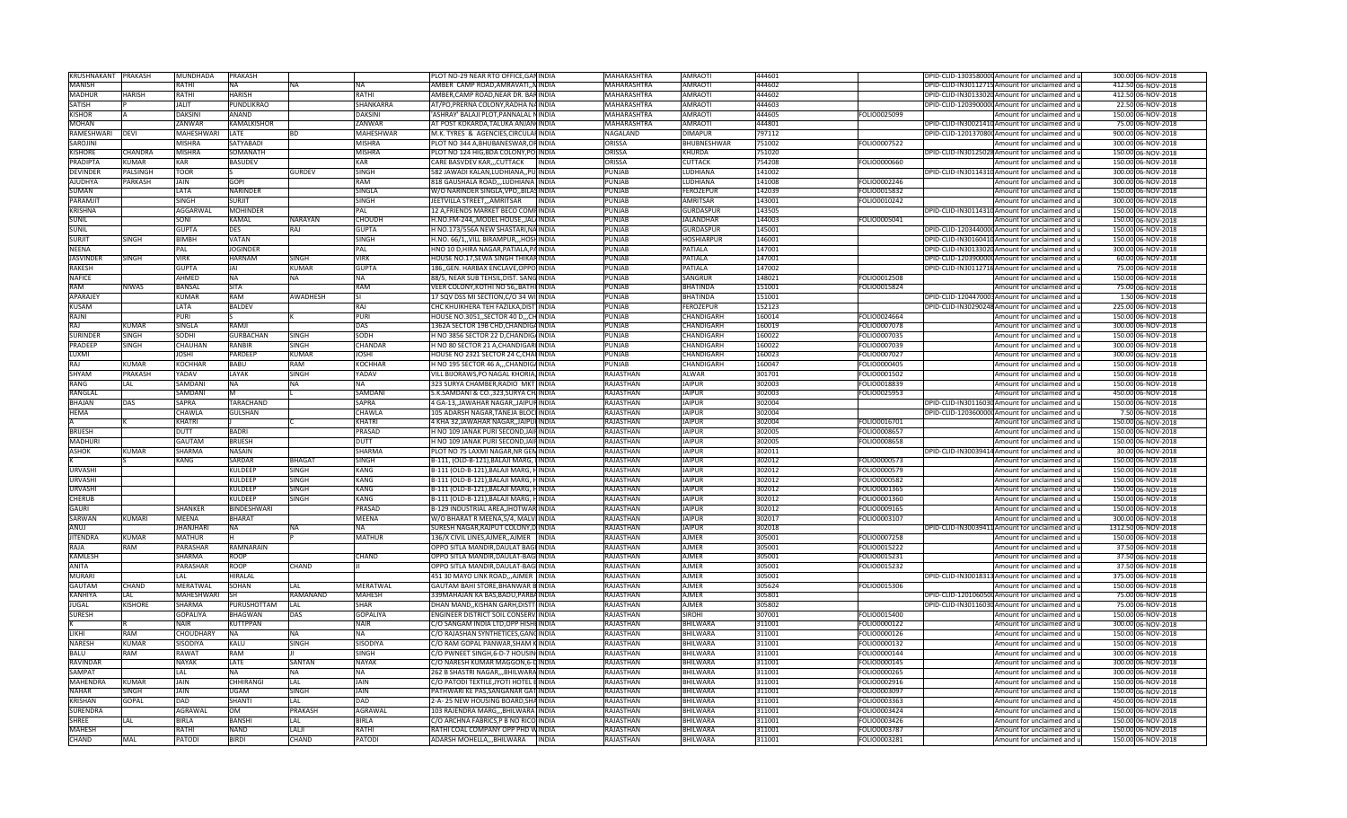| | | | | | | | | | | | | | | | | |
|---|---|---|---|---|---|---|---|---|---|---|---|---|---|---|---|---|
| KRUSHNAKANT | PRAKASH | MUNDHADA | PRAKASH | | | PLOT NO-29 NEAR RTO OFFICE,GAN | INDIA | MAHARASHTRA | AMRAOTI | 444601 | | DPID-CLID-1303580000 | Amount for unclaimed and u | | 300.00 | 06-NOV-2018 |
| MANISH | | RATHI | NA | NA | NA | AMBER CAMP ROAD,AMRAVATI,,N | INDIA | MAHARASHTRA | AMRAOTI | 444602 | | DPID-CLID-IN30112715 | Amount for unclaimed and u | | 412.50 | 06-NOV-2018 |
| MADHUR | HARISH | RATHI | HARISH | | RATHI | AMBER,CAMP ROAD,NEAR DR. BAR | INDIA | MAHARASHTRA | AMRAOTI | 444602 | | DPID-CLID-IN30133020 | Amount for unclaimed and u | | 412.50 | 06-NOV-2018 |
| SATISH | P | JALIT | PUNDLIKRAO | | SHANKARRA | AT/PO,PRERNA COLONY,RADHA NA | INDIA | MAHARASHTRA | AMRAOTI | 444603 | | DPID-CLID-1203900000 | Amount for unclaimed and u | | 22.50 | 06-NOV-2018 |
| KISHOR | A | DAKSINI | ANAND | | DAKSINI | 'ASHRAY' BALAJI PLOT,PANNALAL N | INDIA | MAHARASHTRA | AMRAOTI | 444605 | FOLIO0025099 | | Amount for unclaimed and u | | 150.00 | 06-NOV-2018 |
| MOHAN | | ZANWAR | KAMALKISHOR | | ZANWAR | AT POST KOKARDA,TALUKA ANJAN | INDIA | MAHARASHTRA | AMRAOTI | 444801 | | DPID-CLID-IN30021410 | Amount for unclaimed and u | | 75.00 | 06-NOV-2018 |
| RAMESHWARI | DEVI | MAHESHWARI | LATE | BD | MAHESHWAR | M.K. TYRES & AGENCIES,CIRCULA | INDIA | NAGALAND | DIMAPUR | 797112 | | DPID-CLID-1201370800 | Amount for unclaimed and u | | 900.00 | 06-NOV-2018 |
| SAROJINI | | MISHRA | SATYABADI | | MISHRA | PLOT NO 344 A,BHUBANESWAR,OR | INDIA | ORISSA | BHUBNESHWAR | 751002 | FOLIO0007522 | | Amount for unclaimed and u | | 300.00 | 06-NOV-2018 |
| KISHORE | CHANDRA | MISHRA | SOMANATH | | MISHRA | PLOT NO 124 HIG,BDA COLONY,PO | INDIA | ORISSA | KHURDA | 751020 | | DPID-CLID-IN30125028 | Amount for unclaimed and u | | 150.00 | 06-NOV-2018 |
| PRADIPTA | KUMAR | KAR | BASUDEV | | KAR | CARE BASVDEV KAR,,,CUTTACK | INDIA | ORISSA | CUTTACK | 754208 | FOLIO0000660 | | Amount for unclaimed and u | | 150.00 | 06-NOV-2018 |
| DEVINDER | PALSINGH | TOOR | S | GURDEV | SINGH | 582 JAWADI KALAN,LUDHIANA,,PU | INDIA | PUNJAB | LUDHIANA | 141002 | | DPID-CLID-IN30114310 | Amount for unclaimed and u | | 300.00 | 06-NOV-2018 |
| AJUDHYA | PARKASH | JAIN | GOPI | | RAM | 818 GAUSHALA ROAD,,,LUDHIANA | INDIA | PUNJAB | LUDHIANA | 141008 | FOLIO0002246 | | Amount for unclaimed and u | | 300.00 | 06-NOV-2018 |
| SUMAN | | LATA | NARINDER | | SINGLA | W/O NARINDER SINGLA,VPO,,BILAS | INDIA | PUNJAB | FEROZEPUR | 142039 | FOLIO0015832 | | Amount for unclaimed and u | | 150.00 | 06-NOV-2018 |
| PARAMJIT | | SINGH | SURJIT | | SINGH | JEETVILLA STREET,,,AMRITSAR | INDIA | PUNJAB | AMRITSAR | 143001 | FOLIO0010242 | | Amount for unclaimed and u | | 300.00 | 06-NOV-2018 |
| KRISHNA | | AGGARWAL | MOHINDER | | PAL | 12 A,FRIENDS MARKET BECO COM | INDIA | PUNJAB | GURDASPUR | 143505 | | DPID-CLID-IN30114310 | Amount for unclaimed and u | | 150.00 | 06-NOV-2018 |
| SUNIL | | SONI | KAMAL | NARAYAN | CHOUDH | H.NO.FM-244,,MODEL HOUSE,,JAL | INDIA | PUNJAB | JALANDHAR | 144003 | FOLIO0005041 | | Amount for unclaimed and u | | 150.00 | 06-NOV-2018 |
| SUNIL | | GUPTA | DES | RAJ | GUPTA | H NO.173/556A NEW SHASTARI,NA | INDIA | PUNJAB | GURDASPUR | 145001 | | DPID-CLID-1203440000 | Amount for unclaimed and u | | 150.00 | 06-NOV-2018 |
| SURJIT | SINGH | BIMBH | VATAN | | SINGH | H.NO. 66/1,,VILL BIRAMPUR,,,HOS | INDIA | PUNJAB | HOSHIARPUR | 146001 | | DPID-CLID-IN30160410 | Amount for unclaimed and u | | 150.00 | 06-NOV-2018 |
| NEENA | | PAL | JOGINDER | | PAL | HNO 10 D,HIRA NAGAR,PATIALA,PA | INDIA | PUNJAB | PATIALA | 147001 | | DPID-CLID-IN30133020 | Amount for unclaimed and u | | 300.00 | 06-NOV-2018 |
| JASVINDER | SINGH | VIRK | HARNAM | SINGH | VIRK | HOUSE NO.17,SEWA SINGH THIKAR | INDIA | PUNJAB | PATIALA | 147001 | | DPID-CLID-1203900000 | Amount for unclaimed and u | | 60.00 | 06-NOV-2018 |
| RAKESH | | GUPTA | JAI | KUMAR | GUPTA | 186,,GEN. HARBAX ENCLAVE,OPPO | INDIA | PUNJAB | PATIALA | 147002 | | DPID-CLID-IN30112716 | Amount for unclaimed and u | | 75.00 | 06-NOV-2018 |
| NAFICE | | AHMED | NA | NA | NA | 88/5, NEAR SUB TEHSIL,DIST. SANG | INDIA | PUNJAB | SANGRUR | 148021 | FOLIO0012508 | | Amount for unclaimed and u | | 150.00 | 06-NOV-2018 |
| RAM | NIWAS | BANSAL | SITA | | RAM | VEER COLONY,KOTHI NO 56,,BATH | INDIA | PUNJAB | BHATINDA | 151001 | FOLIO0015824 | | Amount for unclaimed and u | | 75.00 | 06-NOV-2018 |
| APARAJEY | | KUMAR | RAM | AWADHESH | SI | 17 SQV DSS MI SECTION,C/O 34 W | INDIA | PUNJAB | BHATINDA | 151001 | | DPID-CLID-1204470003 | Amount for unclaimed and u | | 1.50 | 06-NOV-2018 |
| KUSAM | | LATA | BALDEV | | RAJ | CHC KHUIKHERA TEH FAZILKA,DIST | INDIA | PUNJAB | FEROZEPUR | 152123 | | DPID-CLID-IN30290248 | Amount for unclaimed and u | | 225.00 | 06-NOV-2018 |
| RAJNI | | PURI | S | K | PURI | HOUSE NO.3051,,SECTOR 40 D,,,CH | INDIA | PUNJAB | CHANDIGARH | 160014 | FOLIO0024664 | | Amount for unclaimed and u | | 150.00 | 06-NOV-2018 |
| RAJ | KUMAR | SINGLA | RAMJI | | DAS | 1362A SECTOR 19B CHD,CHANDIG | INDIA | PUNJAB | CHANDIGARH | 160019 | FOLIO0007078 | | Amount for unclaimed and u | | 300.00 | 06-NOV-2018 |
| SURINDER | SINGH | SODHI | GURBACHAN | SINGH | SODH | H NO 3856 SECTOR 22 D,CHANDIG | INDIA | PUNJAB | CHANDIGARH | 160022 | FOLIO0007035 | | Amount for unclaimed and u | | 150.00 | 06-NOV-2018 |
| PRADEEP | SINGH | CHAUHAN | RANBIR | SINGH | CHANDAR | H NO 80 SECTOR 21 A,CHANDIGAR | INDIA | PUNJAB | CHANDIGARH | 160022 | FOLIO0007039 | | Amount for unclaimed and u | | 300.00 | 06-NOV-2018 |
| LUXMI | | JOSHI | PARDEEP | KUMAR | JOSHI | HOUSE NO 2321 SECTOR 24 C,CHA | INDIA | PUNJAB | CHANDIGARH | 160023 | FOLIO0007027 | | Amount for unclaimed and u | | 300.00 | 06-NOV-2018 |
| RAJ | KUMAR | KOCHHAR | BABU | RAM | KOCHHAR | H NO 395 SECTOR 46 A,,,CHANDIG | INDIA | PUNJAB | CHANDIGARH | 160047 | FOLIO0000405 | | Amount for unclaimed and u | | 150.00 | 06-NOV-2018 |
| SHYAM | PRAKASH | YADAV | LAYAK | SINGH | YADAV | VILL BIJORAWS,PO NAGAL KHORIA | INDIA | RAJASTHAN | ALWAR | 301701 | FOLIO0001502 | | Amount for unclaimed and u | | 150.00 | 06-NOV-2018 |
| RANG | LAL | SAMDANI | NA | NA | NA | 323 SURYA CHAMBER,RADIO MKT | INDIA | RAJASTHAN | JAIPUR | 302003 | FOLIO0018839 | | Amount for unclaimed and u | | 150.00 | 06-NOV-2018 |
| RANGLAL | | SAMDANI | M | L | SAMDANI | S.K.SAMDANI & CO.,323,SURYA CH | INDIA | RAJASTHAN | JAIPUR | 302003 | FOLIO0025953 | | Amount for unclaimed and u | | 450.00 | 06-NOV-2018 |
| BHAJAN | DAS | SAPRA | TARACHAND | | SAPRA | 4 GA-13,,JAWAHAR NAGAR,,JAIPUR | INDIA | RAJASTHAN | JAIPUR | 302004 | | DPID-CLID-IN30116030 | Amount for unclaimed and u | | 150.00 | 06-NOV-2018 |
| HEMA | | CHAWLA | GULSHAN | | CHAWLA | 105 ADARSH NAGAR,TANEJA BLOC | INDIA | RAJASTHAN | JAIPUR | 302004 | | DPID-CLID-1203600000 | Amount for unclaimed and u | | 7.50 | 06-NOV-2018 |
| A | K | KHATRI | J | C | KHATRI | 4 KHA 32,JAWAHAR NAGAR,,JAIPU | INDIA | RAJASTHAN | JAIPUR | 302004 | FOLIO0016701 | | Amount for unclaimed and u | | 150.00 | 06-NOV-2018 |
| BRIJESH | | DUTT | BADRI | | PRASAD | H NO 109 JANAK PURI SECOND,JAI | INDIA | RAJASTHAN | JAIPUR | 302005 | FOLIO0008657 | | Amount for unclaimed and u | | 150.00 | 06-NOV-2018 |
| MADHURI | | GAUTAM | BRIJESH | | DUTT | H NO 109 JANAK PURI SECOND,JAI | INDIA | RAJASTHAN | JAIPUR | 302005 | FOLIO0008658 | | Amount for unclaimed and u | | 150.00 | 06-NOV-2018 |
| ASHOK | KUMAR | SHARMA | NASAIN | | SHARMA | PLOT NO 75 LAXMI NAGAR,NR GEN | INDIA | RAJASTHAN | JAIPUR | 302011 | | DPID-CLID-IN30039414 | Amount for unclaimed and u | | 30.00 | 06-NOV-2018 |
| K | S | KANG | SARDAR | BHAGAT | SINGH | B-111, (OLD-B-121),BALAJI MARG, | INDIA | RAJASTHAN | JAIPUR | 302012 | FOLIO0000573 | | Amount for unclaimed and u | | 150.00 | 06-NOV-2018 |
| URVASHI | | | KULDEEP | SINGH | KANG | B-111 (OLD-B-121),BALAJI MARG, H | INDIA | RAJASTHAN | JAIPUR | 302012 | FOLIO0000579 | | Amount for unclaimed and u | | 150.00 | 06-NOV-2018 |
| URVASHI | | | KULDEEP | SINGH | KANG | B-111 (OLD-B-121),BALAJI MARG, H | INDIA | RAJASTHAN | JAIPUR | 302012 | FOLIO0000582 | | Amount for unclaimed and u | | 150.00 | 06-NOV-2018 |
| URVASHI | | | KULDEEP | SINGH | KANG | B-111 (OLD-B-121),BALAJI MARG, H | INDIA | RAJASTHAN | JAIPUR | 302012 | FOLIO0001365 | | Amount for unclaimed and u | | 150.00 | 06-NOV-2018 |
| CHERUB | | | KULDEEP | SINGH | KANG | B-111 (OLD-B-121),BALAJI MARG, H | INDIA | RAJASTHAN | JAIPUR | 302012 | FOLIO0001360 | | Amount for unclaimed and u | | 150.00 | 06-NOV-2018 |
| GAURI | | SHANKER | BINDESHWARI | | PRASAD | B-129 INDUSTRIAL AREA,JHOTWAR | INDIA | RAJASTHAN | JAIPUR | 302012 | FOLIO0009165 | | Amount for unclaimed and u | | 150.00 | 06-NOV-2018 |
| SARWAN | KUMARI | MEENA | BHARAT | | MEENA | W/O BHARAT R MEENA,5/4, MALV | INDIA | RAJASTHAN | JAIPUR | 302017 | FOLIO0003107 | | Amount for unclaimed and u | | 300.00 | 06-NOV-2018 |
| ANUJ | | JHANJHARI | NA | NA | NA | SURESH NAGAR,RAJPUT COLONY,S | INDIA | RAJASTHAN | JAIPUR | 302018 | | DPID-CLID-IN30039411 | Amount for unclaimed and u | | 1312.50 | 06-NOV-2018 |
| JITENDRA | KUMAR | MATHUR | H | P | MATHUR | 136/X CIVIL LINES,AJMER,,AJMER | INDIA | RAJASTHAN | AJMER | 305001 | FOLIO0007258 | | Amount for unclaimed and u | | 150.00 | 06-NOV-2018 |
| RAJA | RAM | PARASHAR | RAMNARAIN | | | OPPO SITLA MANDIR,DAULAT BAG | INDIA | RAJASTHAN | AJMER | 305001 | FOLIO0015222 | | Amount for unclaimed and u | | 37.50 | 06-NOV-2018 |
| KAMLESH | | SHARMA | ROOP | | CHAND | OPPO SITLA MANDIR,DAULAT-BAG | INDIA | RAJASTHAN | AJMER | 305001 | FOLIO0015231 | | Amount for unclaimed and u | | 37.50 | 06-NOV-2018 |
| ANITA | | PARASHAR | ROOP | CHAND | JI | OPPO SITLA MANDIR,DAULAT-BAG | INDIA | RAJASTHAN | AJMER | 305001 | FOLIO0015232 | | Amount for unclaimed and u | | 37.50 | 06-NOV-2018 |
| MURARI | | LAL | HIRALAL | | | 451 30 MAYO LINK ROAD,,,AJMER | INDIA | RAJASTHAN | AJMER | 305001 | | DPID-CLID-IN30018313 | Amount for unclaimed and u | | 375.00 | 06-NOV-2018 |
| GAUTAM | CHAND | MERATWAL | SOHAN | LAL | MERATWAL | GAUTAM BAHI STORE,BHANWAR B | INDIA | RAJASTHAN | AJMER | 305624 | FOLIO0015306 | | Amount for unclaimed and u | | 150.00 | 06-NOV-2018 |
| KANHIYA | LAL | MAHESHWARI | SH | RAMANAND | MAHESH | 339MAHAJAN KA BAS,BADU,PARBA | INDIA | RAJASTHAN | AJMER | 305801 | | DPID-CLID-1201060500 | Amount for unclaimed and u | | 75.00 | 06-NOV-2018 |
| JUGAL | KISHORE | SHARMA | PURUSHOTTAM | LAL | SHAR | DHAN MAND,,KISHAN GARH,DISTT | INDIA | RAJASTHAN | AJMER | 305802 | | DPID-CLID-IN30116030 | Amount for unclaimed and u | | 75.00 | 06-NOV-2018 |
| SURESH | | GOPALIYA | BHAGWAN | DAS | GOPALIYA | ENGINEER DISTRICT SOIL CONSERV | INDIA | RAJASTHAN | SIROHI | 307001 | FOLIO0015400 | | Amount for unclaimed and u | | 150.00 | 06-NOV-2018 |
| K | R | NAIR | KUTTPPAN | | NAIR | C/O SANGAM INDIA LTD,OPP HISH | INDIA | RAJASTHAN | BHILWARA | 311001 | FOLIO0000122 | | Amount for unclaimed and u | | 300.00 | 06-NOV-2018 |
| LIKHI | RAM | CHOUDHARY | NA | NA | NA | C/O RAJASHAN SYNTHETICES,GAN | INDIA | RAJASTHAN | BHILWARA | 311001 | FOLIO0000126 | | Amount for unclaimed and u | | 150.00 | 06-NOV-2018 |
| NARESH | KUMAR | SISODIYA | KALU | SINGH | SISODIYA | C/O RAM GOPAL PANWAR,SHAM K | INDIA | RAJASTHAN | BHILWARA | 311001 | FOLIO0000132 | | Amount for unclaimed and u | | 150.00 | 06-NOV-2018 |
| BALU | RAM | RAWAT | RAM | JI | SINGH | C/O PWNEET SINGH,6-D-7 HOUSIN | INDIA | RAJASTHAN | BHILWARA | 311001 | FOLIO0000144 | | Amount for unclaimed and u | | 300.00 | 06-NOV-2018 |
| RAVINDAR | | NAYAK | LATE | SANTAN | NAYAK | C/O NARESH KUMAR MAGGON,6-D | INDIA | RAJASTHAN | BHILWARA | 311001 | FOLIO0000145 | | Amount for unclaimed and u | | 300.00 | 06-NOV-2018 |
| SAMPAT | | LAL | NA | NA | NA | 262 B SHASTRI NAGAR,,,BHILWARA | INDIA | RAJASTHAN | BHILWARA | 311001 | FOLIO0000265 | | Amount for unclaimed and u | | 300.00 | 06-NOV-2018 |
| MAHENDRA | KUMAR | JAIN | CHHIRANGI | LAL | JAIN | C/O PATODI TEXTILE,JYOTI HOTEL R | INDIA | RAJASTHAN | BHILWARA | 311001 | FOLIO0002916 | | Amount for unclaimed and u | | 150.00 | 06-NOV-2018 |
| NAHAR | SINGH | JAIN | UGAM | SINGH | JAIN | PATHWARI KE PAS,SANGANAR GAT | INDIA | RAJASTHAN | BHILWARA | 311001 | FOLIO0003097 | | Amount for unclaimed and u | | 150.00 | 06-NOV-2018 |
| KRISHAN | GOPAL | DAD | SHANTI | LAL | DAD | 2-A- 25 NEW HOUSING BOARD,SHA | INDIA | RAJASTHAN | BHILWARA | 311001 | FOLIO0003363 | | Amount for unclaimed and u | | 450.00 | 06-NOV-2018 |
| SURENDRA | | AGRAWAL | OM | PRAKASH | AGRAWAL | 103 RAJENDRA MARG,,,BHILWARA | INDIA | RAJASTHAN | BHILWARA | 311001 | FOLIO0003424 | | Amount for unclaimed and u | | 150.00 | 06-NOV-2018 |
| SHREE | LAL | BIRLA | BANSHI | LAL | BIRLA | C/O ARCHNA FABRICS,P B NO RICO | INDIA | RAJASTHAN | BHILWARA | 311001 | FOLIO0003426 | | Amount for unclaimed and u | | 150.00 | 06-NOV-2018 |
| MAHESH | | RATHI | NAND | LALJI | RATHI | RATHI COAL COMPANY OPP PHD W | INDIA | RAJASTHAN | BHILWARA | 311001 | FOLIO0003787 | | Amount for unclaimed and u | | 150.00 | 06-NOV-2018 |
| CHAND | MAL | PATODI | BIRDI | CHAND | PATODI | ADARSH MOHELLA,,,BHILWARA | INDIA | RAJASTHAN | BHILWARA | 311001 | FOLIO0003281 | | Amount for unclaimed and u | | 150.00 | 06-NOV-2018 |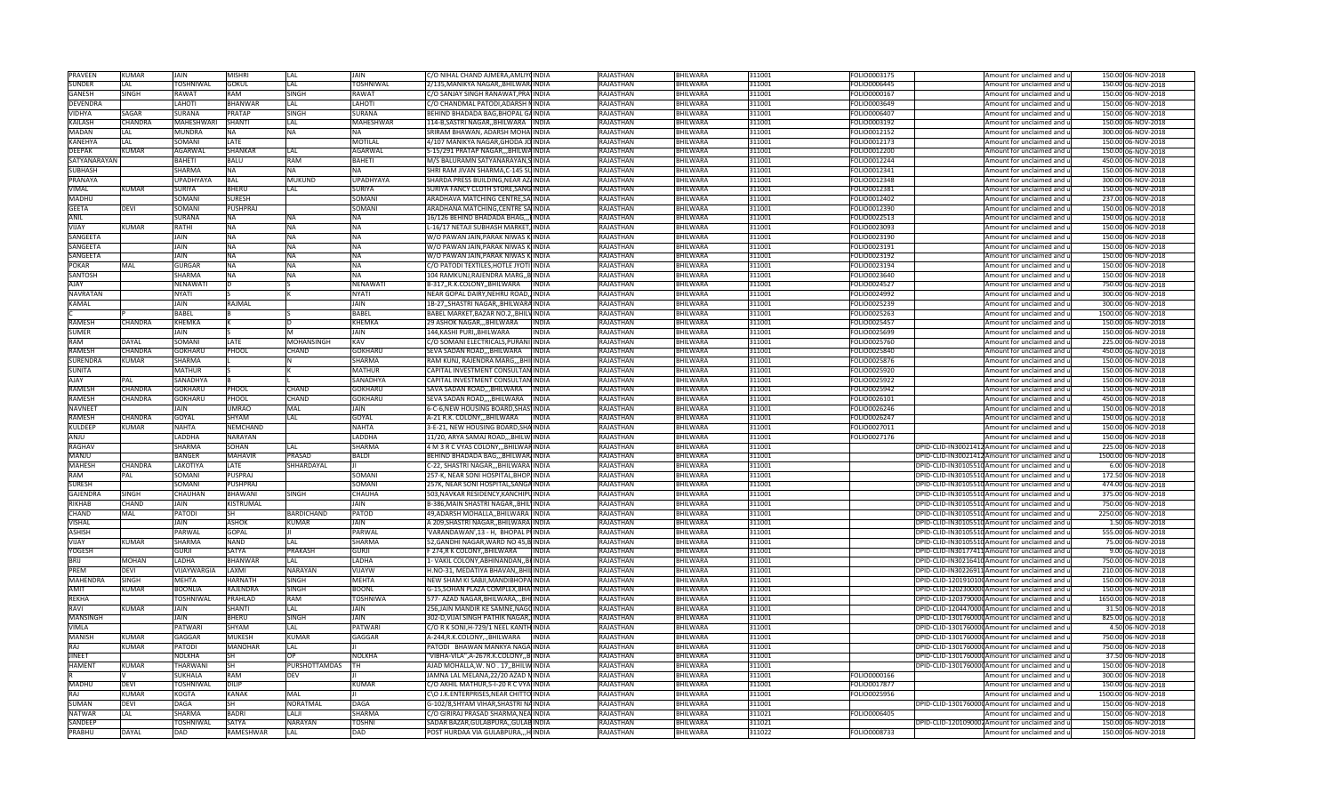| PRAVEEN | KUMAR | JAIN | MISHRI | LAL | JAIN | C/O NIHAL CHAND AJMERA,AMLIY| INDIA | RAJASTHAN | BHILWARA | 311001 | FOLIO0003175 | | Amount for unclaimed and u | 150.00 | 06-NOV-2018 |
|---|---|---|---|---|---|---|---|---|---|---|---|---|---|---|---|
| SUNDER | LAL | TOSHNIWAL | GOKUL | LAL | TOSHNIWAL | 2/135,MANIKYA NAGAR,,BHILWA| INDIA | RAJASTHAN | BHILWARA | 311001 | FOLIO0006445 | | Amount for unclaimed and u | 150.00 | 06-NOV-2018 |
| GANESH | SINGH | RAWAT | RAM | SINGH | RAWAT | C/O SANJAY SINGH RANAWAT,PRA| INDIA | RAJASTHAN | BHILWARA | 311001 | FOLIO0000167 | | Amount for unclaimed and u | 150.00 | 06-NOV-2018 |
| DEVENDRA | | LAHOTI | BHANWAR | LAL | LAHOTI | C/O CHANDMAL PATODI,ADARSH N| INDIA | RAJASTHAN | BHILWARA | 311001 | FOLIO0003649 | | Amount for unclaimed and u | 150.00 | 06-NOV-2018 |
| VIDHYA | SAGAR | SURANA | PRATAP | SINGH | SURANA | BEHIND BHADADA BAG,BHOPAL G| INDIA | RAJASTHAN | BHILWARA | 311001 | FOLIO0006407 | | Amount for unclaimed and u | 150.00 | 06-NOV-2018 |
| KAILASH | CHANDRA | MAHESHWARI | SHANTI | LAL | MAHESHWAR | 114-B,SASTRI NAGAR,,BHILWARA | INDIA | RAJASTHAN | BHILWARA | 311001 | FOLIO0003192 | | Amount for unclaimed and u | 150.00 | 06-NOV-2018 |
| MADAN | LAL | MUNDRA | NA | NA | NA | SRIRAM BHAWAN, ADARSH MOHA| INDIA | RAJASTHAN | BHILWARA | 311001 | FOLIO0012152 | | Amount for unclaimed and u | 300.00 | 06-NOV-2018 |
| KANEHYA | LAL | SOMANI | LATE | | MOTILAL | 4/107 MANIKYA NAGAR,GHODA JO| INDIA | RAJASTHAN | BHILWARA | 311001 | FOLIO0012173 | | Amount for unclaimed and u | 150.00 | 06-NOV-2018 |
| DEEPAK | KUMAR | AGARWAL | SHANKAR | LAL | AGARWAL | S-15/291 PRATAP NAGAR,,BHILWA| INDIA | RAJASTHAN | BHILWARA | 311001 | FOLIO0012200 | | Amount for unclaimed and u | 150.00 | 06-NOV-2018 |
| SATYANARAYAN | | BAHETI | BALU | RAM | BAHETI | M/S BALURAMN SATYANARAYAN,S| INDIA | RAJASTHAN | BHILWARA | 311001 | FOLIO0012244 | | Amount for unclaimed and u | 450.00 | 06-NOV-2018 |
| SUBHASH | | SHARMA | NA | NA | NA | SHRI RAM JIVAN SHARMA,C-145 SU| INDIA | RAJASTHAN | BHILWARA | 311001 | FOLIO0012341 | | Amount for unclaimed and u | 150.00 | 06-NOV-2018 |
| PRANAYA | | UPADHYAYA | BAL | MUKUND | UPADHYAYA | SHARDA PRESS BUILDING,NEAR AZ| INDIA | RAJASTHAN | BHILWARA | 311001 | FOLIO0012348 | | Amount for unclaimed and u | 300.00 | 06-NOV-2018 |
| VIMAL | KUMAR | SURIYA | BHERU | LAL | SURIYA | SURIYA FANCY CLOTH STORE,SANG| INDIA | RAJASTHAN | BHILWARA | 311001 | FOLIO0012381 | | Amount for unclaimed and u | 150.00 | 06-NOV-2018 |
| MADHU | | SOMANI | SURESH | | SOMANI | ARADHAVA MATCHING CENTRE,SA| INDIA | RAJASTHAN | BHILWARA | 311001 | FOLIO0012402 | | Amount for unclaimed and u | 237.00 | 06-NOV-2018 |
| GEETA | DEVI | SOMANI | PUSHPRAJ | | SOMANI | ARADHANA MATCHING,CENTRE SA| INDIA | RAJASTHAN | BHILWARA | 311001 | FOLIO0012390 | | Amount for unclaimed and u | 150.00 | 06-NOV-2018 |
| ANIL | | SURANA | NA | NA | NA | 16/126 BEHIND BHADADA BHAG,,,| INDIA | RAJASTHAN | BHILWARA | 311001 | FOLIO0022513 | | Amount for unclaimed and u | 150.00 | 06-NOV-2018 |
| VIJAY | KUMAR | RATHI | NA | NA | NA | L-16/17 NETAJI SUBHASH MARKET,| INDIA | RAJASTHAN | BHILWARA | 311001 | FOLIO0023093 | | Amount for unclaimed and u | 150.00 | 06-NOV-2018 |
| SANGEETA | | JAIN | NA | NA | NA | W/O PAWAN JAIN,PARAK NIWAS K| INDIA | RAJASTHAN | BHILWARA | 311001 | FOLIO0023190 | | Amount for unclaimed and u | 150.00 | 06-NOV-2018 |
| SANGEETA | | JAIN | NA | NA | NA | W/O PAWAN JAIN,PARAK NIWAS K| INDIA | RAJASTHAN | BHILWARA | 311001 | FOLIO0023191 | | Amount for unclaimed and u | 150.00 | 06-NOV-2018 |
| SANGEETA | | JAIN | NA | NA | NA | W/O PAWAN JAIN,PARAK NIWAS K| INDIA | RAJASTHAN | BHILWARA | 311001 | FOLIO0023192 | | Amount for unclaimed and u | 150.00 | 06-NOV-2018 |
| POKAR | MAL | GURGAR | NA | NA | NA | C/O PATODI TEXTILES,HOTLE JYOTI| INDIA | RAJASTHAN | BHILWARA | 311001 | FOLIO0023194 | | Amount for unclaimed and u | 150.00 | 06-NOV-2018 |
| SANTOSH | | SHARMA | NA | NA | NA | 104 RAMKUNJ,RAJENDRA MARG,,B| INDIA | RAJASTHAN | BHILWARA | 311001 | FOLIO0023640 | | Amount for unclaimed and u | 150.00 | 06-NOV-2018 |
| AJAY | | NENAWATI | D | S | NENAWATI | B-317,,R.K.COLONY,,BHILWARA | INDIA | RAJASTHAN | BHILWARA | 311001 | FOLIO0024527 | | Amount for unclaimed and u | 750.00 | 06-NOV-2018 |
| NAVRATAN | | NYATI | S | K | NYATI | NEAR GOPAL DAIRY,NEHRU ROAD,,| INDIA | RAJASTHAN | BHILWARA | 311001 | FOLIO0024992 | | Amount for unclaimed and u | 300.00 | 06-NOV-2018 |
| KAMAL | | JAIN | RAJMAL | | JAIN | 1B-27,,SHASTRI NAGAR,,BHILWARA| INDIA | RAJASTHAN | BHILWARA | 311001 | FOLIO0025239 | | Amount for unclaimed and u | 300.00 | 06-NOV-2018 |
| C | P | BABEL | B | S | BABEL | BABEL MARKET,BAZAR NO.2,,BHILV| INDIA | RAJASTHAN | BHILWARA | 311001 | FOLIO0025263 | | Amount for unclaimed and u | 1500.00 | 06-NOV-2018 |
| RAMESH | CHANDRA | KHEMKA | K | D | KHEMKA | 29 ASHOK NAGAR,,,BHILWARA | INDIA | RAJASTHAN | BHILWARA | 311001 | FOLIO0025457 | | Amount for unclaimed and u | 150.00 | 06-NOV-2018 |
| SUMER | | JAIN | S | M | JAIN | 144,KASHI PURI,,BHILWARA | INDIA | RAJASTHAN | BHILWARA | 311001 | FOLIO0025699 | | Amount for unclaimed and u | 150.00 | 06-NOV-2018 |
| RAM | DAYAL | SOMANI | LATE | MOHANSINGH | KAV | C/O SOMANI ELECTRICALS,PURANI| INDIA | RAJASTHAN | BHILWARA | 311001 | FOLIO0025760 | | Amount for unclaimed and u | 225.00 | 06-NOV-2018 |
| RAMESH | CHANDRA | GOKHARU | PHOOL | CHAND | GOKHARU | SEVA SADAN ROAD,,,BHILWARA | INDIA | RAJASTHAN | BHILWARA | 311001 | FOLIO0025840 | | Amount for unclaimed and u | 450.00 | 06-NOV-2018 |
| SURENDRA | KUMAR | SHARMA | L | N | SHARMA | RAM KUNJ, RAJENDRA MARG,,,BHI| INDIA | RAJASTHAN | BHILWARA | 311001 | FOLIO0025876 | | Amount for unclaimed and u | 150.00 | 06-NOV-2018 |
| SUNITA | | MATHUR | S | K | MATHUR | CAPITAL INVESTMENT CONSULTAN| INDIA | RAJASTHAN | BHILWARA | 311001 | FOLIO0025920 | | Amount for unclaimed and u | 150.00 | 06-NOV-2018 |
| AJAY | PAL | SANADHYA | B | L | SANADHYA | CAPITAL INVESTMENT CONSULTAN| INDIA | RAJASTHAN | BHILWARA | 311001 | FOLIO0025922 | | Amount for unclaimed and u | 150.00 | 06-NOV-2018 |
| RAMESH | CHANDRA | GOKHARU | PHOOL | CHAND | GOKHARU | SAVA SADAN ROAD,,,BHILWARA | INDIA | RAJASTHAN | BHILWARA | 311001 | FOLIO0025942 | | Amount for unclaimed and u | 150.00 | 06-NOV-2018 |
| RAMESH | CHANDRA | GOKHARU | PHOOL | CHAND | GOKHARU | SEVA SADAN ROAD,,,BHILWARA | INDIA | RAJASTHAN | BHILWARA | 311001 | FOLIO0026101 | | Amount for unclaimed and u | 450.00 | 06-NOV-2018 |
| NAVNEET | | JAIN | UMRAO | MAL | JAIN | 6-C-6,NEW HOUSING BOARD,SHAS| INDIA | RAJASTHAN | BHILWARA | 311001 | FOLIO0026246 | | Amount for unclaimed and u | 150.00 | 06-NOV-2018 |
| RAMESH | CHANDRA | GOYAL | SHYAM | LAL | GOYAL | A-21 R.K. COLONY,,,BHILWARA | INDIA | RAJASTHAN | BHILWARA | 311001 | FOLIO0026247 | | Amount for unclaimed and u | 150.00 | 06-NOV-2018 |
| KULDEEP | KUMAR | NAHTA | NEMCHAND | | NAHTA | 3-E-21, NEW HOUSING BOARD,SHA| INDIA | RAJASTHAN | BHILWARA | 311001 | FOLIO0027011 | | Amount for unclaimed and u | 150.00 | 06-NOV-2018 |
| ANJU | | LADDHA | NARAYAN | | LADDHA | 11/20, ARYA SAMAJ ROAD,,,BHILW| INDIA | RAJASTHAN | BHILWARA | 311001 | FOLIO0027176 | | Amount for unclaimed and u | 150.00 | 06-NOV-2018 |
| RAGHAV | | SHARMA | SOHAN | LAL | SHARMA | 4 M 3 R C VYAS COLONY,,,BHILWAR| INDIA | RAJASTHAN | BHILWARA | 311001 | | DPID-CLID-IN30021412 | Amount for unclaimed and u | 225.00 | 06-NOV-2018 |
| MANJU | | BANGER | MAHAVIR | PRASAD | BALDI | BEHIND BHADADA BAG,,,BHILWAR| INDIA | RAJASTHAN | BHILWARA | 311001 | | DPID-CLID-IN30021412 | Amount for unclaimed and u | 1500.00 | 06-NOV-2018 |
| MAHESH | CHANDRA | LAKOTIYA | LATE | SHHARDAYAL | JI | C-22, SHASTRI NAGAR,,,BHILWARA| INDIA | RAJASTHAN | BHILWARA | 311001 | | DPID-CLID-IN30105510 | Amount for unclaimed and u | 6.00 | 06-NOV-2018 |
| RAM | PAL | SOMANI | PUSPRAJ | | SOMANI | 257-K, NEAR SONI HOSPITAL,BHOP| INDIA | RAJASTHAN | BHILWARA | 311001 | | DPID-CLID-IN30105510 | Amount for unclaimed and u | 172.50 | 06-NOV-2018 |
| SURESH | | SOMANI | PUSHPRAJ | | SOMANI | 257K, NEAR SONI HOSPITAL,SANGA| INDIA | RAJASTHAN | BHILWARA | 311001 | | DPID-CLID-IN30105510 | Amount for unclaimed and u | 474.00 | 06-NOV-2018 |
| GAJENDRA | SINGH | CHAUHAN | BHAWANI | SINGH | CHAUHA | 503,NAVKAR RESIDENCY,KANCHIPU| INDIA | RAJASTHAN | BHILWARA | 311001 | | DPID-CLID-IN30105510 | Amount for unclaimed and u | 375.00 | 06-NOV-2018 |
| RIKHAB | CHAND | JAIN | KISTRUMAL | | JAIN | B-386,MAIN SHASTRI NAGAR,,BHIL| INDIA | RAJASTHAN | BHILWARA | 311001 | | DPID-CLID-IN30105510 | Amount for unclaimed and u | 750.00 | 06-NOV-2018 |
| CHAND | MAL | PATODI | SH | BARDICHAND | PATOD | 49,ADARSH MOHALLA,,BHILWARA | INDIA | RAJASTHAN | BHILWARA | 311001 | | DPID-CLID-IN30105510 | Amount for unclaimed and u | 2250.00 | 06-NOV-2018 |
| VISHAL | | JAIN | ASHOK | KUMAR | JAIN | A 209,SHASTRI NAGAR,,BHILWARA| INDIA | RAJASTHAN | BHILWARA | 311001 | | DPID-CLID-IN30105510 | Amount for unclaimed and u | 1.50 | 06-NOV-2018 |
| ASHISH | | PARWAL | GOPAL | JI | PARWAL | 'VARANDAWAN',13 - H, BHOPAL P| INDIA | RAJASTHAN | BHILWARA | 311001 | | DPID-CLID-IN30105510 | Amount for unclaimed and u | 555.00 | 06-NOV-2018 |
| VIJAY | KUMAR | SHARMA | NAND | LAL | SHARMA | 52,GANDHI NAGAR,WARD NO 45,B| INDIA | RAJASTHAN | BHILWARA | 311001 | | DPID-CLID-IN30105510 | Amount for unclaimed and u | 75.00 | 06-NOV-2018 |
| YOGESH | | GURJI | SATYA | PRAKASH | GURJI | F 274,R K COLONY,,BHILWARA | INDIA | RAJASTHAN | BHILWARA | 311001 | | DPID-CLID-IN30177411 | Amount for unclaimed and u | 9.00 | 06-NOV-2018 |
| BRIJ | MOHAN | LADHA | BHANWAR | LAL | LADHA | 1- VAKIL COLONY,ABHINANDAN,,B| INDIA | RAJASTHAN | BHILWARA | 311001 | | DPID-CLID-IN30216410 | Amount for unclaimed and u | 750.00 | 06-NOV-2018 |
| PREM | DEVI | VIJAYWARGIA | LAXMI | NARAYAN | VIJAYW | H.NO-31, MEDATIYA BHAVAN,,BHI| INDIA | RAJASTHAN | BHILWARA | 311001 | | DPID-CLID-IN30226911 | Amount for unclaimed and u | 210.00 | 06-NOV-2018 |
| MAHENDRA | SINGH | MEHTA | HARNATH | SINGH | MEHTA | NEW SHAM KI SABJI,MANDIBHOPA| INDIA | RAJASTHAN | BHILWARA | 311001 | | DPID-CLID-1201910100 | Amount for unclaimed and u | 150.00 | 06-NOV-2018 |
| AMIT | KUMAR | BOONLIA | RAJENDRA | SINGH | BOONL | G-15,SOHAN PLAZA COMPLEX,BHA| INDIA | RAJASTHAN | BHILWARA | 311001 | | DPID-CLID-1202300000 | Amount for unclaimed and u | 150.00 | 06-NOV-2018 |
| REKHA | | TOSHNIWAL | PRAHLAD | RAM | TOSHNIWA | 577- AZAD NAGAR,BHILWARA,,BHI| INDIA | RAJASTHAN | BHILWARA | 311001 | | DPID-CLID-1203790000 | Amount for unclaimed and u | 1650.00 | 06-NOV-2018 |
| RAVI | KUMAR | JAIN | SHANTI | LAL | JAIN | 256,JAIN MANDIR KE SAMNE,NAGO| INDIA | RAJASTHAN | BHILWARA | 311001 | | DPID-CLID-1204470000 | Amount for unclaimed and u | 31.50 | 06-NOV-2018 |
| MANSINGH | | JAIN | BHERU | SINGH | JAIN | 302-D,VIJAI SINGH PATHIK NAGAR,| INDIA | RAJASTHAN | BHILWARA | 311001 | | DPID-CLID-1301760000 | Amount for unclaimed and u | 825.00 | 06-NOV-2018 |
| VIMLA | | PATWARI | SHYAM | LAL | PATWARI | C/O R K SONI,H-729/1 NEEL KANTH| INDIA | RAJASTHAN | BHILWARA | 311001 | | DPID-CLID-1301760000 | Amount for unclaimed and u | 4.50 | 06-NOV-2018 |
| MANISH | KUMAR | GAGGAR | MUKESH | KUMAR | GAGGAR | A-244,R.K.COLONY,,,BHILWARA | INDIA | RAJASTHAN | BHILWARA | 311001 | | DPID-CLID-1301760000 | Amount for unclaimed and u | 750.00 | 06-NOV-2018 |
| RAJ | KUMAR | PATODI | MANOHAR | LAL | JI | PATODI BHAWAN MANKYA NAGA| INDIA | RAJASTHAN | BHILWARA | 311001 | | DPID-CLID-1301760000 | Amount for unclaimed and u | 750.00 | 06-NOV-2018 |
| JINEET | | NOLKHA | SH | OP | NOLKHA | "VIBHA-VILA",A-267R.K.COLONY,,B| INDIA | RAJASTHAN | BHILWARA | 311001 | | DPID-CLID-1301760000 | Amount for unclaimed and u | 37.50 | 06-NOV-2018 |
| HAMENT | KUMAR | THARWANI | SH | PURSHOTTAMDAS | TH | AJAD MOHALLA,W. NO . 17,,BHILW| INDIA | RAJASTHAN | BHILWARA | 311001 | | DPID-CLID-1301760000 | Amount for unclaimed and u | 150.00 | 06-NOV-2018 |
| R | V | SUKHALA | RAM | DEV | JI | JAMNA LAL MELANA,22/20 AZAD N| INDIA | RAJASTHAN | BHILWARA | 311001 | FOLIO0000166 | | Amount for unclaimed and u | 300.00 | 06-NOV-2018 |
| MADHU | DEVI | TOSHNIWAL | DILIP | | KUMAR | C/O AKHIL MATHUR,S-I-20 R C VYA| INDIA | RAJASTHAN | BHILWARA | 311001 | FOLIO0017877 | | Amount for unclaimed and u | 150.00 | 06-NOV-2018 |
| RAJ | KUMAR | KOGTA | KANAK | MAL | JI | C\O J.K.ENTERPRISES,NEAR CHITTO| INDIA | RAJASTHAN | BHILWARA | 311001 | FOLIO0025956 | | Amount for unclaimed and u | 1500.00 | 06-NOV-2018 |
| SUMAN | DEVI | DAGA | SH | NORATMAL | DAGA | G-102/8,SHYAM VIHAR,SHASTRI NA| INDIA | RAJASTHAN | BHILWARA | 311001 | | DPID-CLID-1301760000 | Amount for unclaimed and u | 150.00 | 06-NOV-2018 |
| NATWAR | LAL | SHARMA | BADRI | LALJI | SHARMA | C/O GIRIRAJ PRASAD SHARMA,NEA| INDIA | RAJASTHAN | BHILWARA | 311021 | FOLIO0006405 | | Amount for unclaimed and u | 150.00 | 06-NOV-2018 |
| SANDEEP | | TOSHNIWAL | SATYA | NARAYAN | TOSHNI | SADAR BAZAR,GULABPURA,,GULAB| INDIA | RAJASTHAN | BHILWARA | 311021 | | DPID-CLID-1201090002 | Amount for unclaimed and u | 150.00 | 06-NOV-2018 |
| PRABHU | DAYAL | DAD | RAMESHWAR | LAL | DAD | POST HURDAA VIA GULABPURA,,,H| INDIA | RAJASTHAN | BHILWARA | 311022 | FOLIO0008733 | | Amount for unclaimed and u | 150.00 | 06-NOV-2018 |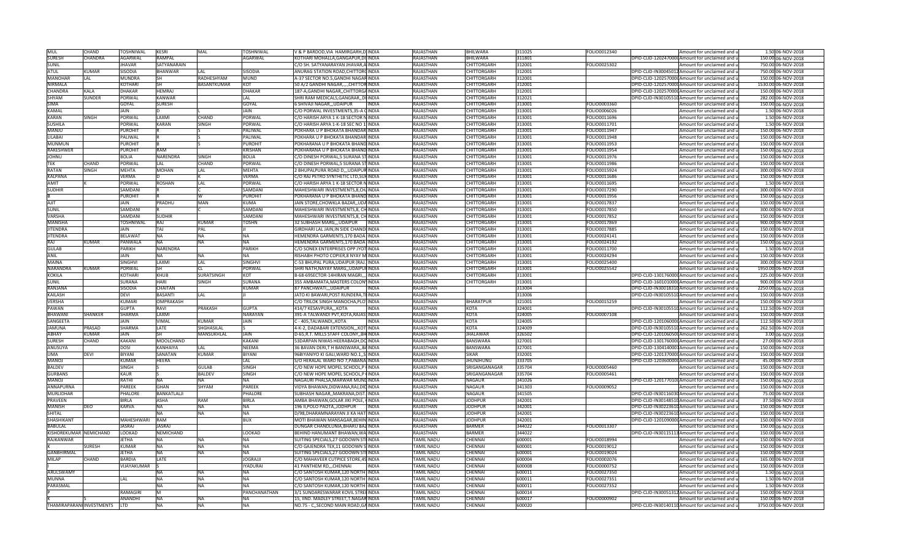| MUL | CHAND | TOSHNIWAL | KESRI | MAL | TOSHNIWAL | V & P BAROOD,VIA HAMIRGARH,D INDIA | RAJASTHAN | BHILWARA | 311025 | FOLIO0012340 | | Amount for unclaimed and u | 1.50 | 06-NOV-2018 |
|---|---|---|---|---|---|---|---|---|---|---|---|---|---|---|
| SURESH | CHANDRA | AGARWAL | RAMPAL | | AGARWAL | KOTHARI MOHALLA,GANGAPUR,DI INDIA | RAJASTHAN | BHILWARA | 311801 | | DPID-CLID-1202470000 | Amount for unclaimed and u | 150.00 | 06-NOV-2018 |
| SUNIL | | JHAVAR | SATYANARAIN | | | C/O SH. SATYANARAYAN JHAVAR,A INDIA | RAJASTHAN | CHITTORGARH | 312001 | FOLIO0025302 | | Amount for unclaimed and u | 750.00 | 06-NOV-2018 |
| ATUL | KUMAR | SISODIA | BHANWAR | LAL | SISODIA | ANURAG STATION ROAD,CHITTORG INDIA | RAJASTHAN | CHITTORGARH | 312001 | | DPID-CLID-IN30045012 | Amount for unclaimed and u | 750.00 | 06-NOV-2018 |
| MANOHAR | LAL | MUNDRA | SH | RADHESHYAM | MUND | A-37 SECTOR NO.5,GANDHI NAGAR INDIA | RAJASTHAN | CHITTORGARH | 312001 | | DPID-CLID-1202570000 | Amount for unclaimed and u | 150.00 | 06-NOV-2018 |
| NIRMALA | | KOTHARI | SH | BASANTKUMAR | KOT | 50 A/2 GANDHI NAGAR,,,,CHITTOR INDIA | RAJASTHAN | CHITTORGARH | 312001 | | DPID-CLID-1202570000 | Amount for unclaimed and u | 1530.00 | 06-NOV-2018 |
| CHANDRA | KALA | DHAKAR | HEMRAJ | | DHAKAR | 187-A,GANDHI NAGAR,,CHITTORGA INDIA | RAJASTHAN | CHITTORGARH | 312001 | | DPID-CLID-1202570000 | Amount for unclaimed and u | 150.00 | 06-NOV-2018 |
| SHYAM | SUNDER | PORWAL | KANWAR | | LAL | SHRI RAM MEDICALS,GANGRAR,,DI INDIA | RAJASTHAN | CHITTORGARH | 312021 | | DPID-CLID-IN30105510 | Amount for unclaimed and u | 282.00 | 06-NOV-2018 |
| SIMA | | GOYAL | SURESH | | GOYAL | 6 SHIVAJI NAGAR,,,UDAIPUR INDIA | RAJASTHAN | CHITTORGARH | 313001 | FOLIO0003360 | | Amount for unclaimed and u | 150.00 | 06-NOV-2018 |
| KAMAL | | JAIN | D | L | JAIN | C/O PORWAL INVESTMENTS,35-A ( INDIA | RAJASTHAN | CHITTORGARH | 313001 | FOLIO0006026 | | Amount for unclaimed and u | 1.50 | 06-NOV-2018 |
| KARAN | SINGH | PORWAL | LAXMI | CHAND | PORWAL | C/O HARISH ARYA 1 K-18 SECTOR N INDIA | RAJASTHAN | CHITTORGARH | 313001 | FOLIO0011696 | | Amount for unclaimed and u | 1.50 | 06-NOV-2018 |
| SUSHILA | | PORWAL | KARAN | SINGH | PORWAL | C/O HARISH ARYA 1-K-18 SEC NO 1 INDIA | RAJASTHAN | CHITTORGARH | 313001 | FOLIO0011701 | | Amount for unclaimed and u | 1.50 | 06-NOV-2018 |
| MANJU | | PUROHIT | R | S | PALIWAL | POKHARA U P BHOKATA BHANDAR INDIA | RAJASTHAN | CHITTORGARH | 313001 | FOLIO0011947 | | Amount for unclaimed and u | 150.00 | 06-NOV-2018 |
| LILABAI | | PALIWAL | R | S | PALIWAL | POKHARA U P BHOKATA BHANDAR INDIA | RAJASTHAN | CHITTORGARH | 313001 | FOLIO0011948 | | Amount for unclaimed and u | 150.00 | 06-NOV-2018 |
| MUNMUN | | PUROHIT | B | S | PUROHIT | POKHARANA U P BHOKATA BHAND INDIA | RAJASTHAN | CHITTORGARH | 313001 | FOLIO0011953 | | Amount for unclaimed and u | 150.00 | 06-NOV-2018 |
| RAKESHWER | | PUROHIT | RAM | | KRISHAN | POKHARANA U P BHOKATA BHAND INDIA | RAJASTHAN | CHITTORGARH | 313001 | FOLIO0011954 | | Amount for unclaimed and u | 150.00 | 06-NOV-2018 |
| JOHNU | | BOLIA | NARENDRA | SINGH | BOLIA | C/O DINESH PORWAL,5 SURANA ST INDIA | RAJASTHAN | CHITTORGARH | 313001 | FOLIO0011976 | | Amount for unclaimed and u | 150.00 | 06-NOV-2018 |
| TEK | CHAND | PORWAL | LAL | CHAND | PORWAL | C/O DINESH PORWAL,5 SURANA ST INDIA | RAJASTHAN | CHITTORGARH | 313001 | FOLIO0011986 | | Amount for unclaimed and u | 150.00 | 06-NOV-2018 |
| RATAN | SINGH | MEHTA | MOHAN | LAL | MEHTA | 2 BHUPALPURA ROAD D,,,UDAIPUR INDIA | RAJASTHAN | CHITTORGARH | 313001 | FOLIO0015924 | | Amount for unclaimed and u | 300.00 | 06-NOV-2018 |
| KALPANA | | VERMA | D | K | VERMA | C/O RAJ PETRO SYNTHETIC LTD,SUK INDIA | RAJASTHAN | CHITTORGARH | 313001 | FOLIO0011686 | | Amount for unclaimed and u | 150.00 | 06-NOV-2018 |
| AMIT | K | PORWAL | ROSHAN | LAL | PORWAL | C/O HARISH ARYA 1 K-18 SECTOR N INDIA | RAJASTHAN | CHITTORGARH | 313001 | FOLIO0011695 | | Amount for unclaimed and u | 1.50 | 06-NOV-2018 |
| SUDHIR | | SAMDANI | R | C | SAMDANI | MAHESHWARI INVESTMENTS,8,CH INDIA | RAJASTHAN | CHITTORGARH | 313001 | FOLIO0017290 | | Amount for unclaimed and u | 300.00 | 06-NOV-2018 |
| B | | PUROHIT | R | W | PUROHIT | POKHARANA U P BHOKATA BHAND INDIA | RAJASTHAN | CHITTORGARH | 313001 | FOLIO0011956 | | Amount for unclaimed and u | 150.00 | 06-NOV-2018 |
| AJIT | | JAIN | PRADHU | MAN | KUMA | JAIN STORE,CHOWKLA BAZAR,,UDA INDIA | RAJASTHAN | CHITTORGARH | 313001 | FOLIO0017837 | | Amount for unclaimed and u | 150.00 | 06-NOV-2018 |
| SUNIL | | SAMDANI | R | C | SAMDANI | MAHESHWARI INVESTMENTS,8, CH INDIA | RAJASTHAN | CHITTORGARH | 313001 | FOLIO0017850 | | Amount for unclaimed and u | 300.00 | 06-NOV-2018 |
| VARSHA | | SAMDANI | SUDHIR | | SAMDANI | MAHESHWARI INVESTMENTS,8, CH INDIA | RAJASTHAN | CHITTORGARH | 313001 | FOLIO0017852 | | Amount for unclaimed and u | 150.00 | 06-NOV-2018 |
| MANISHA | | TOSHNIWAL | RAJ | KUMAR | TOSHN | 32 SUBHASH MARG,,,UDAIPUR INDIA | RAJASTHAN | CHITTORGARH | 313001 | FOLIO0017869 | | Amount for unclaimed and u | 900.00 | 06-NOV-2018 |
| JITENDRA | | JAIN | TAJ | PAL | JI | GIRDHARI LAL JAIN,IN SIDE CHAND INDIA | RAJASTHAN | CHITTORGARH | 313001 | FOLIO0017885 | | Amount for unclaimed and u | 150.00 | 06-NOV-2018 |
| JITENDRA | | BELAWAT | NA | NA | NA | HEMENDRA GARMENTS,170 BADA INDIA | RAJASTHAN | CHITTORGARH | 313001 | FOLIO0024141 | | Amount for unclaimed and u | 150.00 | 06-NOV-2018 |
| RAJ | KUMAR | PANWALA | NA | NA | NA | HEMENDRA GARMENTS,170 BADA INDIA | RAJASTHAN | CHITTORGARH | 313001 | FOLIO0024192 | | Amount for unclaimed and u | 150.00 | 06-NOV-2018 |
| GULAB | | PARIKH | NARENDRA | | PARIKH | C/O SONEX ENTERPRISES OPP JYOT INDIA | RAJASTHAN | CHITTORGARH | 313001 | FOLIO0011700 | | Amount for unclaimed and u | 1.50 | 06-NOV-2018 |
| ANIL | | JAIN | NA | NA | NA | RISHABH PHOTO COPIER,8 NYAY M INDIA | RAJASTHAN | CHITTORGARH | 313001 | FOLIO0024294 | | Amount for unclaimed and u | 150.00 | 06-NOV-2018 |
| MAINA | | SINGHVI | LAXMI | LAL | SINGHVI | C-53 BHUPAL PURA,UDAIPUR (RAJ. INDIA | RAJASTHAN | CHITTORGARH | 313001 | FOLIO0025400 | | Amount for unclaimed and u | 300.00 | 06-NOV-2018 |
| NARANDRA | KUMAR | PORWAL | SH | CL | PORWAL | SHRI NATH,NAYAY MARG,,UDAIPUR INDIA | RAJASTHAN | CHITTORGARH | 313001 | FOLIO0025542 | | Amount for unclaimed and u | 1950.00 | 06-NOV-2018 |
| KOKILA | | KOTHARI | KHUB | SURATSINGH | KOT | B-68-69SECTOR-14HIRAN MAGRI,,, INDIA | RAJASTHAN | CHITTORGARH | 313001 | | DPID-CLID-1301760000 | Amount for unclaimed and u | 225.00 | 06-NOV-2018 |
| SUNIL | | SURANA | HARI | SINGH | SURANA | 355 AMBAMATA,MASTERS COLONY INDIA | RAJASTHAN | CHITTORGARH | 313001 | | DPID-CLID-1601010000 | Amount for unclaimed and u | 900.00 | 06-NOV-2018 |
| RANJANA | | SISODIA | CHAITAN | | KUMAR | 87 PANCHWATI,,,UDAIPUR INDIA | RAJASTHAN | | 313004 | | DPID-CLID-IN30018310 | Amount for unclaimed and u | 2250.00 | 06-NOV-2018 |
| KAILASH | | DEVI | BASANTI | LAL | JI | JATO KI BAWARI,POST RUNDERA,T INDIA | RAJASTHAN | | 313006 | | DPID-CLID-IN30105510 | Amount for unclaimed and u | 150.00 | 06-NOV-2018 |
| VERSHA | | KUMARI | OMPRAKASH | | | C/O TRILOK SINGH MANOCHA,PLO INDIA | RAJASTHAN | BHARATPUR | 321001 | FOLIO0015259 | | Amount for unclaimed and u | 150.00 | 06-NOV-2018 |
| PAWAN | | GUPTA | RAVI | PRAKASH | GUPTA | 414/7 KESAVPURA,,,KOTA INDIA | RAJASTHAN | KOTA | 324001 | | DPID-CLID-IN30105510 | Amount for unclaimed and u | 112.50 | 06-NOV-2018 |
| BHAWANI | SHANKER | SHARMA | LAXMI | | NARAYAN | 391-A TALWANDI PVT,KOTA,RAJAS INDIA | RAJASTHAN | KOTA | 324005 | FOLIO0007108 | | Amount for unclaimed and u | 150.00 | 06-NOV-2018 |
| SANGEETA | | JAIN | VIMAL | KUMAR | JAIN | C - 405,TALWANDI,,KOTA INDIA | RAJASTHAN | KOTA | 324005 | | DPID-CLID-1201060000 | Amount for unclaimed and u | 112.50 | 06-NOV-2018 |
| JAMUNA | PRASAD | SHARMA | LATE | SHGHASILAL | S | 4-K-2, DADABARI EXTENSION,,,KOT INDIA | RAJASTHAN | KOTA | 324009 | | DPID-CLID-IN30105510 | Amount for unclaimed and u | 262.50 | 06-NOV-2018 |
| ABHAY | KUMAR | JAIN | SH | MANSUKHLAL | JAIN | D-65,R.T. MILLS STAFF COLONY,,BH INDIA | RAJASTHAN | JHALAWAR | 326502 | | DPID-CLID-1201060500 | Amount for unclaimed and u | 3.00 | 06-NOV-2018 |
| SURESH | CHAND | KAKANI | MOOLCHAND | | KAKANI | 53DARPAN NIWAS HEERABAGH,DO INDIA | RAJASTHAN | BANSWARA | 327001 | | DPID-CLID-1301760000 | Amount for unclaimed and u | 27.00 | 06-NOV-2018 |
| ANUSUYA | | DOSI | KANHAIYA | LAL | NEEMA | 36 BAVAN DERI,T H BANSWARA,,BA INDIA | RAJASTHAN | BANSWARA | 327001 | | DPID-CLID-1304140001 | Amount for unclaimed and u | 150.00 | 06-NOV-2018 |
| UMA | DEVI | BIYANI | SANATAN | KUMAR | BIYANI | 96BIYANIYO KI GALI,WARD NO.1,,S INDIA | RAJASTHAN | SIKAR | 332001 | | DPID-CLID-1201370000 | Amount for unclaimed and u | 150.00 | 06-NOV-2018 |
| MANOJ | | KUMAR | HEERA | | LAL | S/O HERALAL WARD NO 7,PABANA INDIA | RAJASTHAN | JHUNJHUNU | 333705 | | DPID-CLID-1203600000 | Amount for unclaimed and u | 45.00 | 06-NOV-2018 |
| BALDEV | | SINGH | S | GULAB | SINGH | C/O NEW HOPE MOPEL SCHOOL,P INDIA | RAJASTHAN | SRIGANGANAGAR | 335704 | FOLIO0005460 | | Amount for unclaimed and u | 150.00 | 06-NOV-2018 |
| GURBANS | | KAUR | S | BALDEV | SINGH | C/O NEW HOPE MOPEL SCHOOL,P INDIA | RAJASTHAN | SRIGANGANAGAR | 335704 | FOLIO0005461 | | Amount for unclaimed and u | 150.00 | 06-NOV-2018 |
| MANOJ | | RATHI | NA | NA | NA | NAGAURI PHALSA,MARWAR MUND INDIA | RAJASTHAN | NAGAUR | 341026 | | DPID-CLID-1201770100 | Amount for unclaimed and u | 150.00 | 06-NOV-2018 |
| ANNAPURNA | | PAREEK | GHAN | SHYAM | PAREEK | VIDYA BHAWAN,DIDWANA,RAJ,DID INDIA | RAJASTHAN | NAGAUR | 341303 | FOLIO0009052 | | Amount for unclaimed and u | 150.00 | 06-NOV-2018 |
| MURLIDHAR | | PHALORE | BANKATLALJI | | PHALORE | SUBHASH NAGAR,,MAKRANA,DIST INDIA | RAJASTHAN | NAGAUR | 341505 | | DPID-CLID-IN30116030 | Amount for unclaimed and u | 75.00 | 06-NOV-2018 |
| PRAVEEN | | BIRLA | ASHA | RAM | BIRLA | AMBA BHAWAN,GOLAR JIKI POLE, ( INDIA | RAJASTHAN | JODHPUR | 342001 | | DPID-CLID-IN30148510 | Amount for unclaimed and u | 37.50 | 06-NOV-2018 |
| MANISH | DEO | KARVA | NA | NA | NA | 196 II,POLO PAOTA,,JODHPUR INDIA | RAJASTHAN | JODHPUR | 342001 | | DPID-CLID-IN30223610 | Amount for unclaimed and u | 150.00 | 06-NOV-2018 |
| SHITAL | | | NA | NA | NA | D/98,DHARAMNARAYAN JI KA HAT INDIA | RAJASTHAN | JODHPUR | 342001 | | DPID-CLID-IN30223610 | Amount for unclaimed and u | 150.00 | 06-NOV-2018 |
| SHASHIKANT | | MAHESHWARI | RAM | | BUX | MOTI BHAWAN MANSAGAR,BEHIN INDIA | RAJASTHAN | JODHPUR | 342001 | | DPID-CLID-1201090000 | Amount for unclaimed and u | 150.00 | 06-NOV-2018 |
| BABULAL | | JASRAJ | JASRAJ | | | DUNGAR CHANDLUNIA,BHARU BAZ INDIA | RAJASTHAN | BARMER | 344022 | FOLIO0013307 | | Amount for unclaimed and u | 150.00 | 06-NOV-2018 |
| KISHOREKUMAR | NEMICHAND | LOOKAD | NEMICHAND | | LOOKAD | BEHIND HANUMANT BHAWAN,WA INDIA | RAJASTHAN | BARMER | 344022 | | DPID-CLID-IN30115113 | Amount for unclaimed and u | 150.00 | 06-NOV-2018 |
| RAJKANWAR | | JETHA | NA | NA | NA | SUITING SPECIALS,27 GODOWN ST INDIA | TAMIL NADU | CHENNAI | 600001 | FOLIO0018994 | | Amount for unclaimed and u | 150.00 | 06-NOV-2018 |
| K | SURESH | KUMAR | NA | NA | NA | C/O GAJENDRA TEX,11 GODOWN S INDIA | TAMIL NADU | CHENNAI | 600001 | FOLIO0019012 | | Amount for unclaimed and u | 150.00 | 06-NOV-2018 |
| GANBHIRMAL | | JETHA | NA | NA | NA | SUITING SPECIALS,27 GODOWN ST INDIA | TAMIL NADU | CHENNAI | 600001 | FOLIO0019024 | | Amount for unclaimed and u | 150.00 | 06-NOV-2018 |
| MILAP | CHAND | BARDIA | LATE | | JOGRAJJI | C/O MAHAVEER CUTPICE STORE,45 INDIA | TAMIL NADU | CHENNAI | 600004 | FOLIO0002076 | | Amount for unclaimed and u | 165.00 | 06-NOV-2018 |
| I | | VIJAYAKUMAR | S | | IYADURAI | 41 PANTHEM RD,,,CHENNAI INDIA | TAMIL NADU | CHENNAI | 600008 | FOLIO0000752 | | Amount for unclaimed and u | 150.00 | 06-NOV-2018 |
| ARULSWAMY | | | NA | NA | NA | C/O SANTOSH KUMAR,120 NORTH INDIA | TAMIL NADU | CHENNAI | 600011 | FOLIO0027350 | | Amount for unclaimed and u | 1.50 | 06-NOV-2018 |
| MUNNA | | LAL | NA | NA | NA | C/O SANTOSH KUMAR,120 NORTH INDIA | TAMIL NADU | CHENNAI | 600011 | FOLIO0027351 | | Amount for unclaimed and u | 1.50 | 06-NOV-2018 |
| PARASMAL | | | NA | NA | NA | C/O SANTOSH KUMAR,120 NORTH INDIA | TAMIL NADU | CHENNAI | 600011 | FOLIO0027352 | | Amount for unclaimed and u | 1.50 | 06-NOV-2018 |
| P | | RAMAGIRI | M | | PANCHANATHAN | 3/1 SUNDARESWARAR KOVIL STREE INDIA | TAMIL NADU | CHENNAI | 600014 | | DPID-CLID-IN30051312 | Amount for unclaimed and u | 150.00 | 06-NOV-2018 |
| K | S | ANANDHI | NA | NA | NA | 15, IIND. MADLEY STREET,T.NAGAR INDIA | TAMIL NADU | CHENNAI | 600017 | FOLIO0000902 | | Amount for unclaimed and u | 150.00 | 06-NOV-2018 |
| THAMIRAPARANI | INVESTMENTS | LTD | NA | NA | NA | NO.75 - C,,SECOND MAIN ROAD,GA INDIA | TAMIL NADU | CHENNAI | 600020 | | DPID-CLID-IN30140110 | Amount for unclaimed and u | 3750.00 | 06-NOV-2018 |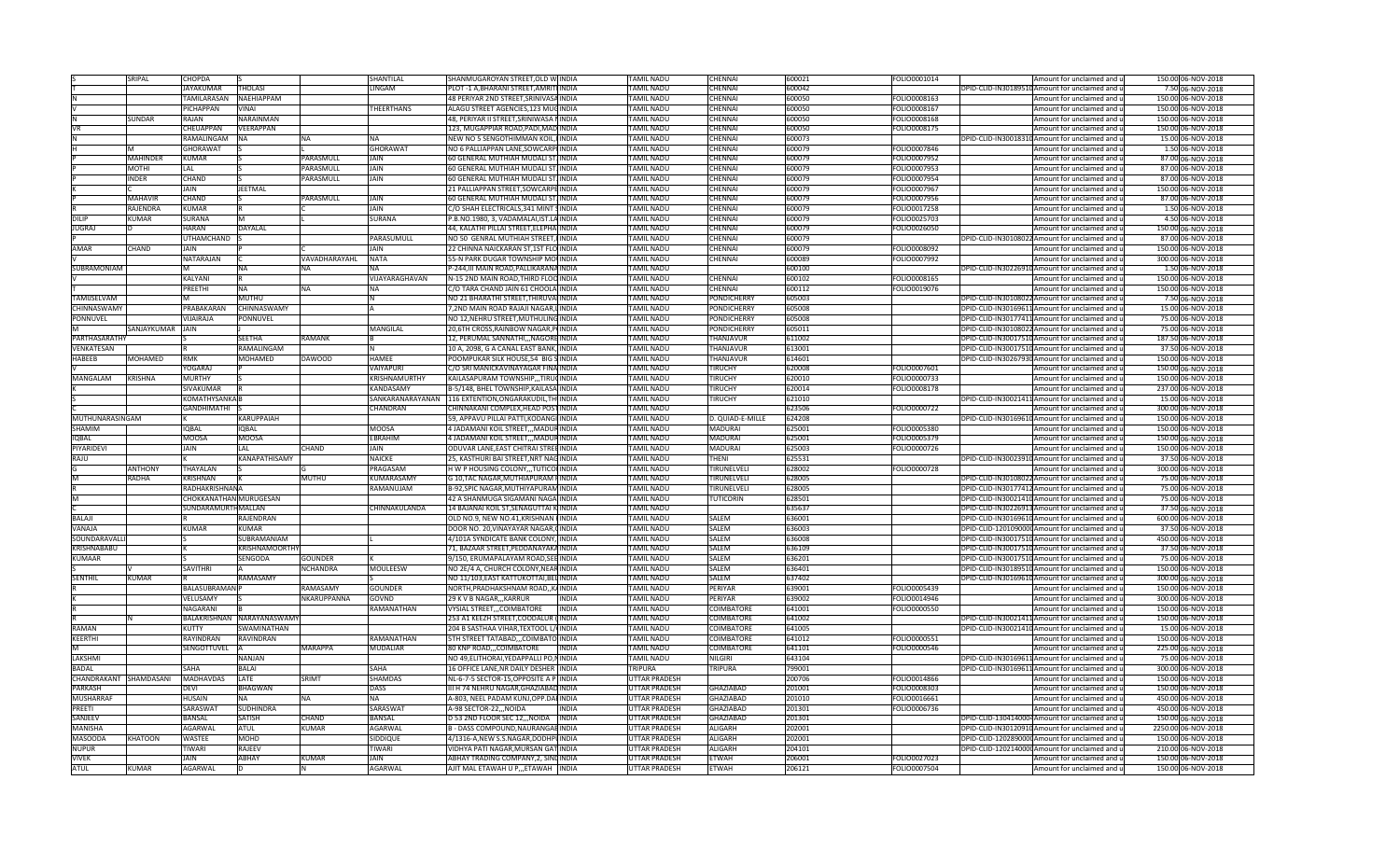| | | | | | | | | | | | | | | | | |
|---|---|---|---|---|---|---|---|---|---|---|---|---|---|---|---|---|
| S | SRIPAL | CHOPDA | S | | SHANTILAL | SHANMUGAROYAN STREET,OLD W INDIA | | TAMIL NADU | CHENNAI | 600021 | FOLIO0001014 | | Amount for unclaimed and u | 150.00 | 06-NOV-2018 |
| T | | JAYAKUMAR | THOLASI | | LINGAM | PLOT -1 A,BHARANI STREET,AMRIT INDIA | | TAMIL NADU | CHENNAI | 600042 | | DPID-CLID-IN30189510 | Amount for unclaimed and u | 7.50 | 06-NOV-2018 |
| N | | TAMILARASAN | NAEHIAPPAM | | | 48 PERIYAR 2ND STREET,SRINIVASA INDIA | | TAMIL NADU | CHENNAI | 600050 | FOLIO0008163 | | Amount for unclaimed and u | 150.00 | 06-NOV-2018 |
| T | | PICHAPPAN | VINAI | | THEERTHANS | ALAGU STREET AGENCIES,123 MUG INDIA | | TAMIL NADU | CHENNAI | 600050 | FOLIO0008167 | | Amount for unclaimed and u | 150.00 | 06-NOV-2018 |
| N | SUNDAR | RAJAN | NARAINMAN | | | 48, PERIYAR II STREET,SRINIWASA N INDIA | | TAMIL NADU | CHENNAI | 600050 | FOLIO0008168 | | Amount for unclaimed and u | 150.00 | 06-NOV-2018 |
| VR | | CHEUAPPAN | VEERAPPAN | | | 123, MUGAPPIAR ROAD,PADI,MAD INDIA | | TAMIL NADU | CHENNAI | 600050 | FOLIO0008175 | | Amount for unclaimed and u | 150.00 | 06-NOV-2018 |
| N | | RAMALINGAM | NA | NA | NA | NEW NO 5 SENGOTHIMMAN KOIL, INDIA | | TAMIL NADU | CHENNAI | 600073 | | DPID-CLID-IN30018310 | Amount for unclaimed and u | 15.00 | 06-NOV-2018 |
| H | M | GHORAWAT | S | | GHORAWAT | NO 6 PALLIAPPAN LANE,SOWCARP INDIA | | TAMIL NADU | CHENNAI | 600079 | FOLIO0007846 | | Amount for unclaimed and u | 1.50 | 06-NOV-2018 |
| P | MAHINDER | KUMAR | S | PARASMULL | JAIN | 60 GENERAL MUTHIAH MUDALI ST INDIA | | TAMIL NADU | CHENNAI | 600079 | FOLIO0007952 | | Amount for unclaimed and u | 87.00 | 06-NOV-2018 |
| P | MOTHI | LAL | S | PARASMULL | JAIN | 60 GENERAL MUTHIAH MUDALI ST INDIA | | TAMIL NADU | CHENNAI | 600079 | FOLIO0007953 | | Amount for unclaimed and u | 87.00 | 06-NOV-2018 |
| P | INDER | CHAND | S | PARASMULL | JAIN | 60 GENERAL MUTHIAH MUDALI ST INDIA | | TAMIL NADU | CHENNAI | 600079 | FOLIO0007954 | | Amount for unclaimed and u | 87.00 | 06-NOV-2018 |
| K | C | JAIN | JEETMAL | | | 21 PALLIAPPAN STREET,SOWCARPE INDIA | | TAMIL NADU | CHENNAI | 600079 | FOLIO0007967 | | Amount for unclaimed and u | 150.00 | 06-NOV-2018 |
| P | MAHAVIR | CHAND | S | PARASMULL | JAIN | 60 GENERAL MUTHIAH MUDALI ST INDIA | | TAMIL NADU | CHENNAI | 600079 | FOLIO0007956 | | Amount for unclaimed and u | 87.00 | 06-NOV-2018 |
| R | RAJENDRA | KUMAR | R | C | JAIN | C/O SHAH ELECTRICALS,341 MINT S INDIA | | TAMIL NADU | CHENNAI | 600079 | FOLIO0017258 | | Amount for unclaimed and u | 1.50 | 06-NOV-2018 |
| DILIP | KUMAR | SURANA | M | L | SURANA | P.B.NO.1980, 3, VADAMALAI,IST LA INDIA | | TAMIL NADU | CHENNAI | 600079 | FOLIO0025703 | | Amount for unclaimed and u | 4.50 | 06-NOV-2018 |
| JUGRAJ | D | HARAN | DAYALAL | | | 44, KALATHI PILLAI STREET,ELEPHA INDIA | | TAMIL NADU | CHENNAI | 600079 | FOLIO0026050 | | Amount for unclaimed and u | 150.00 | 06-NOV-2018 |
| P | | UTHAMCHAND | S | | PARASUMULL | NO 50 GENRAL MUTHIAH STREET, INDIA | | TAMIL NADU | CHENNAI | 600079 | | DPID-CLID-IN30108022 | Amount for unclaimed and u | 87.00 | 06-NOV-2018 |
| AMAR | CHAND | JAIN | P | C | JAIN | 22 CHINNA NAICKARAN ST,1ST FLO INDIA | | TAMIL NADU | CHENNAI | 600079 | FOLIO0008092 | | Amount for unclaimed and u | 150.00 | 06-NOV-2018 |
| V | | NATARAJAN | C | VAVADHARAYAHL | NATA | 55-N PARK DUGAR TOWNSHIP MO INDIA | | TAMIL NADU | CHENNAI | 600089 | FOLIO0007992 | | Amount for unclaimed and u | 300.00 | 06-NOV-2018 |
| SUBRAMONIAM | | M | NA | NA | NA | P-244,III MAIN ROAD,PALLIKARANA INDIA | | TAMIL NADU | | 600100 | | DPID-CLID-IN30226910 | Amount for unclaimed and u | 1.50 | 06-NOV-2018 |
| V | | KALYANI | R | | VIJAYARAGHAVAN | N-15 2ND MAIN ROAD,THIRD FLOC INDIA | | TAMIL NADU | CHENNAI | 600102 | FOLIO0008165 | | Amount for unclaimed and u | 150.00 | 06-NOV-2018 |
| T | | PREETHI | NA | NA | NA | C/O TARA CHAND JAIN 61 CHOOLA INDIA | | TAMIL NADU | CHENNAI | 600112 | FOLIO0019076 | | Amount for unclaimed and u | 150.00 | 06-NOV-2018 |
| TAMILSELVAM | | M | MUTHU | | N | NO 21 BHARATHI STREET,,THIRUVA INDIA | | TAMIL NADU | PONDICHERRY | 605003 | | DPID-CLID-IN30108022 | Amount for unclaimed and u | 7.50 | 06-NOV-2018 |
| CHINNASWAMY | | PRABAKARAN | CHINNASWAMY | | A | 7,2ND MAIN ROAD RAJAJI NAGAR, INDIA | | TAMIL NADU | PONDICHERRY | 605008 | | DPID-CLID-IN30169611 | Amount for unclaimed and u | 15.00 | 06-NOV-2018 |
| PONNUVEL | | VIJAIRAJA | PONNUVEL | | | NO 12,NEHRU STREET,MUTHULING INDIA | | TAMIL NADU | PONDICHERRY | 605008 | | DPID-CLID-IN30177411 | Amount for unclaimed and u | 75.00 | 06-NOV-2018 |
| N | SANJAYKUMAR | JAIN | J | | MANGILAL | 20,6TH CROSS,RAINBOW NAGAR,P INDIA | | TAMIL NADU | PONDICHERRY | 605011 | | DPID-CLID-IN30108022 | Amount for unclaimed and u | 75.00 | 06-NOV-2018 |
| PARTHASARATHY | | S | SEETHA | RAMANK | B | 12, PERUMAL SANNATHI,,,NAGORE INDIA | | TAMIL NADU | THANJAVUR | 611002 | | DPID-CLID-IN30017510 | Amount for unclaimed and u | 187.50 | 06-NOV-2018 |
| VENKATESAN | | R | RAMALINGAM | | N | 10 A, 2098, G A CANAL EAST BANK, INDIA | | TAMIL NADU | THANJAVUR | 613001 | | DPID-CLID-IN30017510 | Amount for unclaimed and u | 37.50 | 06-NOV-2018 |
| HABEEB | MOHAMED | RMK | MOHAMED | DAWOOD | HAMEE | POOMPUKAR SILK HOUSE,54 BIG S INDIA | | TAMIL NADU | THANJAVUR | 614601 | | DPID-CLID-IN30267930 | Amount for unclaimed and u | 150.00 | 06-NOV-2018 |
| V | | YOGARAJ | P | | VAIYAPURI | C/O SRI MANICKAVINAYAGAR FINA INDIA | | TAMIL NADU | TIRUCHY | 620008 | FOLIO0007601 | | Amount for unclaimed and u | 150.00 | 06-NOV-2018 |
| MANGALAM | KRISHNA | MURTHY | S | | KRISHNAMURTHY | KAILASAPURAM TOWNSHIP,,,TIRU INDIA | | TAMIL NADU | TIRUCHY | 620010 | FOLIO0000733 | | Amount for unclaimed and u | 150.00 | 06-NOV-2018 |
| K | | SIVAKUMAR | R | | KANDASAMY | B-5/148, BHEL TOWNSHIP,KAILASA INDIA | | TAMIL NADU | TIRUCHY | 620014 | FOLIO0008178 | | Amount for unclaimed and u | 237.00 | 06-NOV-2018 |
| S | | KOMATHYSANKA | B | | SANKARANARAYANAN | 116 EXTENTION,ONGARAKUDIL,TH INDIA | | TAMIL NADU | TIRUCHY | 621010 | | DPID-CLID-IN30021411 | Amount for unclaimed and u | 15.00 | 06-NOV-2018 |
| C | | GANDHIMATHI | S | | CHANDRAN | CHINNAKANI COMPLEX,HEAD POS INDIA | | TAMIL NADU | | 623506 | FOLIO0000722 | | Amount for unclaimed and u | 300.00 | 06-NOV-2018 |
| MUTHUNARASINGAM | | K | KARUPPAIAH | | | 59, APPAVU PILLAI PATTI,KODANGI INDIA | | TAMIL NADU | D. QUIAD-E-MILLE | 624208 | | DPID-CLID-IN30169610 | Amount for unclaimed and u | 150.00 | 06-NOV-2018 |
| SHAMIM | | IQBAL | IQBAL | | MOOSA | 4 JADAMANI KOIL STREET,,,MADUR INDIA | | TAMIL NADU | MADURAI | 625001 | FOLIO0005380 | | Amount for unclaimed and u | 150.00 | 06-NOV-2018 |
| IQBAL | | MOOSA | MOOSA | | EBRAHIM | 4 JADAMANI KOIL STREET,,,MADUR INDIA | | TAMIL NADU | MADURAI | 625001 | FOLIO0005379 | | Amount for unclaimed and u | 150.00 | 06-NOV-2018 |
| PIYARIDEVI | | JAIN | LAL | CHAND | JAIN | ODUVAR LANE,EAST CHITRAI STREE INDIA | | TAMIL NADU | MADURAI | 625003 | FOLIO0000726 | | Amount for unclaimed and u | 150.00 | 06-NOV-2018 |
| RAJU | | K | KANAPATHISAMY | | NAICKE | 25, KASTHURI BAI STREET,NRT NAG INDIA | | TAMIL NADU | THENI | 625531 | | DPID-CLID-IN30023910 | Amount for unclaimed and u | 37.50 | 06-NOV-2018 |
| G | ANTHONY | THAYALAN | S | G | PRAGASAM | H W P HOUSING COLONY,,,TUTICO INDIA | | TAMIL NADU | TIRUNELVELI | 628002 | FOLIO0000728 | | Amount for unclaimed and u | 300.00 | 06-NOV-2018 |
| M | RADHA | KRISHNAN | K | MUTHU | KUMARASAMY | G 10,TAC NAGAR,MUTHIAPURAM I INDIA | | TAMIL NADU | TIRUNELVELI | 628005 | | DPID-CLID-IN30108022 | Amount for unclaimed and u | 75.00 | 06-NOV-2018 |
| R | | RADHAKRISHNANA | | | RAMANUJAM | B-92,SPIC NAGAR,MUTHIYAPURAM INDIA | | TAMIL NADU | TIRUNELVELI | 628005 | | DPID-CLID-IN30177412 | Amount for unclaimed and u | 75.00 | 06-NOV-2018 |
| M | | CHOKKANATHAN | MURUGESAN | | | 42 A SHANMUGA SIGAMANI NAGA INDIA | | TAMIL NADU | TUTICORIN | 628501 | | DPID-CLID-IN30021410 | Amount for unclaimed and u | 75.00 | 06-NOV-2018 |
| C | | SUNDARAMURTH | MALLAN | | CHINNAKULANDA | 14 BAJANAI KOIL ST,SENAGUTTAI K INDIA | | TAMIL NADU | | 635637 | | DPID-CLID-IN30226913 | Amount for unclaimed and u | 37.50 | 06-NOV-2018 |
| BALAJI | | R | RAJENDRAN | | | OLD NO.9, NEW NO.41,KRISHNAN INDIA | | TAMIL NADU | SALEM | 636001 | | DPID-CLID-IN30169610 | Amount for unclaimed and u | 600.00 | 06-NOV-2018 |
| VANAJA | | KUMAR | KUMAR | | | DOOR NO. 20,VINAYAYAR NAGAR, INDIA | | TAMIL NADU | SALEM | 636003 | | DPID-CLID-1201090000 | Amount for unclaimed and u | 37.50 | 06-NOV-2018 |
| SOUNDARAVALLI | | S | SUBRAMANIAM | | L | 4/101A SYNDICATE BANK COLONY, INDIA | | TAMIL NADU | SALEM | 636008 | | DPID-CLID-IN30017510 | Amount for unclaimed and u | 450.00 | 06-NOV-2018 |
| KRISHNABABU | | K | KRISHNAMOORTHY | | | 71, BAZAAR STREET,PEDDANAYAKA INDIA | | TAMIL NADU | SALEM | 636109 | | DPID-CLID-IN30017510 | Amount for unclaimed and u | 37.50 | 06-NOV-2018 |
| KUMAAR | | S | SENGODA | GOUNDER | K | 9/150, ERUMAPALAYAM ROAD,SEE INDIA | | TAMIL NADU | SALEM | 636201 | | DPID-CLID-IN30017510 | Amount for unclaimed and u | 75.00 | 06-NOV-2018 |
| S | V | SAVITHRI | A | NCHANDRA | MOULEESW | NO 2E/4 A, CHURCH COLONY,NEAR INDIA | | TAMIL NADU | SALEM | 636401 | | DPID-CLID-IN30189510 | Amount for unclaimed and u | 150.00 | 06-NOV-2018 |
| SENTHIL | KUMAR | R | RAMASAMY | | S | NO 11/103,EAST KATTUKOTTAI,BEL INDIA | | TAMIL NADU | SALEM | 637402 | | DPID-CLID-IN30169610 | Amount for unclaimed and u | 300.00 | 06-NOV-2018 |
| R | | BALASUBRAMAN | P | RAMASAMY | GOUNDER | NORTH,PRADHAKSHNAM ROAD,,K INDIA | | TAMIL NADU | PERIYAR | 639001 | FOLIO0005439 | | Amount for unclaimed and u | 150.00 | 06-NOV-2018 |
| K | | VELUSAMY | S | NKARUPPANNA | GOVND | 29 K V B NAGAR,,,KARRUR | INDIA | TAMIL NADU | PERIYAR | 639002 | FOLIO0014946 | | Amount for unclaimed and u | 300.00 | 06-NOV-2018 |
| R | | NAGARANI | R | | RAMANATHAN | VYSIAL STREET,,,COIMBATORE | INDIA | TAMIL NADU | COIMBATORE | 641001 | FOLIO0000550 | | Amount for unclaimed and u | 150.00 | 06-NOV-2018 |
| R | N | BALAKRISHNAN | NARAYANASWAMY | | | 253 A1 KEEZH STREET,COODALUR I INDIA | | TAMIL NADU | COIMBATORE | 641002 | | DPID-CLID-IN30021411 | Amount for unclaimed and u | 150.00 | 06-NOV-2018 |
| RAMAN | | KUTTY | SWAMINATHAN | | | 204 B SASTHAA VIHAR,TEXTOOL L/ INDIA | | TAMIL NADU | COIMBATORE | 641005 | | DPID-CLID-IN30021410 | Amount for unclaimed and u | 15.00 | 06-NOV-2018 |
| KEERTHI | | RAVINDRAN | RAVINDRAN | | RAMANATHAN | 5TH STREET TATABAD,,,COIMBATO INDIA | | TAMIL NADU | COIMBATORE | 641012 | FOLIO0000551 | | Amount for unclaimed and u | 150.00 | 06-NOV-2018 |
| M | | SENGOTTUVEL | A | MARAPPA | MUDALIAR | 80 KNP ROAD,,,COIMBATORE | INDIA | TAMIL NADU | COIMBATORE | 641101 | FOLIO0000546 | | Amount for unclaimed and u | 225.00 | 06-NOV-2018 |
| LAKSHMI | | | NANJAN | | | NO 49,ELITHORAI,YEDAPPALLI PO,N INDIA | | TAMIL NADU | NILGIRI | 643104 | | DPID-CLID-IN30169611 | Amount for unclaimed and u | 75.00 | 06-NOV-2018 |
| BADAL | | SAHA | BALAI | | SAHA | 16 OFFICE LANE,NR DAILY DESHER | INDIA | TRIPURA | TRIPURA | 799001 | | DPID-CLID-IN30169611 | Amount for unclaimed and u | 300.00 | 06-NOV-2018 |
| CHANDRAKANT | SHAMDASANI | MADHAVDAS | LATE | SRIMT | SHAMDAS | NL-6-7-5 SECTOR-15,OPPOSITE A.P INDIA | | UTTAR PRADESH | | 200706 | FOLIO0014866 | | Amount for unclaimed and u | 150.00 | 06-NOV-2018 |
| PARKASH | | DEVI | BHAGWAN | | DASS | III H 74 NEHRU NAGAR,GHAZIABAD INDIA | | UTTAR PRADESH | GHAZIABAD | 201001 | FOLIO0008303 | | Amount for unclaimed and u | 150.00 | 06-NOV-2018 |
| MUSHARRAF | | HUSAIN | NA | NA | NA | A-803, NEEL PADAM KUNJ,OPP.DAE INDIA | | UTTAR PRADESH | GHAZIABAD | 201010 | FOLIO0016661 | | Amount for unclaimed and u | 450.00 | 06-NOV-2018 |
| PREETI | | SARASWAT | SUDHINDRA | | SARASWAT | A-98 SECTOR-22,,,NOIDA | INDIA | UTTAR PRADESH | GHAZIABAD | 201301 | FOLIO0006736 | | Amount for unclaimed and u | 450.00 | 06-NOV-2018 |
| SANJEEV | | BANSAL | SATISH | CHAND | BANSAL | D 53 2ND FLOOR SEC 12,,,NOIDA | INDIA | UTTAR PRADESH | GHAZIABAD | 201301 | | DPID-CLID-1304140004 | Amount for unclaimed and u | 150.00 | 06-NOV-2018 |
| MANISHA | | AGARWAL | ATUL | KUMAR | AGARWAL | B - DASS COMPOUND,NAURANGAB INDIA | | UTTAR PRADESH | ALIGARH | 202001 | | DPID-CLID-IN30120910 | Amount for unclaimed and u | 2250.00 | 06-NOV-2018 |
| MASOODA | KHATOON | WASTEE | MOHD | | SIDDIQUE | 4/1316-A,NEW S.S.NAGAR,DODHPI INDIA | | UTTAR PRADESH | ALIGARH | 202001 | | DPID-CLID-1202890000 | Amount for unclaimed and u | 150.00 | 06-NOV-2018 |
| NUPUR | | TIWARI | RAJEEV | | TIWARI | VIDHYA PATI NAGAR,MURSAN GAT INDIA | | UTTAR PRADESH | ALIGARH | 204101 | | DPID-CLID-1202140000 | Amount for unclaimed and u | 210.00 | 06-NOV-2018 |
| VIVEK | | JAIN | ABHAY | KUMAR | JAIN | ABHAY TRADING COMPANY,2, SIN INDIA | | UTTAR PRADESH | ETWAH | 206001 | FOLIO0027023 | | Amount for unclaimed and u | 150.00 | 06-NOV-2018 |
| ATUL | KUMAR | AGARWAL | D | N | AGARWAL | AJIT MAL ETAWAH U P,,,ETAWAH | INDIA | UTTAR PRADESH | ETWAH | 206121 | FOLIO0007504 | | Amount for unclaimed and u | 150.00 | 06-NOV-2018 |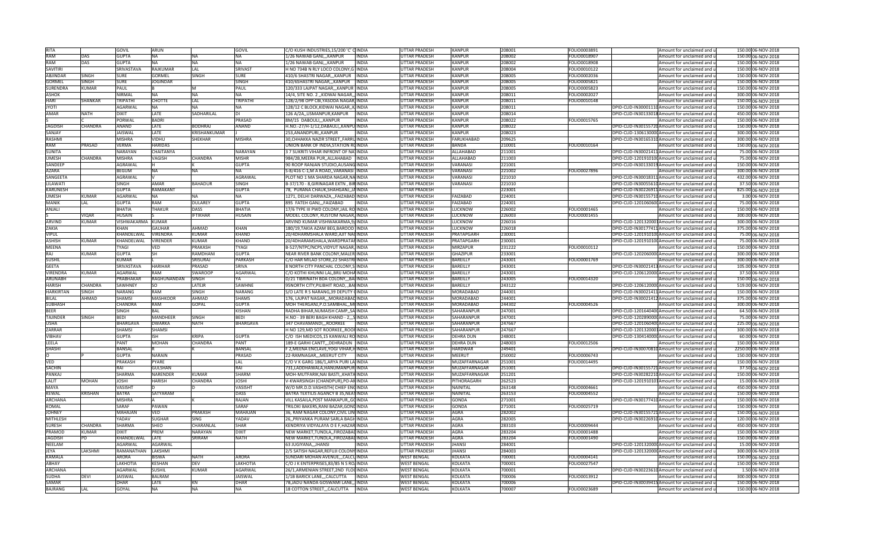| RITA | | GOVIL | ARUN | | GOVIL | C/O KUSH INDUSTRIES,15/200 'C' C | INDIA | UTTAR PRADESH | KANPUR | 208001 | FOLIO0003891 | | Amount for unclaimed and u | 150.00 | 06-NOV-2018 |
|---|---|---|---|---|---|---|---|---|---|---|---|---|---|---|---|
| RAM | DAS | GUPTA | NA | NA | NA | 1/26 NAWAB GANJ,,,KANPUR | INDIA | UTTAR PRADESH | KANPUR | 208002 | FOLIO0018907 | | Amount for unclaimed and u | 150.00 | 06-NOV-2018 |
| RAM | DAS | GUPTA | NA | NA | NA | 1/26 NAWAB GANJ,,,KANPUR | INDIA | UTTAR PRADESH | KANPUR | 208002 | FOLIO0018908 | | Amount for unclaimed and u | 150.00 | 06-NOV-2018 |
| SAVITIRI | | SRIVASTAVA | RAJKUMAR | LAL | SRIVAST | H NO 734B N RLY LOCO COLONY,G | INDIA | UTTAR PRADESH | KANPUR | 208004 | FOLIO0010122 | | Amount for unclaimed and u | 150.00 | 06-NOV-2018 |
| ABJINDAR | SINGH | SURE | GORMEL | SINGH | SURE | 410/6 SHASTRI NAGAR,,,KANPUR | INDIA | UTTAR PRADESH | KANPUR | 208005 | FOLIO0002036 | | Amount for unclaimed and u | 150.00 | 06-NOV-2018 |
| GORMEL | SINGH | SURE | JOGINDAR | | SINGH | 410/6HASTRI NAGAR,,,KANPUR | INDIA | UTTAR PRADESH | KANPUR | 208005 | FOLIO0005821 | | Amount for unclaimed and u | 150.00 | 06-NOV-2018 |
| SURENDRA | KUMAR | PAUL | B | M | PAUL | 120/333 LAJPAT NAGAR,,,KANPUR | INDIA | UTTAR PRADESH | KANPUR | 208005 | FOLIO0005823 | | Amount for unclaimed and u | 150.00 | 06-NOV-2018 |
| ASHOK | | NIRMAL | NA | NA | NA | 14/4, SITE NO. 2 ,,KIDWAI NAGAR,, | INDIA | UTTAR PRADESH | KANPUR | 208011 | FOLIO0002027 | | Amount for unclaimed and u | 300.00 | 06-NOV-2018 |
| HARI | SHANKAR | TRIPATHI | CHOTTE | LAL | TRIPATHI | 128/2/98 OPP CBI,YASODA NAGAR, | INDIA | UTTAR PRADESH | KANPUR | 208011 | FOLIO0010148 | | Amount for unclaimed and u | 150.00 | 06-NOV-2018 |
| JYOTI | | AGARWAL | NA | NA | NA | 128/12 C BLOCK,KIDWAI NAGAR,,K | INDIA | UTTAR PRADESH | KANPUR | 208011 | | DPID-CLID-IN30001110 | Amount for unclaimed and u | 150.00 | 06-NOV-2018 |
| AMAR | NATH | DIXIT | LATE | SADHARILAL | DI | 126 A/2A,,USMANPUR,KANPUR | INDIA | UTTAR PRADESH | KANPUR | 208014 | | DPID-CLID-IN30133018 | Amount for unclaimed and u | 450.00 | 06-NOV-2018 |
| S | | PORWAL | BADRI | | PRASAD | 8M/15 DABOULI,,,KANPUR | INDIA | UTTAR PRADESH | KANPUR | 208022 | FOLIO0015765 | | Amount for unclaimed and u | 150.00 | 06-NOV-2018 |
| JAGDISH | CHANDRA | ANAND | LATE | BODHRAJ | ANAND | H.NO.-27/H-1/12,DABAULI,,KANPU | INDIA | UTTAR PRADESH | KANPUR | 208022 | | DPID-CLID-IN30155720 | Amount for unclaimed and u | 150.00 | 06-NOV-2018 |
| SANJAY | | JAISWAL | LATE | KRISHANKUMAR | J | 253,ANANDPURI,,KANPUR | INDIA | UTTAR PRADESH | KANPUR | 208023 | | DPID-CLID-1306130000 | Amount for unclaimed and u | 300.00 | 06-NOV-2018 |
| RASHMI | | MISHRA | VIDHU | SHEKHAR | MISHRA | 30,CHHAKKA NAZIR STREET,,FARRU | INDIA | UTTAR PRADESH | FARUKHABAD | 209625 | | DPID-CLID-IN30165310 | Amount for unclaimed and u | 300.00 | 06-NOV-2018 |
| RAM | PRASAD | VERMA | HARIDAS | | | UNION BANK OF INDIA,STATION RO | INDIA | UTTAR PRADESH | BANDA | 210001 | FOLIO0010164 | | Amount for unclaimed and u | 150.00 | 06-NOV-2018 |
| SUNITA | | NARAYAN | CHAITANYA | | NARAYAN | 3 7 SUKRITI VIHAR INFRONT OF NA | INDIA | UTTAR PRADESH | ALLAHABAD | 211001 | | DPID-CLID-IN30021411 | Amount for unclaimed and u | 75.00 | 06-NOV-2018 |
| UMESH | CHANDRA | MISHRA | VAGISH | CHANDRA | MISHR | 984/2B,MEERA PUR,,ALLAHABAD | INDIA | UTTAR PRADESH | ALLAHABAD | 211003 | | DPID-CLID-1201910100 | Amount for unclaimed and u | 75.00 | 06-NOV-2018 |
| SANDEEP | | AGRAWAL | H | K | GUPTA | 90 ROOP RANJAN STUDIO,AUSANG | INDIA | UTTAR PRADESH | VARANASI | 221001 | | DPID-CLID-IN30133019 | Amount for unclaimed and u | 150.00 | 06-NOV-2018 |
| AZARA | | BEGUM | NA | NA | NA | S-8/416 C-1,M A ROAD,,VARANASI | INDIA | UTTAR PRADESH | VARANASI | 221002 | FOLIO0027896 | | Amount for unclaimed and u | 300.00 | 06-NOV-2018 |
| SANGEETA | | AGRAWAL | V | | AGRAWAL | PLOT NO 1 MA SHARDA NAGAR,NA | INDIA | UTTAR PRADESH | VARANASI | 221010 | | DPID-CLID-IN30018311 | Amount for unclaimed and u | 432.00 | 06-NOV-2018 |
| LILAWATI | | SINGH | AMAR | BAHADUR | SINGH | B-37/170 - 8,GIRINAGAR EXTN , BIR | INDIA | UTTAR PRADESH | VARANASI | 221010 | | DPID-CLID-IN30055610 | Amount for unclaimed and u | 37.50 | 06-NOV-2018 |
| KARUNESH | | GUPTA | RAMAKANT | | GUPTA | 78, PURANA CHAUK,SHAHGANJ,,JA | INDIA | UTTAR PRADESH | | 223001 | | DPID-CLID-IN30226911 | Amount for unclaimed and u | 825.00 | 06-NOV-2018 |
| UMESH | KUMAR | AGARWAL | NA | NA | NA | 1271, DELHI DARWAZA,,,FAIZABAD | INDIA | UTTAR PRADESH | FAIZABAD | 224001 | | DPID-CLID-IN30155710 | Amount for unclaimed and u | 3.00 | 06-NOV-2018 |
| MANIK | LAL | GUPTA | RAM | DULAREY | GUPTA | 895 FATEH GANJ,,,FAIZABAD | INDIA | UTTAR PRADESH | FAIZABAD | 224001 | | DPID-CLID-1201060600 | Amount for unclaimed and u | 75.00 | 06-NOV-2018 |
| ANJALI | | BHATIA | THAKUR | DASS | BHATIA | 17/6 TYPE III PWD COLONY,JAIL RO | INDIA | UTTAR PRADESH | LUCKNOW | 226002 | FOLIO0001465 | | Amount for unclaimed and u | 150.00 | 06-NOV-2018 |
| S | VIQAR | HUSAIN | S | IFTIKHAR | HUSAIN | MODEL COLONY, RUSTOM NAGAR, | INDIA | UTTAR PRADESH | LUCKNOW | 226003 | FOLIO0001455 | | Amount for unclaimed and u | 300.00 | 06-NOV-2018 |
| ARVIND | KUMAR | VISHWAKARMA | KUMAR | | | ARVIND KUMAR VISHWAKARMA,9, | INDIA | UTTAR PRADESH | LUCKNOW | 226016 | | DPID-CLID-1201320001 | Amount for unclaimed and u | 300.00 | 06-NOV-2018 |
| ZAKIA | | KHAN | GAUHAR | AHMAD | KHAN | 180/19,TAKIA AZAM BEG,BAROOD | INDIA | UTTAR PRADESH | LUCKNOW | 226018 | | DPID-CLID-IN30177411 | Amount for unclaimed and u | 375.00 | 06-NOV-2018 |
| VIPUL | | KHANDELWAL | VIRENDRA | KUMAR | KHAND | 20/4DHARMSHALA WARD,AJIT NAG | INDIA | UTTAR PRADESH | PRATAPGARH | 230001 | | DPID-CLID-1201910100 | Amount for unclaimed and u | 75.00 | 06-NOV-2018 |
| ASHISH | KUMAR | KHANDELWAL | VIRENDER | KUMAR | KHAND | 20/4DHARAMSHALA,WARDPRATAP | INDIA | UTTAR PRADESH | PRATAPGARH | 230001 | | DPID-CLID-1201910100 | Amount for unclaimed and u | 75.00 | 06-NOV-2018 |
| MEENA | | TYAGI | VED | PRAKASH | TYAGI | B-527/NTPC/NCPS,VIDYUT NAGAR, | INDIA | UTTAR PRADESH | MIRZAPUR | 231222 | FOLIO0010112 | | Amount for unclaimed and u | 150.00 | 06-NOV-2018 |
| RAJ | KUMAR | GUPTA | SH | RAMDHANI | GUPTA | NEAR RIVER BANK COLONY,MALER | INDIA | UTTAR PRADESH | GHAZIPUR | 233001 | | DPID-CLID-1202060000 | Amount for unclaimed and u | 300.00 | 06-NOV-2018 |
| SUSHIL | | KUMAR | L | SRISURAJ | PARKASH | C/O HAR MILAD STORE,22 SHASTRI | INDIA | UTTAR PRADESH | BAREILLY | 243001 | FOLIO0001769 | | Amount for unclaimed and u | 300.00 | 06-NOV-2018 |
| GEETA | | SRIVASTAVA | HARIHAR | PRASAD | SRIVA | 8 NORTH CITY PANCHAL COLONY,S | INDIA | UTTAR PRADESH | BAREILLY | 243001 | | DPID-CLID-IN30021413 | Amount for unclaimed and u | 105.00 | 06-NOV-2018 |
| VIRENDRA | KUMAR | AGARWAL | RAM | SWAROOP | AGARWAL | C/O KOTHI KHUNNI LAL,BRIJ MOHA | INDIA | UTTAR PRADESH | BAREILLY | 243001 | | DPID-CLID-1206120000 | Amount for unclaimed and u | 37.50 | 06-NOV-2018 |
| ARUNABH | | PRABHAKAR | RAGHUNANDAN | SINGH | YA | D/21 TIBRINATH BDA COLONY,,BA | INDIA | UTTAR PRADESH | BAREILLY | 243005 | FOLIO0014320 | | Amount for unclaimed and u | 150.00 | 06-NOV-2018 |
| HARISH | CHANDRA | SAWHNEY | SO | LATEJR | SAWHNE | 95NORTH CITY,PILIBHIT ROAD,,BA | INDIA | UTTAR PRADESH | BAREILLY | 243122 | | DPID-CLID-1206120000 | Amount for unclaimed and u | 519.00 | 06-NOV-2018 |
| HARKIRTAN | SINGH | NARANG | RAM | SINGH | NARANG | S/O LATE R S NARANG,39 DEPUTY G | INDIA | UTTAR PRADESH | MORADABAD | 244001 | | DPID-CLID-IN30021411 | Amount for unclaimed and u | 150.00 | 06-NOV-2018 |
| BILAL | AHMAD | SHAMSI | MASHKOOR | AHMAD | SHAMS | 176, LAJPAT NAGAR,,,MORADABA | INDIA | UTTAR PRADESH | MORADABAD | 244001 | | DPID-CLID-IN30021412 | Amount for unclaimed and u | 375.00 | 06-NOV-2018 |
| SUBHASH | | CHANDRA | RAM | GOPAL | GUPTA | MOH THERGANJ,P.O.SAMBHAL,,M | INDIA | UTTAR PRADESH | MORADABAD | 244302 | FOLIO0004526 | | Amount for unclaimed and u | 300.00 | 06-NOV-2018 |
| BEER | | SINGH | BAL | | KISHAN | RADHA BIHAR,NUMAISH CAMP,,SA | INDIA | UTTAR PRADESH | SAHARANPUR | 247001 | | DPID-CLID-1201640400 | Amount for unclaimed and u | 64.50 | 06-NOV-2018 |
| TAJINDER | SINGH | BEDI | MANDHEER | SINGH | BEDI | H.NO - 39 BERI BAGH KHAND - 2,,S | INDIA | UTTAR PRADESH | SAHARANPUR | 247001 | | DPID-CLID-1202890000 | Amount for unclaimed and u | 75.00 | 06-NOV-2018 |
| USHA | | BHARGAVA | DWARKA | NATH | BHARGAVA | 347 CHAVAMANDI,,,ROORKEE | INDIA | UTTAR PRADESH | SAHARANPUR | 247667 | | DPID-CLID-1201060400 | Amount for unclaimed and u | 225.00 | 06-NOV-2018 |
| ZARRAR | | SHAMSI | SHAMSI | | | H NO 129,MD SOT ROORKEE,,ROOR | INDIA | UTTAR PRADESH | SAHARANPUR | 247667 | | DPID-CLID-1201320001 | Amount for unclaimed and u | 300.00 | 06-NOV-2018 |
| VIBHAV | | GUPTA | ISH | KRIPA | GUPTA | C/O ISH MEDICOS,15 KANWALI RO | INDIA | UTTAR PRADESH | DEHRA DUN | 248001 | | DPID-CLID-1304140000 | Amount for unclaimed and u | 60.00 | 06-NOV-2018 |
| LEELA | | PANT | MOHAN | CHANDRA | PANT | 189-E GARHI CANTT,,,DEHRADUN | INDIA | UTTAR PRADESH | DEHRA DUN | 248003 | FOLIO0012506 | | Amount for unclaimed and u | 150.00 | 06-NOV-2018 |
| SHASHI | | BANSAL | R | K | BANSAL | F 2,MEENA ENCLAVE,YOGI VIHAR,H | INDIA | UTTAR PRADESH | HARDWAR | 249401 | | DPID-CLID-IN30070810 | Amount for unclaimed and u | 2750.00 | 06-NOV-2018 |
| O | P | GUPTA | NARAIN | | PRASAD | 22-RAMNAGAR,,,MEERUT CITY | INDIA | UTTAR PRADESH | MEERUT | 250002 | FOLIO0006743 | | Amount for unclaimed and u | 150.00 | 06-NOV-2018 |
| VED | | PRAKASH | PYARE | | LAL | C/O V K GARG 186/1,ARYA PURI LA | INDIA | UTTAR PRADESH | MUZAFFARNAGAR | 251001 | FOLIO0014495 | | Amount for unclaimed and u | 150.00 | 06-NOV-2018 |
| SACHIN | | RAI | GULSHAN | | RAI | 731,LADDHAWALA,HANUMANPUR | INDIA | UTTAR PRADESH | MUZAFFARNAGAR | 251001 | | DPID-CLID-IN30155721 | Amount for unclaimed and u | 37.50 | 06-NOV-2018 |
| PANKAJ | | SHARMA | NARENDER | KUMAR | SHARM | MOH-MUTFARIK,NAI BASTI,,KHATA | INDIA | UTTAR PRADESH | MUZAFFARNAGAR | 251201 | | DPID-CLID-IN30282210 | Amount for unclaimed and u | 150.00 | 06-NOV-2018 |
| LALIT | MOHAN | JOSHI | HARISH | CHANDRA | JOSHI | V-KWARSINGH (CHANDPUR),PO-AD | INDIA | UTTAR PRADESH | PITHORAGARH | 262523 | | DPID-CLID-1201910103 | Amount for unclaimed and u | 15.00 | 06-NOV-2018 |
| MAYA | | VASISHT | D | D | VASISHT | W/O MR.D.D.VASHISTH( CHIEF ENG | INDIA | UTTAR PRADESH | NAINITAL | 263148 | FOLIO0004661 | | Amount for unclaimed and u | 450.00 | 06-NOV-2018 |
| KEWAL | KRISHAN | BATRA | SATYARAM | | DASS | BATRA TEXTILS AGANCY B 35,NEAR | INDIA | UTTAR PRADESH | NAINITAL | 263153 | FOLIO0004552 | | Amount for unclaimed and u | 150.00 | 06-NOV-2018 |
| ARCHANA | | MISHRA | A | K | RAJAN | VILL KASAILA,POST MANKAPUR,,GO | INDIA | UTTAR PRADESH | GONDA | 271001 | | DPID-CLID-IN30177410 | Amount for unclaimed and u | 150.00 | 06-NOV-2018 |
| KOMAL | | SARAF | PAWAN | | SARAF | TRILOKI BAKERS,RANI BAZAR,GOND | INDIA | UTTAR PRADESH | GONDA | 271001 | FOLIO0025719 | | Amount for unclaimed and u | 150.00 | 06-NOV-2018 |
| JOHNEY | | MAHAJAN | VED | PRAKASH | MAHAJAN | 36, RAM NAGAR COLONY,CIVIL LIN | INDIA | UTTAR PRADESH | AGRA | 282002 | | DPID-CLID-IN30155721 | Amount for unclaimed and u | 150.00 | 06-NOV-2018 |
| MITHLESH | | YADAV | SUGHAR | SING | YADAV | 26,,PRIYANKA PURAM SARLA BAGH | INDIA | UTTAR PRADESH | AGRA | 282005 | | DPID-CLID-IN30226910 | Amount for unclaimed and u | 120.00 | 06-NOV-2018 |
| SURESH | CHANDRA | SHARMA | SHEO | CHARANLAL | SHAR | KENDRIYA VIDYALAYA O E F,HAZAR | INDIA | UTTAR PRADESH | AGRA | 283103 | FOLIO0009444 | | Amount for unclaimed and u | 450.00 | 06-NOV-2018 |
| PRAMOD | KUMAR | DIXIT | PREM | NARAYAN | DIXIT | NEW MARKET,TUNDLA,,FIROZABA | INDIA | UTTAR PRADESH | AGRA | 283204 | FOLIO0001488 | | Amount for unclaimed and u | 150.00 | 06-NOV-2018 |
| JAGDISH | PD | KHANDELWAL | LATE | SRIRAM | NATH | NEW MARKET,TUNDLA,,FIROZABA | INDIA | UTTAR PRADESH | AGRA | 283204 | FOLIO0001490 | | Amount for unclaimed and u | 150.00 | 06-NOV-2018 |
| NEELAM | | AGARWAL | AGARWAL | | | 63 JUGIYANA,,,JHANSI | INDIA | UTTAR PRADESH | JHANSI | 284001 | | DPID-CLID-1201320000 | Amount for unclaimed and u | 15.00 | 06-NOV-2018 |
| JEYA | LAKSHMI | RAMANATHAN | LAKSHMI | | | 2/5 SATISH NAGAR,REFUJI COLONY | INDIA | UTTAR PRADESH | JHANSI | 284003 | | DPID-CLID-1201320000 | Amount for unclaimed and u | 300.00 | 06-NOV-2018 |
| KAMALA | | ARORA | BISWA | NATH | ARORA | SUNDARI MOHAN AVENUE,,,CALC | INDIA | WEST BENGAL | KOLKATA | 700001 | FOLIO0004141 | | Amount for unclaimed and u | 150.00 | 06-NOV-2018 |
| ABHAY | | LAKHOTIA | KESHAN | DEV | LAKHOTIA | C/O J K ENTERPRISES,83/85 N S RO | INDIA | WEST BENGAL | KOLKATA | 700001 | FOLIO0027547 | | Amount for unclaimed and u | 150.00 | 06-NOV-2018 |
| ARCHANA | | AGARWAL | SUSHIL | KUMAR | AGARWAL | 26/1,ARMENIAN STREET,2ND FLO | INDIA | WEST BENGAL | KOLKATA | 700001 | | DPID-CLID-IN30223610 | Amount for unclaimed and u | 1.50 | 06-NOV-2018 |
| SUDHA | DEVI | JAISWAL | BALRAM | | JAISWAL | 1/1B BARICK LANE,,,CALCUTTA | INDIA | WEST BENGAL | KOLKATA | 700006 | FOLIO0013912 | | Amount for unclaimed and u | 300.00 | 06-NOV-2018 |
| SAMAR | | DHAR | LATE | KN | DHAR | 7B,JADU NANDA GOSWAMI LANE,, | INDIA | WEST BENGAL | KOLKATA | 700006 | | DPID-CLID-IN30039419 | Amount for unclaimed and u | 150.00 | 06-NOV-2018 |
| BAJRANG | LAL | GOYAL | NA | NA | NA | 18 COTTON STREET,,,CALCUTTA | INDIA | WEST BENGAL | KOLKATA | 700007 | FOLIO0023689 | | Amount for unclaimed and u | 150.00 | 06-NOV-2018 |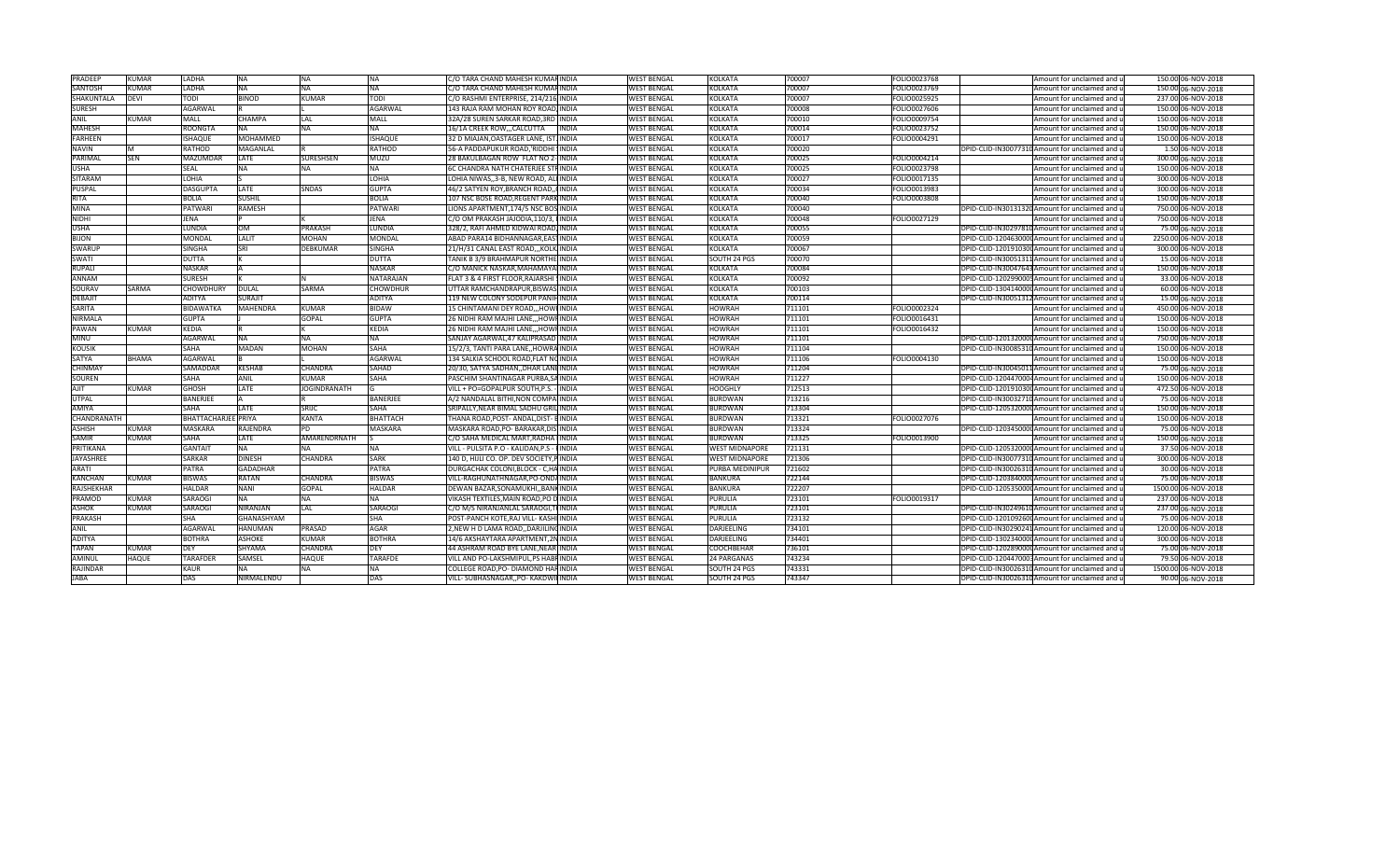| | | | | | | | | | | | | | | | | |
|---|---|---|---|---|---|---|---|---|---|---|---|---|---|---|---|---|
| PRADEEP | KUMAR | LADHA | NA | NA | NA | C/O TARA CHAND MAHESH KUMAR | INDIA | WEST BENGAL | KOLKATA | 700007 | FOLIO0023768 | | Amount for unclaimed and u | 150.00 | 06-NOV-2018 |
| SANTOSH | KUMAR | LADHA | NA | NA | NA | C/O TARA CHAND MAHESH KUMAR | INDIA | WEST BENGAL | KOLKATA | 700007 | FOLIO0023769 | | Amount for unclaimed and u | 150.00 | 06-NOV-2018 |
| SHAKUNTALA | DEVI | TODI | BINOD | KUMAR | TODI | C/O RASHMI ENTERPRISE, 214/216 | INDIA | WEST BENGAL | KOLKATA | 700007 | FOLIO0025925 | | Amount for unclaimed and u | 237.00 | 06-NOV-2018 |
| SURESH | | AGARWAL | R | L | AGARWAL | 143 RAJA RAM MOHAN ROY ROAD, | INDIA | WEST BENGAL | KOLKATA | 700008 | FOLIO0027606 | | Amount for unclaimed and u | 150.00 | 06-NOV-2018 |
| ANIL | KUMAR | MALL | CHAMPA | LAL | MALL | 32A/28 SUREN SARKAR ROAD,3RD | INDIA | WEST BENGAL | KOLKATA | 700010 | FOLIO0009754 | | Amount for unclaimed and u | 150.00 | 06-NOV-2018 |
| MAHESH | | ROONGTA | NA | NA | NA | 16/1A CREEK ROW,,,CALCUTTA | INDIA | WEST BENGAL | KOLKATA | 700014 | FOLIO0023752 | | Amount for unclaimed and u | 150.00 | 06-NOV-2018 |
| FARHEEN | | ISHAQUE | MOHAMMED | | ISHAQUE | 32 D MIAJAN,OASTAGER LANE, IST | INDIA | WEST BENGAL | KOLKATA | 700017 | FOLIO0004291 | | Amount for unclaimed and u | 150.00 | 06-NOV-2018 |
| NAVIN | M | RATHOD | MAGANLAL | R | RATHOD | 56-A PADDAPUKUR ROAD,'RIDDHI | INDIA | WEST BENGAL | KOLKATA | 700020 | | DPID-CLID-IN30077310 | Amount for unclaimed and u | 1.50 | 06-NOV-2018 |
| PARIMAL | SEN | MAZUMDAR | LATE | SURESHSEN | MUZU | 28 BAKULBAGAN ROW FLAT NO 2 | INDIA | WEST BENGAL | KOLKATA | 700025 | FOLIO0004214 | | Amount for unclaimed and u | 300.00 | 06-NOV-2018 |
| USHA | | SEAL | NA | NA | NA | 6C CHANDRA NATH CHATERJEE STR | INDIA | WEST BENGAL | KOLKATA | 700025 | FOLIO0023798 | | Amount for unclaimed and u | 150.00 | 06-NOV-2018 |
| SITARAM | | LOHIA | S | L | LOHIA | LOHIA NIWAS,,3-B, NEW ROAD, AL | INDIA | WEST BENGAL | KOLKATA | 700027 | FOLIO0017135 | | Amount for unclaimed and u | 300.00 | 06-NOV-2018 |
| PUSPAL | | DASGUPTA | LATE | SNDAS | GUPTA | 46/2 SATYEN ROY,BRANCH ROAD,, | INDIA | WEST BENGAL | KOLKATA | 700034 | FOLIO0013983 | | Amount for unclaimed and u | 300.00 | 06-NOV-2018 |
| RITA | | BOLIA | SUSHIL | | BOLIA | 107 NSC BOSE ROAD,REGENT PARK | INDIA | WEST BENGAL | KOLKATA | 700040 | FOLIO0003808 | | Amount for unclaimed and u | 150.00 | 06-NOV-2018 |
| MINA | | PATWARI | RAMESH | | PATWARI | LIONS APARTMENT,174/5 NSC BOS | INDIA | WEST BENGAL | KOLKATA | 700040 | | DPID-CLID-IN30131320 | Amount for unclaimed and u | 750.00 | 06-NOV-2018 |
| NIDHI | | JENA | P | K | JENA | C/O OM PRAKASH JAJODIA,110/3, | INDIA | WEST BENGAL | KOLKATA | 700048 | FOLIO0027129 | | Amount for unclaimed and u | 750.00 | 06-NOV-2018 |
| USHA | | LUNDIA | OM | PRAKASH | LUNDIA | 328/2, RAFI AHMED KIDWAI ROAD, | INDIA | WEST BENGAL | KOLKATA | 700055 | | DPID-CLID-IN30297810 | Amount for unclaimed and u | 75.00 | 06-NOV-2018 |
| BIJON | | MONDAL | LALIT | MOHAN | MONDAL | ABAD PARA14 BIDHANNAGAR,EAST | INDIA | WEST BENGAL | KOLKATA | 700059 | | DPID-CLID-1204630000 | Amount for unclaimed and u | 2250.00 | 06-NOV-2018 |
| SWARUP | | SINGHA | SRI | DEBKUMAR | SINGHA | 21/H/31 CANAL EAST ROAD,,,KOLK | INDIA | WEST BENGAL | KOLKATA | 700067 | | DPID-CLID-1201910300 | Amount for unclaimed and u | 300.00 | 06-NOV-2018 |
| SWATI | | DUTTA | K | L | DUTTA | TANIK B 3/9 BRAHMAPUR NORTHE | INDIA | WEST BENGAL | SOUTH 24 PGS | 700070 | | DPID-CLID-IN30051311 | Amount for unclaimed and u | 15.00 | 06-NOV-2018 |
| RUPALI | | NASKAR | A | | NASKAR | C/O MANICK NASKAR,MAHAMAYA | INDIA | WEST BENGAL | KOLKATA | 700084 | | DPID-CLID-IN30047643 | Amount for unclaimed and u | 150.00 | 06-NOV-2018 |
| ANNAM | | SURESH | K | N | NATARAJAN | FLAT 3 & 4 FIRST FLOOR,RAJARSHI | INDIA | WEST BENGAL | KOLKATA | 700092 | | DPID-CLID-1202990005 | Amount for unclaimed and u | 33.00 | 06-NOV-2018 |
| SOURAV | SARMA | CHOWDHURY | DULAL | SARMA | CHOWDHUR | UTTAR RAMCHANDRAPUR,BISWAS | INDIA | WEST BENGAL | KOLKATA | 700103 | | DPID-CLID-1304140000 | Amount for unclaimed and u | 60.00 | 06-NOV-2018 |
| DEBAJIT | | ADITYA | SURAJIT | | ADITYA | 119 NEW COLONY SODEPUR PANIH | INDIA | WEST BENGAL | KOLKATA | 700114 | | DPID-CLID-IN30051312 | Amount for unclaimed and u | 15.00 | 06-NOV-2018 |
| SARITA | | BIDAWATKA | MAHENDRA | KUMAR | BIDAW | 15 CHINTAMANI DEY ROAD,,,HOW | INDIA | WEST BENGAL | HOWRAH | 711101 | FOLIO0002324 | | Amount for unclaimed and u | 450.00 | 06-NOV-2018 |
| NIRMALA | | GUPTA | J | GOPAL | GUPTA | 26 NIDHI RAM MAJHI LANE,,,HOWR | INDIA | WEST BENGAL | HOWRAH | 711101 | FOLIO0016431 | | Amount for unclaimed and u | 150.00 | 06-NOV-2018 |
| PAWAN | KUMAR | KEDIA | R | K | KEDIA | 26 NIDHI RAM MAJHI LANE,,,HOWR | INDIA | WEST BENGAL | HOWRAH | 711101 | FOLIO0016432 | | Amount for unclaimed and u | 150.00 | 06-NOV-2018 |
| MINU | | AGARWAL | NA | NA | NA | SANJAY AGARWAL,47 KALIPRASAD | INDIA | WEST BENGAL | HOWRAH | 711101 | | DPID-CLID-1201320000 | Amount for unclaimed and u | 750.00 | 06-NOV-2018 |
| KOUSIK | | SAHA | MADAN | MOHAN | SAHA | 15/2/3, TANTI PARA LANE,,HOWRA | INDIA | WEST BENGAL | HOWRAH | 711104 | | DPID-CLID-IN30085310 | Amount for unclaimed and u | 150.00 | 06-NOV-2018 |
| SATYA | BHAMA | AGARWAL | B | L | AGARWAL | 134 SALKIA SCHOOL ROAD,FLAT NO | INDIA | WEST BENGAL | HOWRAH | 711106 | FOLIO0004130 | | Amount for unclaimed and u | 150.00 | 06-NOV-2018 |
| CHINMAY | | SAMADDAR | KESHAB | CHANDRA | SAHAD | 20/30, SATYA SADHAN,,DHAR LANE | INDIA | WEST BENGAL | HOWRAH | 711204 | | DPID-CLID-IN30045011 | Amount for unclaimed and u | 75.00 | 06-NOV-2018 |
| SOUREN | | SAHA | ANIL | KUMAR | SAHA | PASCHIM SHANTINAGAR PURBA,SA | INDIA | WEST BENGAL | HOWRAH | 711227 | | DPID-CLID-1204470004 | Amount for unclaimed and u | 150.00 | 06-NOV-2018 |
| AJIT | KUMAR | GHOSH | LATE | JOGINDRANATH | G | VILL + PO=GOPALPUR SOUTH,P.S. - | INDIA | WEST BENGAL | HOOGHLY | 712513 | | DPID-CLID-1201910300 | Amount for unclaimed and u | 472.50 | 06-NOV-2018 |
| UTPAL | | BANERJEE | A | R | BANERJEE | A/2 NANDALAL BITHI,NON COMPA | INDIA | WEST BENGAL | BURDWAN | 713216 | | DPID-CLID-IN30032710 | Amount for unclaimed and u | 75.00 | 06-NOV-2018 |
| AMIYA | | SAHA | LATE | SRUC | SAHA | SRIPALLY,NEAR BIMAL SADHU GRIL | INDIA | WEST BENGAL | BURDWAN | 713304 | | DPID-CLID-1205320000 | Amount for unclaimed and u | 150.00 | 06-NOV-2018 |
| CHANDRANATH | | BHATTACHARJEE | PRIYA | KANTA | BHATTACH | THANA ROAD,POST- ANDAL,DIST- E | INDIA | WEST BENGAL | BURDWAN | 713321 | FOLIO0027076 | | Amount for unclaimed and u | 150.00 | 06-NOV-2018 |
| ASHISH | KUMAR | MASKARA | RAJENDRA | PD | MASKARA | MASKARA ROAD,PO- BARAKAR,DIS | INDIA | WEST BENGAL | BURDWAN | 713324 | | DPID-CLID-1203450000 | Amount for unclaimed and u | 75.00 | 06-NOV-2018 |
| SAMIR | KUMAR | SAHA | LATE | AMARENDRNATH | S | C/O SAHA MEDICAL MART,RADHA | INDIA | WEST BENGAL | BURDWAN | 713325 | FOLIO0013900 | | Amount for unclaimed and u | 150.00 | 06-NOV-2018 |
| PRITIKANA | | GANTAIT | NA | NA | NA | VILL - PULSITA P.O - KALIDAN,P.S - | INDIA | WEST BENGAL | WEST MIDNAPORE | 721131 | | DPID-CLID-1205320000 | Amount for unclaimed and u | 37.50 | 06-NOV-2018 |
| JAYASHREE | | SARKAR | DINESH | CHANDRA | SARK | 140 D, HIJLI CO. OP. DEV SOCIETY,P | INDIA | WEST BENGAL | WEST MIDNAPORE | 721306 | | DPID-CLID-IN30077310 | Amount for unclaimed and u | 300.00 | 06-NOV-2018 |
| ARATI | | PATRA | GADADHAR | | PATRA | DURGACHAK COLONI,BLOCK - C,HA | INDIA | WEST BENGAL | PURBA MEDINIPUR | 721602 | | DPID-CLID-IN30026310 | Amount for unclaimed and u | 30.00 | 06-NOV-2018 |
| KANCHAN | KUMAR | BISWAS | RATAN | CHANDRA | BISWAS | VILL-RAGHUNATHNAGAR,PO-ONDA | INDIA | WEST BENGAL | BANKURA | 722144 | | DPID-CLID-1203840000 | Amount for unclaimed and u | 75.00 | 06-NOV-2018 |
| RAJSHEKHAR | | HALDAR | NANI | GOPAL | HALDAR | DEWAN BAZAR,SONAMUKHI,,BANK | INDIA | WEST BENGAL | BANKURA | 722207 | | DPID-CLID-1205350000 | Amount for unclaimed and u | 1500.00 | 06-NOV-2018 |
| PRAMOD | KUMAR | SARAOGI | NA | NA | NA | VIKASH TEXTILES,MAIN ROAD,PO D | INDIA | WEST BENGAL | PURULIA | 723101 | FOLIO0019317 | | Amount for unclaimed and u | 237.00 | 06-NOV-2018 |
| ASHOK | KUMAR | SARAOGI | NIRANJAN | LAL | SARAOGI | C/O M/S NIRANJANLAL SARAOGI,T | INDIA | WEST BENGAL | PURULIA | 723101 | | DPID-CLID-IN30249610 | Amount for unclaimed and u | 237.00 | 06-NOV-2018 |
| PRAKASH | | SHA | GHANASHYAM | | SHA | POST-PANCH KOTE,RAJ VILL- KASHI | INDIA | WEST BENGAL | PURULIA | 723132 | | DPID-CLID-1201092600 | Amount for unclaimed and u | 75.00 | 06-NOV-2018 |
| ANIL | | AGARWAL | HANUMAN | PRASAD | AGAR | 2,NEW H D LAMA ROAD,,DARJILING | INDIA | WEST BENGAL | DARJEELING | 734101 | | DPID-CLID-IN30290241 | Amount for unclaimed and u | 120.00 | 06-NOV-2018 |
| ADITYA | | BOTHRA | ASHOKE | KUMAR | BOTHRA | 14/6 AKSHAYTARA APARTMENT,2N | INDIA | WEST BENGAL | DARJEELING | 734401 | | DPID-CLID-1302340000 | Amount for unclaimed and u | 300.00 | 06-NOV-2018 |
| TAPAN | KUMAR | DEY | SHYAMA | CHANDRA | DEY | 44 ASHRAM ROAD BYE LANE,NEAR | INDIA | WEST BENGAL | COOCHBEHAR | 736101 | | DPID-CLID-1202890000 | Amount for unclaimed and u | 75.00 | 06-NOV-2018 |
| AMINUL | HAQUE | TARAFDER | SAMSEL | HAQUE | TARAFDE | VILL AND PO-LAKSHMIPUL,PS HABR | INDIA | WEST BENGAL | 24 PARGANAS | 743234 | | DPID-CLID-1204470003 | Amount for unclaimed and u | 79.50 | 06-NOV-2018 |
| RAJINDAR | | KAUR | NA | NA | NA | COLLEGE ROAD,PO- DIAMOND HAR | INDIA | WEST BENGAL | SOUTH 24 PGS | 743331 | | DPID-CLID-IN30026310 | Amount for unclaimed and u | 1500.00 | 06-NOV-2018 |
| JABA | | DAS | NIRMALENDU | | DAS | VILL- SUBHASNAGAR,,PO- KAKDWI | INDIA | WEST BENGAL | SOUTH 24 PGS | 743347 | | DPID-CLID-IN30026310 | Amount for unclaimed and u | 90.00 | 06-NOV-2018 |